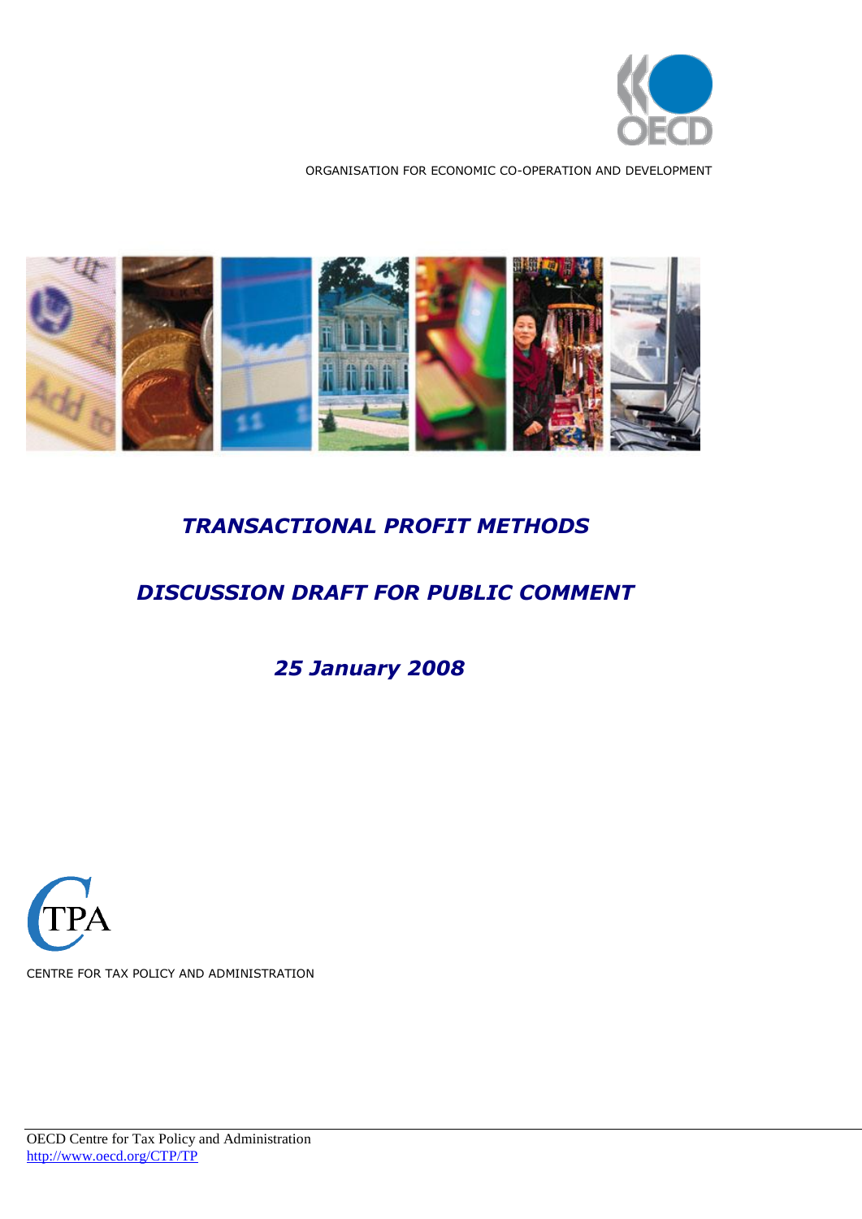ORGANISATION FOR ECONOMIC CO-OPERATION AND DEVELOPMENT

# *TRANSACTIONAL PROFIT METHODS*

## *DISCUSSION DRAFT FOR PUBLIC COMMENT*

### *25 January 2008*

CENTRE FOR TAX POLICY AND ADMINISTRATION

OECD Centre for Tax Policy and Administration
http://www.oecd.org/CTP/TP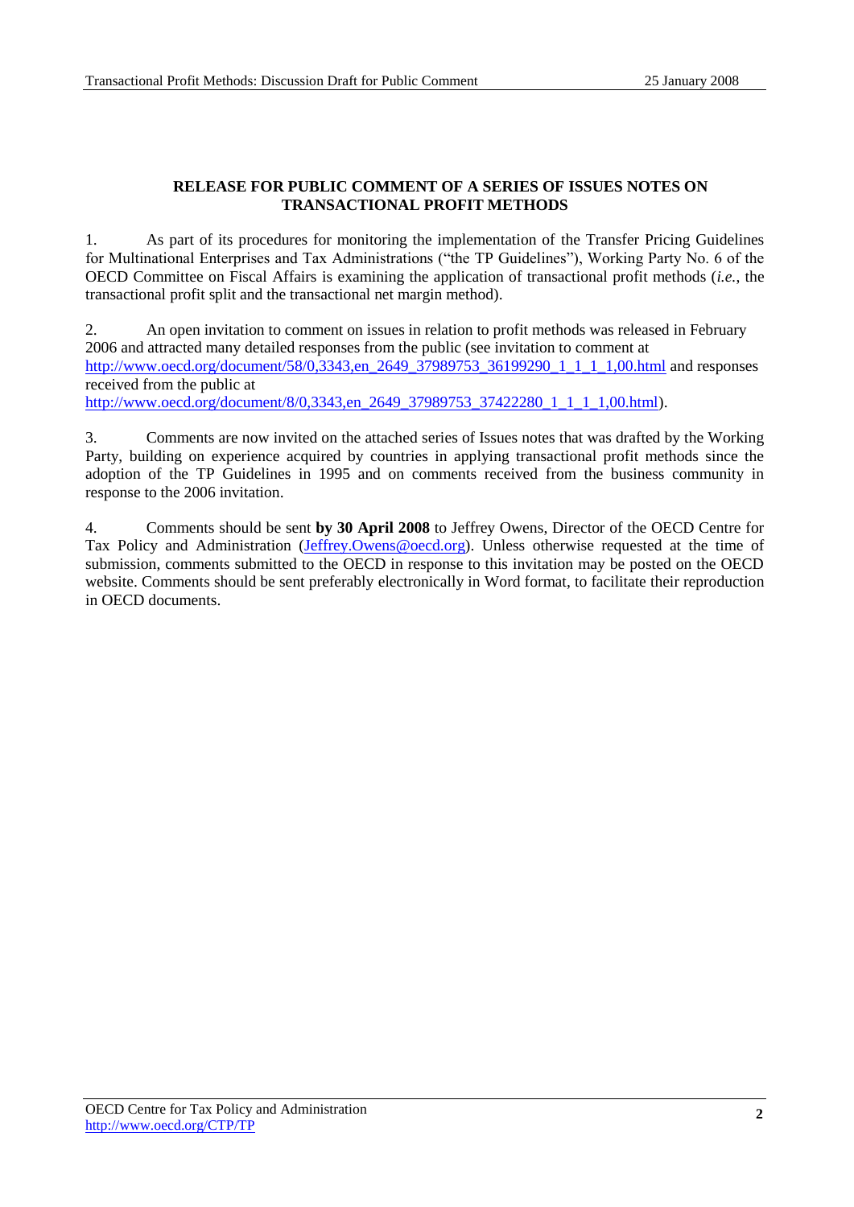## RELEASE FOR PUBLIC COMMENT OF A SERIES OF ISSUES NOTES ON TRANSACTIONAL PROFIT METHODS

1. As part of its procedures for monitoring the implementation of the Transfer Pricing Guidelines for Multinational Enterprises and Tax Administrations ("the TP Guidelines"), Working Party No. 6 of the OECD Committee on Fiscal Affairs is examining the application of transactional profit methods (*i.e.*, the transactional profit split and the transactional net margin method).

2. An open invitation to comment on issues in relation to profit methods was released in February 2006 and attracted many detailed responses from the public (see invitation to comment at http://www.oecd.org/document/58/0,3343,en_2649_37989753_36199290_1_1_1_1,00.html and responses received from the public at http://www.oecd.org/document/8/0,3343,en_2649_37989753_37422280_1_1_1_1,00.html).

3. Comments are now invited on the attached series of Issues notes that was drafted by the Working Party, building on experience acquired by countries in applying transactional profit methods since the adoption of the TP Guidelines in 1995 and on comments received from the business community in response to the 2006 invitation.

4. Comments should be sent **by 30 April 2008** to Jeffrey Owens, Director of the OECD Centre for Tax Policy and Administration (Jeffrey.Owens@oecd.org). Unless otherwise requested at the time of submission, comments submitted to the OECD in response to this invitation may be posted on the OECD website. Comments should be sent preferably electronically in Word format, to facilitate their reproduction in OECD documents.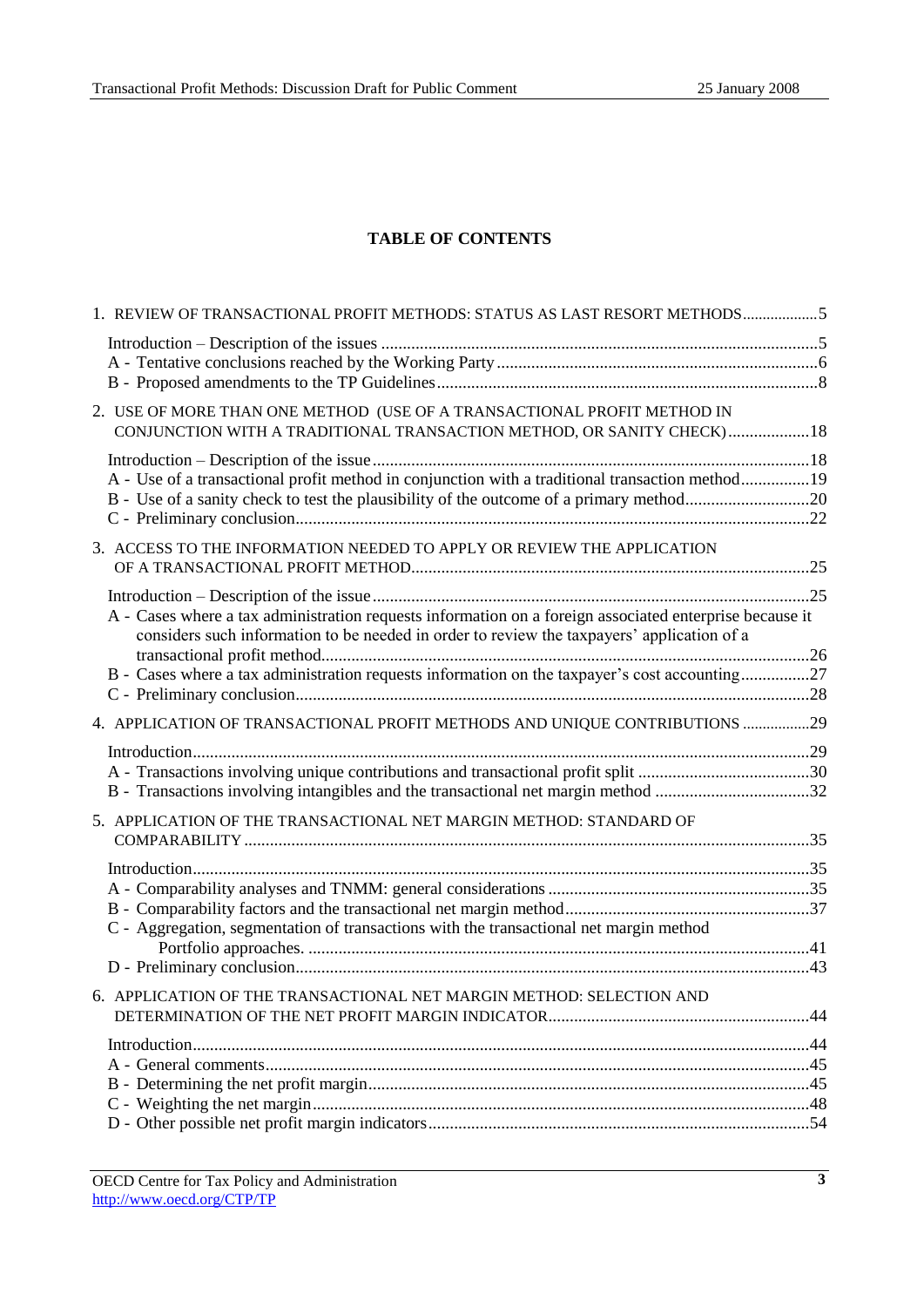# TABLE OF CONTENTS

1. REVIEW OF TRANSACTIONAL PROFIT METHODS: STATUS AS LAST RESORT METHODS...................5

   Introduction – Description of the issues .....................................................................................5
   A - Tentative conclusions reached by the Working Party ...........................................................6
   B - Proposed amendments to the TP Guidelines.........................................................................8

2. USE OF MORE THAN ONE METHOD (USE OF A TRANSACTIONAL PROFIT METHOD IN CONJUNCTION WITH A TRADITIONAL TRANSACTION METHOD, OR SANITY CHECK)...................18

   Introduction – Description of the issue.....................................................................................18
   A - Use of a transactional profit method in conjunction with a traditional transaction method................19
   B - Use of a sanity check to test the plausibility of the outcome of a primary method.............................20
   C - Preliminary conclusion.......................................................................................................22

3. ACCESS TO THE INFORMATION NEEDED TO APPLY OR REVIEW THE APPLICATION OF A TRANSACTIONAL PROFIT METHOD.............................................................................................25

   Introduction – Description of the issue.....................................................................................25
   A - Cases where a tax administration requests information on a foreign associated enterprise because it considers such information to be needed in order to review the taxpayers' application of a transactional profit method.................................................................................................26
   B - Cases where a tax administration requests information on the taxpayer's cost accounting................27
   C - Preliminary conclusion.......................................................................................................28

4. APPLICATION OF TRANSACTIONAL PROFIT METHODS AND UNIQUE CONTRIBUTIONS .................29

   Introduction...............................................................................................................................29
   A - Transactions involving unique contributions and transactional profit split ........................................30
   B - Transactions involving intangibles and the transactional net margin method ....................................32

5. APPLICATION OF THE TRANSACTIONAL NET MARGIN METHOD: STANDARD OF COMPARABILITY ...................................................................................................................................35

   Introduction...............................................................................................................................35
   A - Comparability analyses and TNMM: general considerations .............................................................35
   B - Comparability factors and the transactional net margin method.........................................................37
   C - Aggregation, segmentation of transactions with the transactional net margin method Portfolio approaches. ....................................................................................................................41
   D - Preliminary conclusion.......................................................................................................43

6. APPLICATION OF THE TRANSACTIONAL NET MARGIN METHOD: SELECTION AND DETERMINATION OF THE NET PROFIT MARGIN INDICATOR.............................................................44

   Introduction...............................................................................................................................44
   A - General comments.............................................................................................................45
   B - Determining the net profit margin......................................................................................45
   C - Weighting the net margin...................................................................................................48
   D - Other possible net profit margin indicators........................................................................54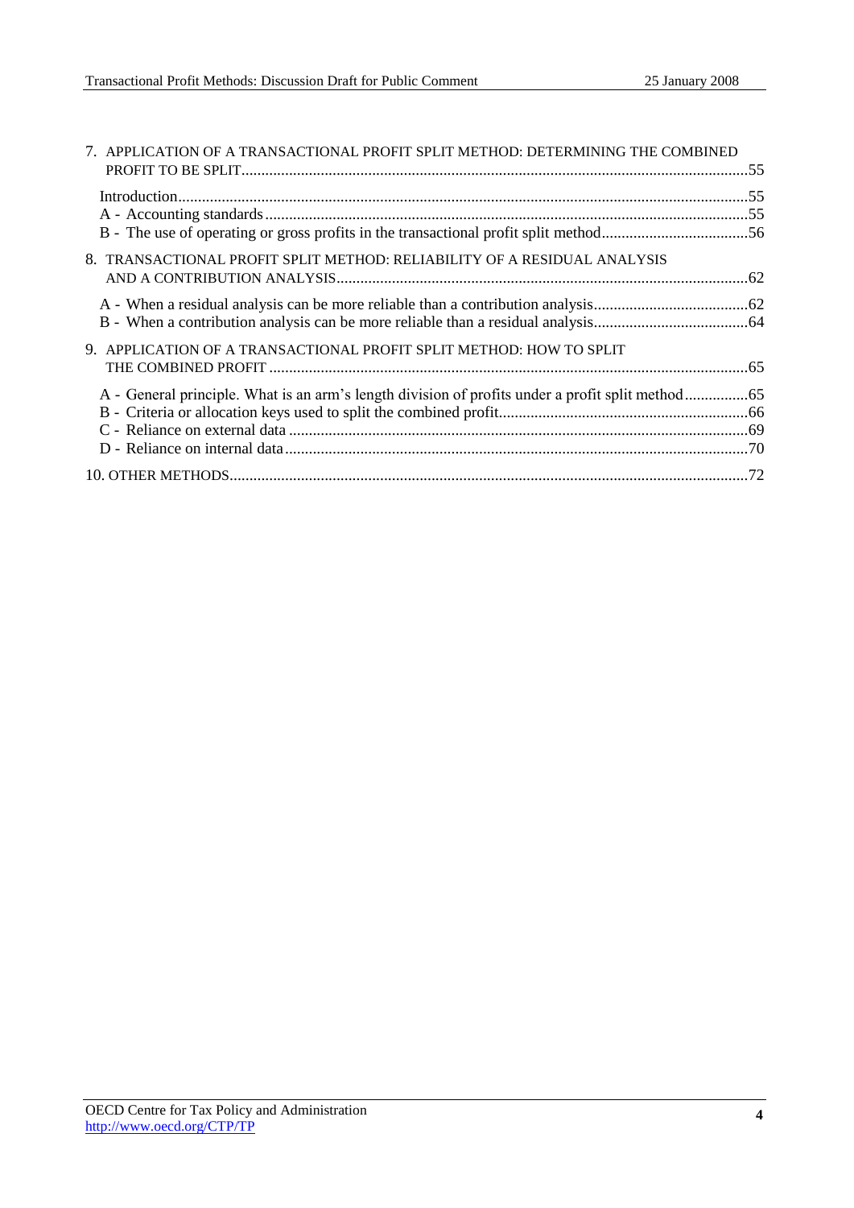7. APPLICATION OF A TRANSACTIONAL PROFIT SPLIT METHOD: DETERMINING THE COMBINED PROFIT TO BE SPLIT....55

   Introduction....55
   A - Accounting standards....55
   B - The use of operating or gross profits in the transactional profit split method....56

8. TRANSACTIONAL PROFIT SPLIT METHOD: RELIABILITY OF A RESIDUAL ANALYSIS AND A CONTRIBUTION ANALYSIS....62

   A - When a residual analysis can be more reliable than a contribution analysis....62
   B - When a contribution analysis can be more reliable than a residual analysis....64

9. APPLICATION OF A TRANSACTIONAL PROFIT SPLIT METHOD: HOW TO SPLIT THE COMBINED PROFIT....65

   A - General principle. What is an arm's length division of profits under a profit split method....65
   B - Criteria or allocation keys used to split the combined profit....66
   C - Reliance on external data....69
   D - Reliance on internal data....70

10. OTHER METHODS....72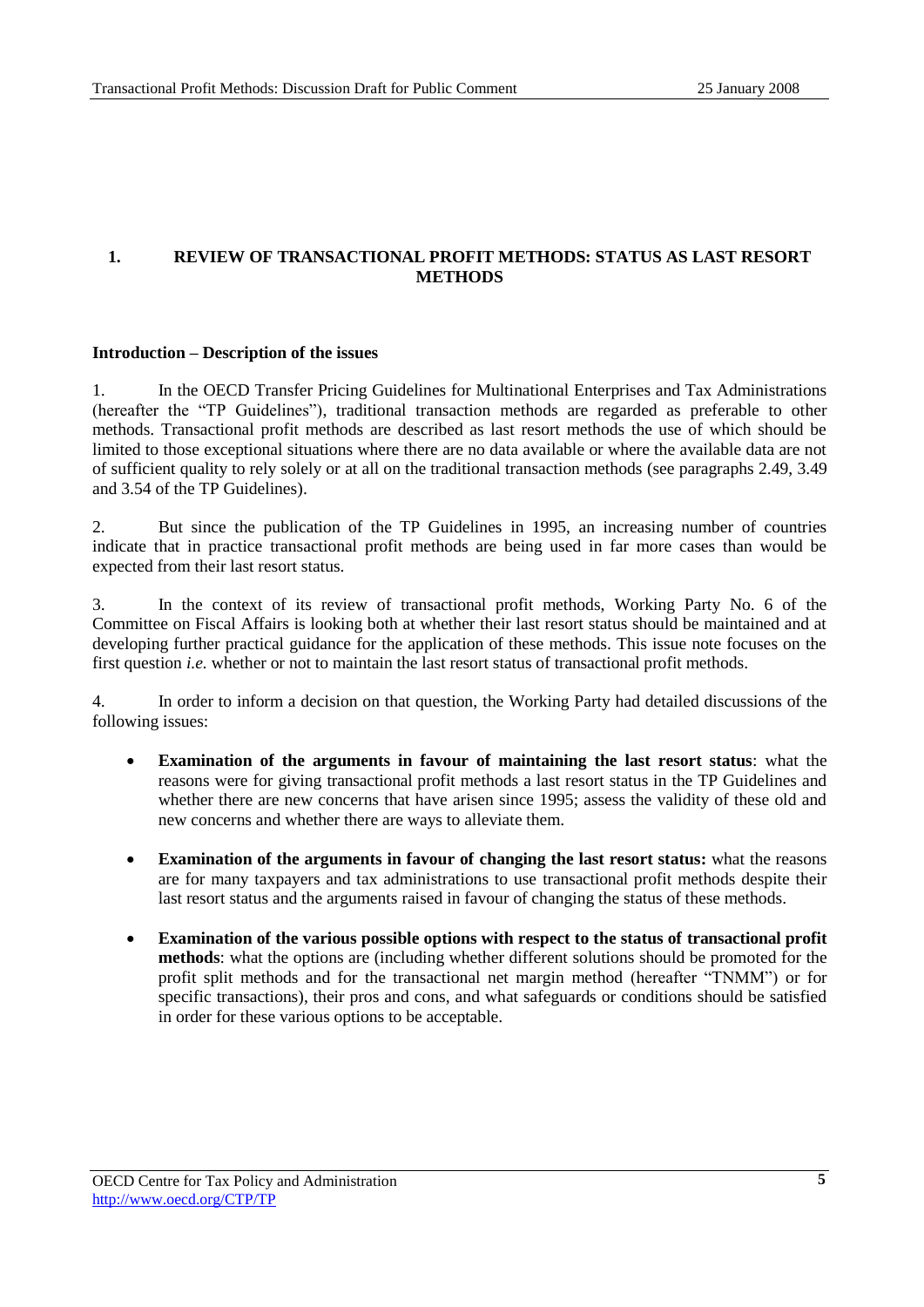## 1. REVIEW OF TRANSACTIONAL PROFIT METHODS: STATUS AS LAST RESORT METHODS

### Introduction – Description of the issues

1. In the OECD Transfer Pricing Guidelines for Multinational Enterprises and Tax Administrations (hereafter the "TP Guidelines"), traditional transaction methods are regarded as preferable to other methods. Transactional profit methods are described as last resort methods the use of which should be limited to those exceptional situations where there are no data available or where the available data are not of sufficient quality to rely solely or at all on the traditional transaction methods (see paragraphs 2.49, 3.49 and 3.54 of the TP Guidelines).

2. But since the publication of the TP Guidelines in 1995, an increasing number of countries indicate that in practice transactional profit methods are being used in far more cases than would be expected from their last resort status.

3. In the context of its review of transactional profit methods, Working Party No. 6 of the Committee on Fiscal Affairs is looking both at whether their last resort status should be maintained and at developing further practical guidance for the application of these methods. This issue note focuses on the first question *i.e.* whether or not to maintain the last resort status of transactional profit methods.

4. In order to inform a decision on that question, the Working Party had detailed discussions of the following issues:

- **Examination of the arguments in favour of maintaining the last resort status**: what the reasons were for giving transactional profit methods a last resort status in the TP Guidelines and whether there are new concerns that have arisen since 1995; assess the validity of these old and new concerns and whether there are ways to alleviate them.
- **Examination of the arguments in favour of changing the last resort status:** what the reasons are for many taxpayers and tax administrations to use transactional profit methods despite their last resort status and the arguments raised in favour of changing the status of these methods.
- **Examination of the various possible options with respect to the status of transactional profit methods**: what the options are (including whether different solutions should be promoted for the profit split methods and for the transactional net margin method (hereafter "TNMM") or for specific transactions), their pros and cons, and what safeguards or conditions should be satisfied in order for these various options to be acceptable.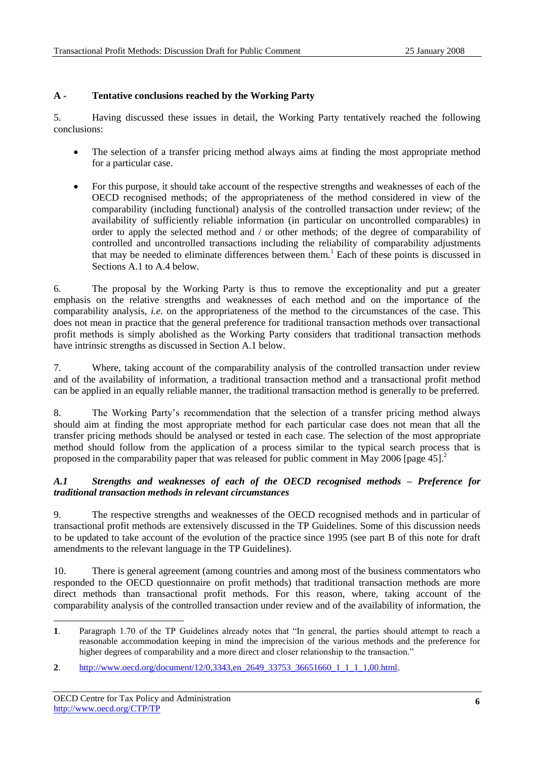## A - Tentative conclusions reached by the Working Party

5. Having discussed these issues in detail, the Working Party tentatively reached the following conclusions:

- The selection of a transfer pricing method always aims at finding the most appropriate method for a particular case.
- For this purpose, it should take account of the respective strengths and weaknesses of each of the OECD recognised methods; of the appropriateness of the method considered in view of the comparability (including functional) analysis of the controlled transaction under review; of the availability of sufficiently reliable information (in particular on uncontrolled comparables) in order to apply the selected method and / or other methods; of the degree of comparability of controlled and uncontrolled transactions including the reliability of comparability adjustments that may be needed to eliminate differences between them.[1] Each of these points is discussed in Sections A.1 to A.4 below.

6. The proposal by the Working Party is thus to remove the exceptionality and put a greater emphasis on the relative strengths and weaknesses of each method and on the importance of the comparability analysis, *i.e.* on the appropriateness of the method to the circumstances of the case. This does not mean in practice that the general preference for traditional transaction methods over transactional profit methods is simply abolished as the Working Party considers that traditional transaction methods have intrinsic strengths as discussed in Section A.1 below.

7. Where, taking account of the comparability analysis of the controlled transaction under review and of the availability of information, a traditional transaction method and a transactional profit method can be applied in an equally reliable manner, the traditional transaction method is generally to be preferred.

8. The Working Party's recommendation that the selection of a transfer pricing method always should aim at finding the most appropriate method for each particular case does not mean that all the transfer pricing methods should be analysed or tested in each case. The selection of the most appropriate method should follow from the application of a process similar to the typical search process that is proposed in the comparability paper that was released for public comment in May 2006 [page 45].[2]

### *A.1 Strengths and weaknesses of each of the OECD recognised methods – Preference for traditional transaction methods in relevant circumstances*

9. The respective strengths and weaknesses of the OECD recognised methods and in particular of transactional profit methods are extensively discussed in the TP Guidelines. Some of this discussion needs to be updated to take account of the evolution of the practice since 1995 (see part B of this note for draft amendments to the relevant language in the TP Guidelines).

10. There is general agreement (among countries and among most of the business commentators who responded to the OECD questionnaire on profit methods) that traditional transaction methods are more direct methods than transactional profit methods. For this reason, where, taking account of the comparability analysis of the controlled transaction under review and of the availability of information, the

---

**1**. Paragraph 1.70 of the TP Guidelines already notes that "In general, the parties should attempt to reach a reasonable accommodation keeping in mind the imprecision of the various methods and the preference for higher degrees of comparability and a more direct and closer relationship to the transaction."

**2**. http://www.oecd.org/document/12/0,3343,en_2649_33753_36651660_1_1_1_1,00.html.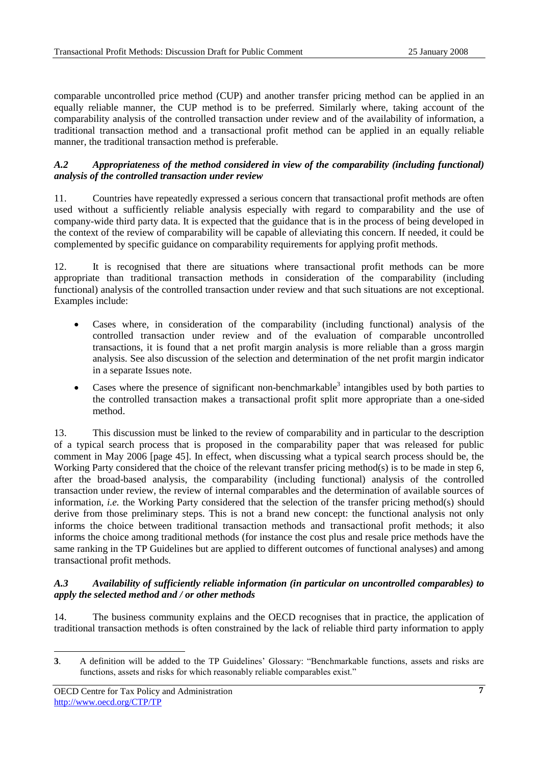comparable uncontrolled price method (CUP) and another transfer pricing method can be applied in an equally reliable manner, the CUP method is to be preferred. Similarly where, taking account of the comparability analysis of the controlled transaction under review and of the availability of information, a traditional transaction method and a transactional profit method can be applied in an equally reliable manner, the traditional transaction method is preferable.

### *A.2 Appropriateness of the method considered in view of the comparability (including functional) analysis of the controlled transaction under review*

11. Countries have repeatedly expressed a serious concern that transactional profit methods are often used without a sufficiently reliable analysis especially with regard to comparability and the use of company-wide third party data. It is expected that the guidance that is in the process of being developed in the context of the review of comparability will be capable of alleviating this concern. If needed, it could be complemented by specific guidance on comparability requirements for applying profit methods.

12. It is recognised that there are situations where transactional profit methods can be more appropriate than traditional transaction methods in consideration of the comparability (including functional) analysis of the controlled transaction under review and that such situations are not exceptional. Examples include:

- Cases where, in consideration of the comparability (including functional) analysis of the controlled transaction under review and of the evaluation of comparable uncontrolled transactions, it is found that a net profit margin analysis is more reliable than a gross margin analysis. See also discussion of the selection and determination of the net profit margin indicator in a separate Issues note.
- Cases where the presence of significant non-benchmarkable[3] intangibles used by both parties to the controlled transaction makes a transactional profit split more appropriate than a one-sided method.

13. This discussion must be linked to the review of comparability and in particular to the description of a typical search process that is proposed in the comparability paper that was released for public comment in May 2006 [page 45]. In effect, when discussing what a typical search process should be, the Working Party considered that the choice of the relevant transfer pricing method(s) is to be made in step 6, after the broad-based analysis, the comparability (including functional) analysis of the controlled transaction under review, the review of internal comparables and the determination of available sources of information, *i.e.* the Working Party considered that the selection of the transfer pricing method(s) should derive from those preliminary steps. This is not a brand new concept: the functional analysis not only informs the choice between traditional transaction methods and transactional profit methods; it also informs the choice among traditional methods (for instance the cost plus and resale price methods have the same ranking in the TP Guidelines but are applied to different outcomes of functional analyses) and among transactional profit methods.

### *A.3 Availability of sufficiently reliable information (in particular on uncontrolled comparables) to apply the selected method and / or other methods*

14. The business community explains and the OECD recognises that in practice, the application of traditional transaction methods is often constrained by the lack of reliable third party information to apply

---

**3**. A definition will be added to the TP Guidelines' Glossary: "Benchmarkable functions, assets and risks are functions, assets and risks for which reasonably reliable comparables exist."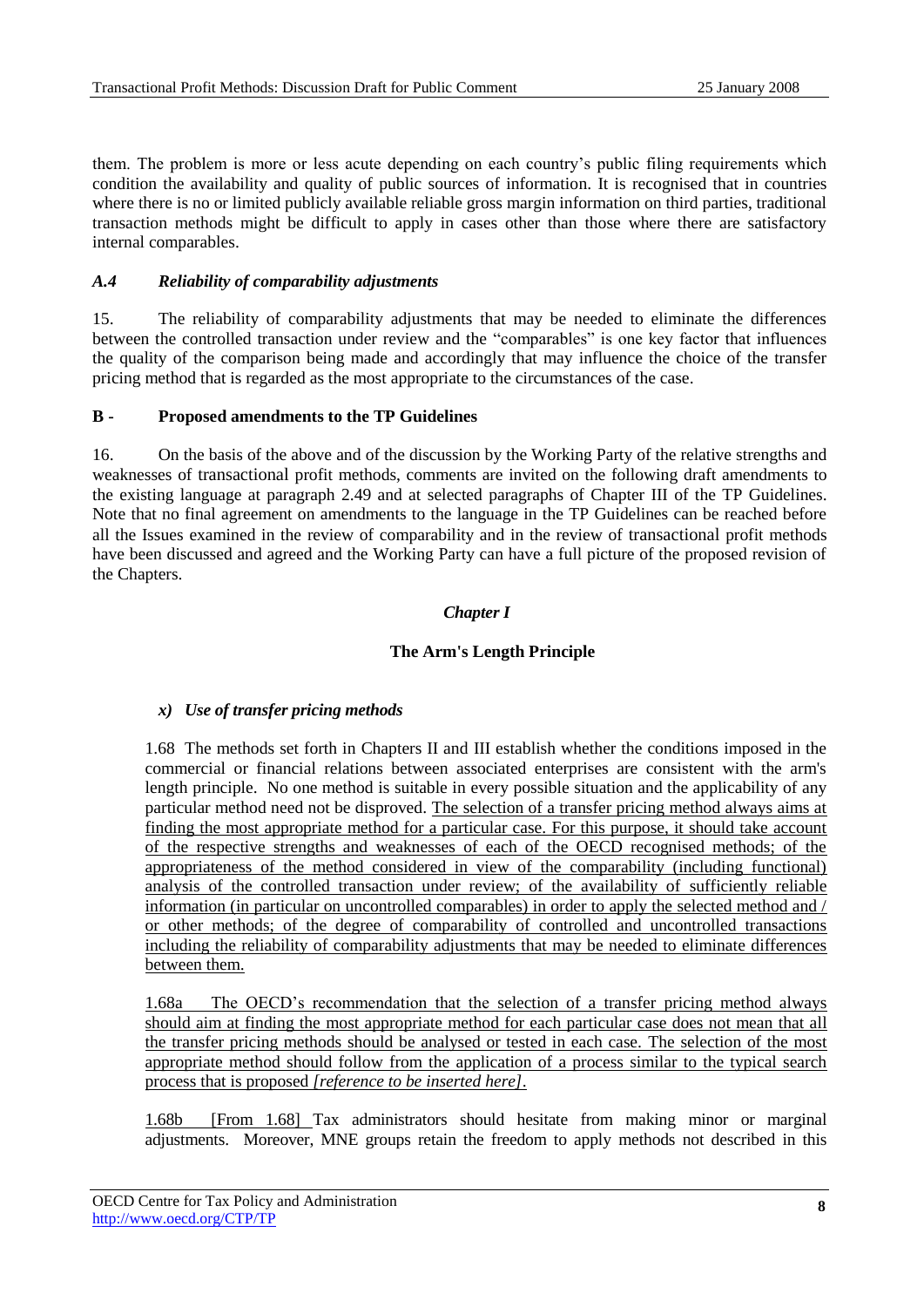them. The problem is more or less acute depending on each country's public filing requirements which condition the availability and quality of public sources of information. It is recognised that in countries where there is no or limited publicly available reliable gross margin information on third parties, traditional transaction methods might be difficult to apply in cases other than those where there are satisfactory internal comparables.

### *A.4 Reliability of comparability adjustments*

15. The reliability of comparability adjustments that may be needed to eliminate the differences between the controlled transaction under review and the "comparables" is one key factor that influences the quality of the comparison being made and accordingly that may influence the choice of the transfer pricing method that is regarded as the most appropriate to the circumstances of the case.

## B - Proposed amendments to the TP Guidelines

16. On the basis of the above and of the discussion by the Working Party of the relative strengths and weaknesses of transactional profit methods, comments are invited on the following draft amendments to the existing language at paragraph 2.49 and at selected paragraphs of Chapter III of the TP Guidelines. Note that no final agreement on amendments to the language in the TP Guidelines can be reached before all the Issues examined in the review of comparability and in the review of transactional profit methods have been discussed and agreed and the Working Party can have a full picture of the proposed revision of the Chapters.

### *Chapter I*

### **The Arm's Length Principle**

#### *x) Use of transfer pricing methods*

1.68 The methods set forth in Chapters II and III establish whether the conditions imposed in the commercial or financial relations between associated enterprises are consistent with the arm's length principle. No one method is suitable in every possible situation and the applicability of any particular method need not be disproved. <u>The selection of a transfer pricing method always aims at finding the most appropriate method for a particular case. For this purpose, it should take account of the respective strengths and weaknesses of each of the OECD recognised methods; of the appropriateness of the method considered in view of the comparability (including functional) analysis of the controlled transaction under review; of the availability of sufficiently reliable information (in particular on uncontrolled comparables) in order to apply the selected method and / or other methods; of the degree of comparability of controlled and uncontrolled transactions including the reliability of comparability adjustments that may be needed to eliminate differences between them.</u>

<u>1.68a The OECD's recommendation that the selection of a transfer pricing method always should aim at finding the most appropriate method for each particular case does not mean that all the transfer pricing methods should be analysed or tested in each case. The selection of the most appropriate method should follow from the application of a process similar to the typical search process that is proposed *[reference to be inserted here]*.</u>

<u>1.68b [From 1.68]</u> Tax administrators should hesitate from making minor or marginal adjustments. Moreover, MNE groups retain the freedom to apply methods not described in this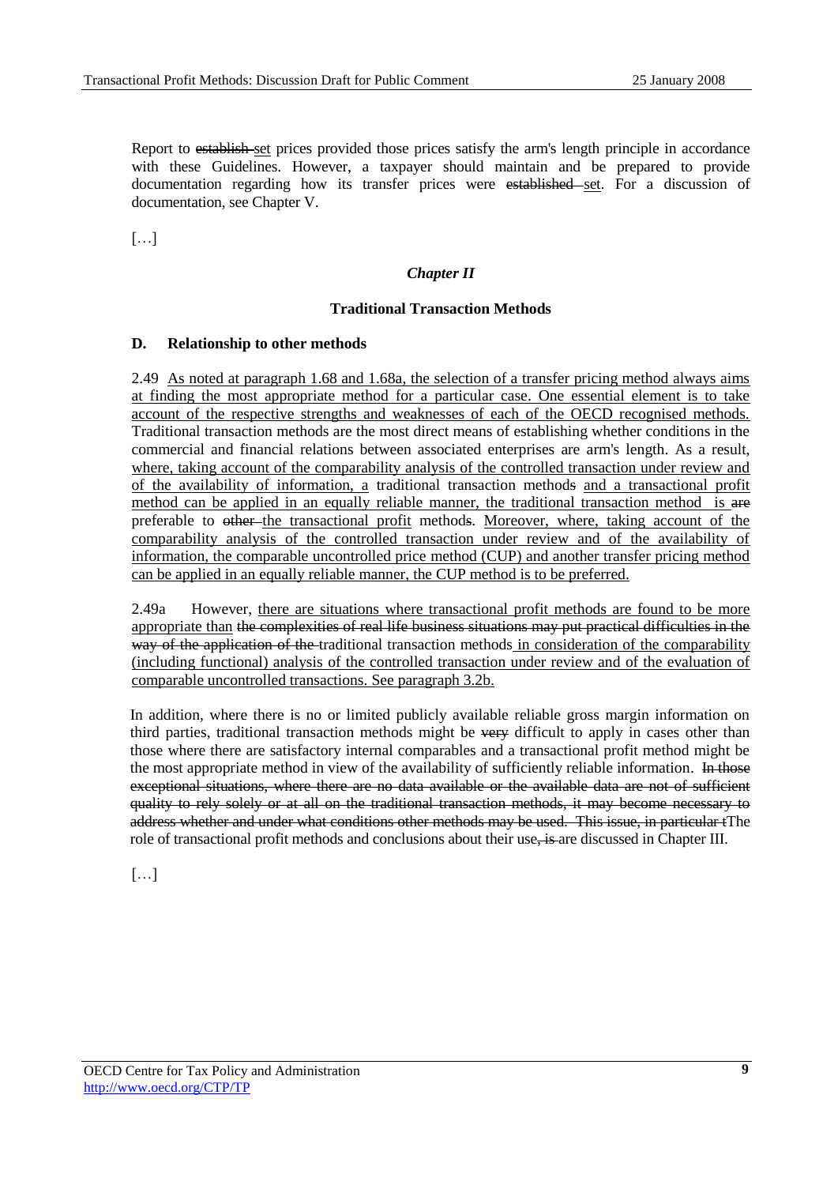Report to ~~establish~~ set prices provided those prices satisfy the arm's length principle in accordance with these Guidelines. However, a taxpayer should maintain and be prepared to provide documentation regarding how its transfer prices were ~~established~~ set. For a discussion of documentation, see Chapter V.

[…]

## *Chapter II*

### Traditional Transaction Methods

### D. Relationship to other methods

2.49 As noted at paragraph 1.68 and 1.68a, the selection of a transfer pricing method always aims at finding the most appropriate method for a particular case. One essential element is to take account of the respective strengths and weaknesses of each of the OECD recognised methods. Traditional transaction methods are the most direct means of establishing whether conditions in the commercial and financial relations between associated enterprises are arm's length. As a result, where, taking account of the comparability analysis of the controlled transaction under review and of the availability of information, a traditional transaction method~~s~~ and a transactional profit method can be applied in an equally reliable manner, the traditional transaction method is ~~are~~ preferable to ~~other~~ the transactional profit method~~s~~. Moreover, where, taking account of the comparability analysis of the controlled transaction under review and of the availability of information, the comparable uncontrolled price method (CUP) and another transfer pricing method can be applied in an equally reliable manner, the CUP method is to be preferred.

2.49a However, there are situations where transactional profit methods are found to be more appropriate than ~~the complexities of real life business situations may put practical difficulties in the way of the application of the~~ traditional transaction methods in consideration of the comparability (including functional) analysis of the controlled transaction under review and of the evaluation of comparable uncontrolled transactions. See paragraph 3.2b.

In addition, where there is no or limited publicly available reliable gross margin information on third parties, traditional transaction methods might be ~~very~~ difficult to apply in cases other than those where there are satisfactory internal comparables and a transactional profit method might be the most appropriate method in view of the availability of sufficiently reliable information. ~~In those exceptional situations, where there are no data available or the available data are not of sufficient quality to rely solely or at all on the traditional transaction methods, it may become necessary to address whether and under what conditions other methods may be used. This issue, in particular t~~The role of transactional profit methods and conclusions about their use~~, is~~ are discussed in Chapter III.

[…]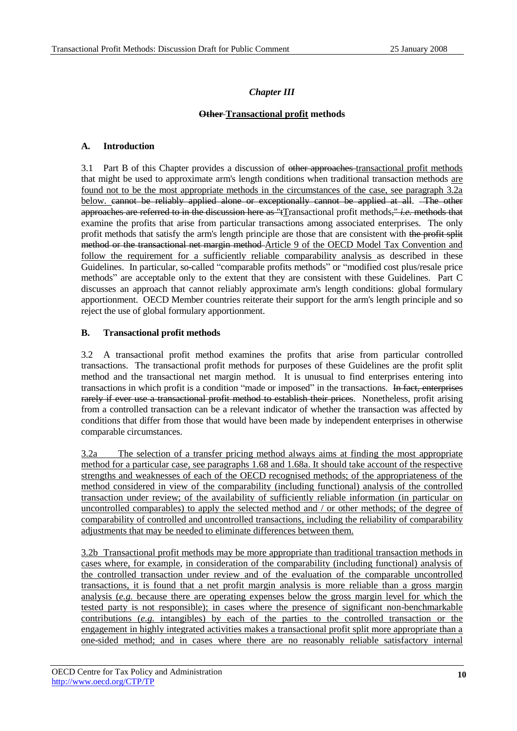*Chapter III*

## ~~Other~~ Transactional profit methods

### A. Introduction

3.1 Part B of this Chapter provides a discussion of ~~other approaches~~ transactional profit methods that might be used to approximate arm's length conditions when traditional transaction methods are found not to be the most appropriate methods in the circumstances of the case, see paragraph 3.2a below. ~~cannot be reliably applied alone or exceptionally cannot be applied at all.~~ ~~The other approaches are referred to in the discussion here as "t~~Transactional profit methods,~~" *i.e.* methods that~~ examine the profits that arise from particular transactions among associated enterprises. The only profit methods that satisfy the arm's length principle are those that are consistent with ~~the profit split method or the transactional net margin method~~ Article 9 of the OECD Model Tax Convention and follow the requirement for a sufficiently reliable comparability analysis as described in these Guidelines. In particular, so-called "comparable profits methods" or "modified cost plus/resale price methods" are acceptable only to the extent that they are consistent with these Guidelines. Part C discusses an approach that cannot reliably approximate arm's length conditions: global formulary apportionment. OECD Member countries reiterate their support for the arm's length principle and so reject the use of global formulary apportionment.

### B. Transactional profit methods

3.2 A transactional profit method examines the profits that arise from particular controlled transactions. The transactional profit methods for purposes of these Guidelines are the profit split method and the transactional net margin method. It is unusual to find enterprises entering into transactions in which profit is a condition "made or imposed" in the transactions. ~~In fact, enterprises rarely if ever use a transactional profit method to establish their prices.~~ Nonetheless, profit arising from a controlled transaction can be a relevant indicator of whether the transaction was affected by conditions that differ from those that would have been made by independent enterprises in otherwise comparable circumstances.

3.2a The selection of a transfer pricing method always aims at finding the most appropriate method for a particular case, see paragraphs 1.68 and 1.68a. It should take account of the respective strengths and weaknesses of each of the OECD recognised methods; of the appropriateness of the method considered in view of the comparability (including functional) analysis of the controlled transaction under review; of the availability of sufficiently reliable information (in particular on uncontrolled comparables) to apply the selected method and / or other methods; of the degree of comparability of controlled and uncontrolled transactions, including the reliability of comparability adjustments that may be needed to eliminate differences between them.

3.2b Transactional profit methods may be more appropriate than traditional transaction methods in cases where, for example, in consideration of the comparability (including functional) analysis of the controlled transaction under review and of the evaluation of the comparable uncontrolled transactions, it is found that a net profit margin analysis is more reliable than a gross margin analysis (*e.g.* because there are operating expenses below the gross margin level for which the tested party is not responsible); in cases where the presence of significant non-benchmarkable contributions (*e.g.* intangibles) by each of the parties to the controlled transaction or the engagement in highly integrated activities makes a transactional profit split more appropriate than a one-sided method; and in cases where there are no reasonably reliable satisfactory internal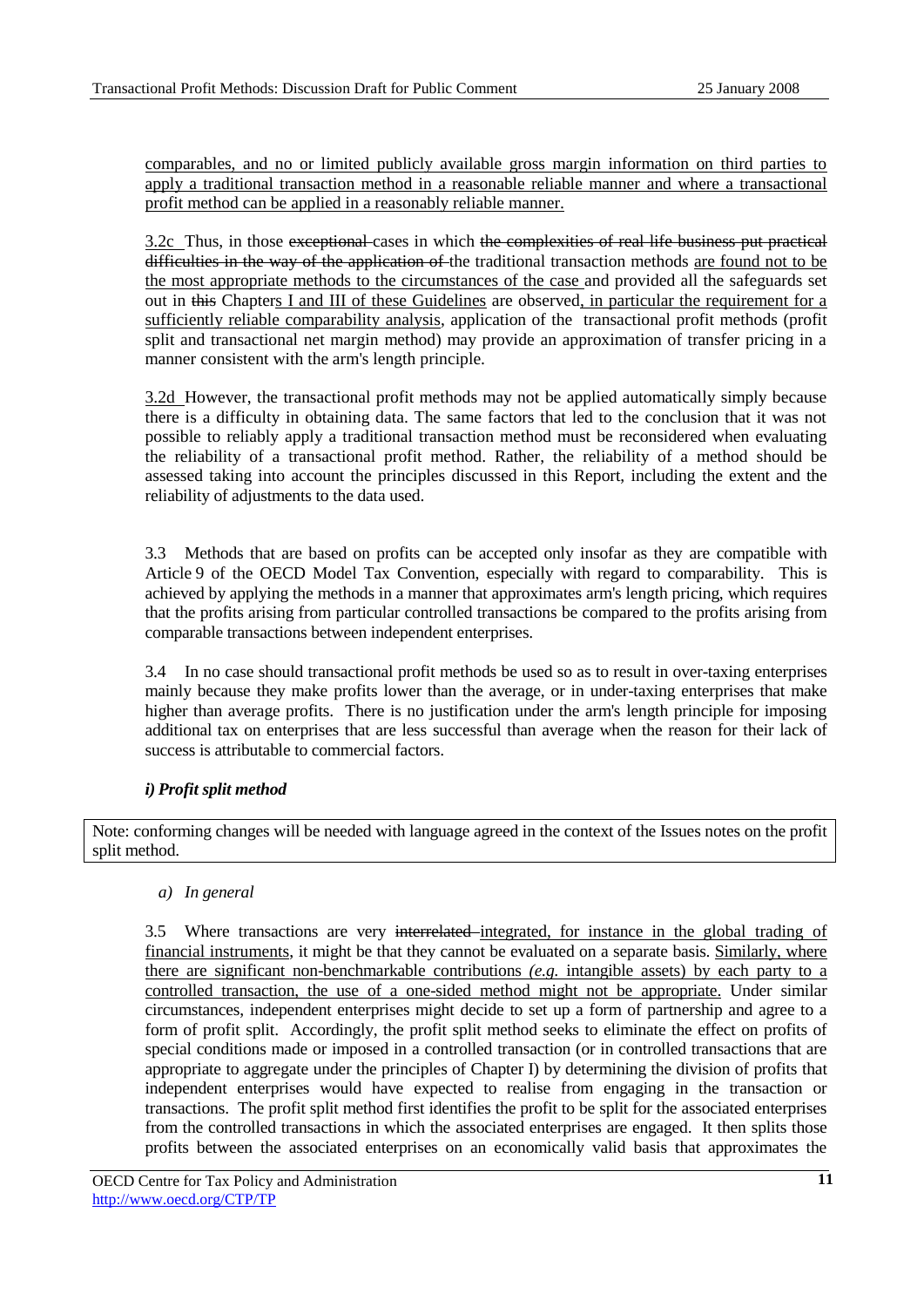comparables, and no or limited publicly available gross margin information on third parties to apply a traditional transaction method in a reasonable reliable manner and where a transactional profit method can be applied in a reasonably reliable manner.

3.2c Thus, in those ~~exceptional~~ cases in which ~~the complexities of real life business put practical difficulties in the way of the application of~~ the traditional transaction methods are found not to be the most appropriate methods to the circumstances of the case and provided all the safeguards set out in ~~this~~ Chapters I and III of these Guidelines are observed, in particular the requirement for a sufficiently reliable comparability analysis, application of the transactional profit methods (profit split and transactional net margin method) may provide an approximation of transfer pricing in a manner consistent with the arm's length principle.

3.2d However, the transactional profit methods may not be applied automatically simply because there is a difficulty in obtaining data. The same factors that led to the conclusion that it was not possible to reliably apply a traditional transaction method must be reconsidered when evaluating the reliability of a transactional profit method. Rather, the reliability of a method should be assessed taking into account the principles discussed in this Report, including the extent and the reliability of adjustments to the data used.

3.3 Methods that are based on profits can be accepted only insofar as they are compatible with Article 9 of the OECD Model Tax Convention, especially with regard to comparability. This is achieved by applying the methods in a manner that approximates arm's length pricing, which requires that the profits arising from particular controlled transactions be compared to the profits arising from comparable transactions between independent enterprises.

3.4 In no case should transactional profit methods be used so as to result in over-taxing enterprises mainly because they make profits lower than the average, or in under-taxing enterprises that make higher than average profits. There is no justification under the arm's length principle for imposing additional tax on enterprises that are less successful than average when the reason for their lack of success is attributable to commercial factors.

### *i) Profit split method*

Note: conforming changes will be needed with language agreed in the context of the Issues notes on the profit split method.

*a) In general*

3.5 Where transactions are very ~~interrelated~~ integrated, for instance in the global trading of financial instruments, it might be that they cannot be evaluated on a separate basis. Similarly, where there are significant non-benchmarkable contributions *(e.g.* intangible assets) by each party to a controlled transaction, the use of a one-sided method might not be appropriate. Under similar circumstances, independent enterprises might decide to set up a form of partnership and agree to a form of profit split. Accordingly, the profit split method seeks to eliminate the effect on profits of special conditions made or imposed in a controlled transaction (or in controlled transactions that are appropriate to aggregate under the principles of Chapter I) by determining the division of profits that independent enterprises would have expected to realise from engaging in the transaction or transactions. The profit split method first identifies the profit to be split for the associated enterprises from the controlled transactions in which the associated enterprises are engaged. It then splits those profits between the associated enterprises on an economically valid basis that approximates the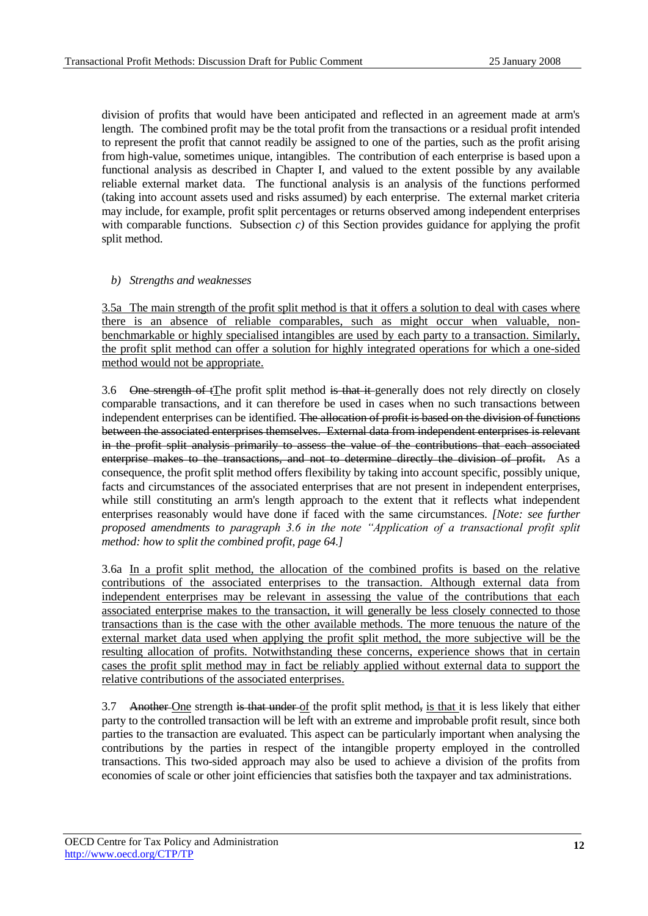division of profits that would have been anticipated and reflected in an agreement made at arm's length. The combined profit may be the total profit from the transactions or a residual profit intended to represent the profit that cannot readily be assigned to one of the parties, such as the profit arising from high-value, sometimes unique, intangibles. The contribution of each enterprise is based upon a functional analysis as described in Chapter I, and valued to the extent possible by any available reliable external market data. The functional analysis is an analysis of the functions performed (taking into account assets used and risks assumed) by each enterprise. The external market criteria may include, for example, profit split percentages or returns observed among independent enterprises with comparable functions. Subsection *c)* of this Section provides guidance for applying the profit split method.

*b) Strengths and weaknesses*

<u>3.5a The main strength of the profit split method is that it offers a solution to deal with cases where there is an absence of reliable comparables, such as might occur when valuable, non-benchmarkable or highly specialised intangibles are used by each party to a transaction. Similarly, the profit split method can offer a solution for highly integrated operations for which a one-sided method would not be appropriate.</u>

3.6 ~~One strength of t~~<u>T</u>he profit split method ~~is that it~~ generally does not rely directly on closely comparable transactions, and it can therefore be used in cases when no such transactions between independent enterprises can be identified. ~~The allocation of profit is based on the division of functions between the associated enterprises themselves. External data from independent enterprises is relevant in the profit split analysis primarily to assess the value of the contributions that each associated enterprise makes to the transactions, and not to determine directly the division of profit.~~ As a consequence, the profit split method offers flexibility by taking into account specific, possibly unique, facts and circumstances of the associated enterprises that are not present in independent enterprises, while still constituting an arm's length approach to the extent that it reflects what independent enterprises reasonably would have done if faced with the same circumstances. *[Note: see further proposed amendments to paragraph 3.6 in the note "Application of a transactional profit split method: how to split the combined profit, page 64.]*

3.6a <u>In a profit split method, the allocation of the combined profits is based on the relative contributions of the associated enterprises to the transaction. Although external data from independent enterprises may be relevant in assessing the value of the contributions that each associated enterprise makes to the transaction, it will generally be less closely connected to those transactions than is the case with the other available methods. The more tenuous the nature of the external market data used when applying the profit split method, the more subjective will be the resulting allocation of profits. Notwithstanding these concerns, experience shows that in certain cases the profit split method may in fact be reliably applied without external data to support the relative contributions of the associated enterprises.</u>

3.7 ~~Another~~ <u>One</u> strength ~~is that under~~ <u>of</u> the profit split method~~,~~ <u>is that</u> it is less likely that either party to the controlled transaction will be left with an extreme and improbable profit result, since both parties to the transaction are evaluated. This aspect can be particularly important when analysing the contributions by the parties in respect of the intangible property employed in the controlled transactions. This two-sided approach may also be used to achieve a division of the profits from economies of scale or other joint efficiencies that satisfies both the taxpayer and tax administrations.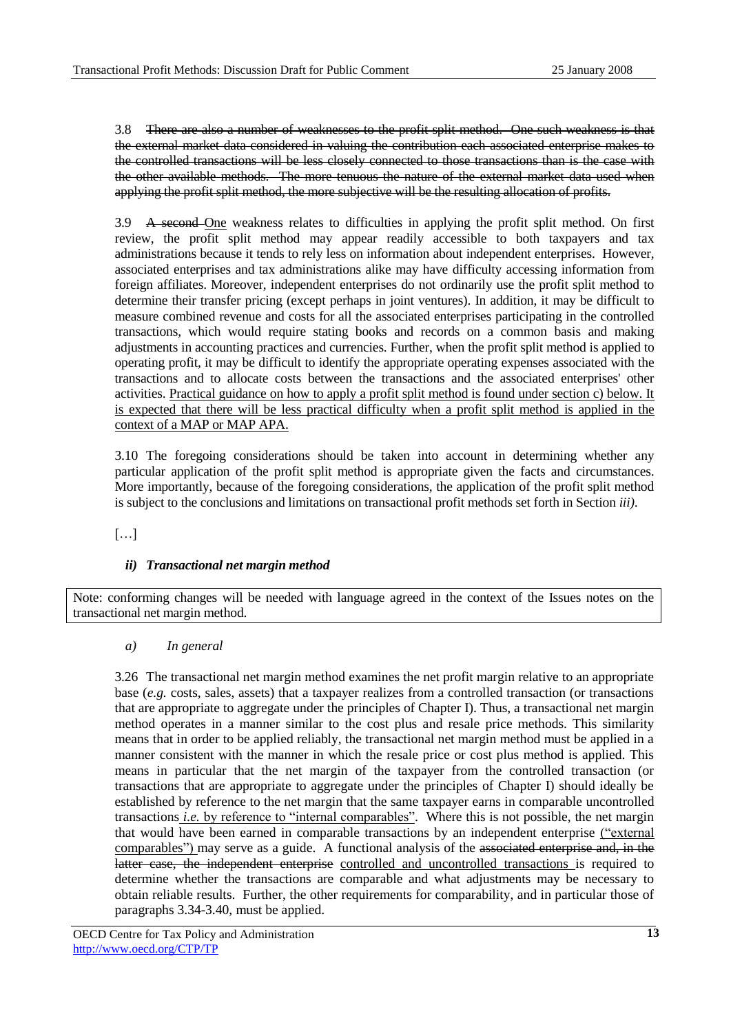3.8 ~~There are also a number of weaknesses to the profit split method. One such weakness is that the external market data considered in valuing the contribution each associated enterprise makes to the controlled transactions will be less closely connected to those transactions than is the case with the other available methods. The more tenuous the nature of the external market data used when applying the profit split method, the more subjective will be the resulting allocation of profits.~~

3.9 ~~A second~~ <u>One</u> weakness relates to difficulties in applying the profit split method. On first review, the profit split method may appear readily accessible to both taxpayers and tax administrations because it tends to rely less on information about independent enterprises. However, associated enterprises and tax administrations alike may have difficulty accessing information from foreign affiliates. Moreover, independent enterprises do not ordinarily use the profit split method to determine their transfer pricing (except perhaps in joint ventures). In addition, it may be difficult to measure combined revenue and costs for all the associated enterprises participating in the controlled transactions, which would require stating books and records on a common basis and making adjustments in accounting practices and currencies. Further, when the profit split method is applied to operating profit, it may be difficult to identify the appropriate operating expenses associated with the transactions and to allocate costs between the transactions and the associated enterprises' other activities. <u>Practical guidance on how to apply a profit split method is found under section c) below. It is expected that there will be less practical difficulty when a profit split method is applied in the context of a MAP or MAP APA.</u>

3.10 The foregoing considerations should be taken into account in determining whether any particular application of the profit split method is appropriate given the facts and circumstances. More importantly, because of the foregoing considerations, the application of the profit split method is subject to the conclusions and limitations on transactional profit methods set forth in Section *iii)*.

[…]

### *ii) Transactional net margin method*

| Note: conforming changes will be needed with language agreed in the context of the Issues notes on the transactional net margin method. |
| --- |

#### *a) In general*

3.26 The transactional net margin method examines the net profit margin relative to an appropriate base (*e.g.* costs, sales, assets) that a taxpayer realizes from a controlled transaction (or transactions that are appropriate to aggregate under the principles of Chapter I). Thus, a transactional net margin method operates in a manner similar to the cost plus and resale price methods. This similarity means that in order to be applied reliably, the transactional net margin method must be applied in a manner consistent with the manner in which the resale price or cost plus method is applied. This means in particular that the net margin of the taxpayer from the controlled transaction (or transactions that are appropriate to aggregate under the principles of Chapter I) should ideally be established by reference to the net margin that the same taxpayer earns in comparable uncontrolled transactions<u> *i.e.* by reference to "internal comparables"</u>. Where this is not possible, the net margin that would have been earned in comparable transactions by an independent enterprise <u>("external comparables")</u> may serve as a guide. A functional analysis of the ~~associated enterprise and, in the latter case, the independent enterprise~~ <u>controlled and uncontrolled transactions</u> is required to determine whether the transactions are comparable and what adjustments may be necessary to obtain reliable results. Further, the other requirements for comparability, and in particular those of paragraphs 3.34-3.40, must be applied.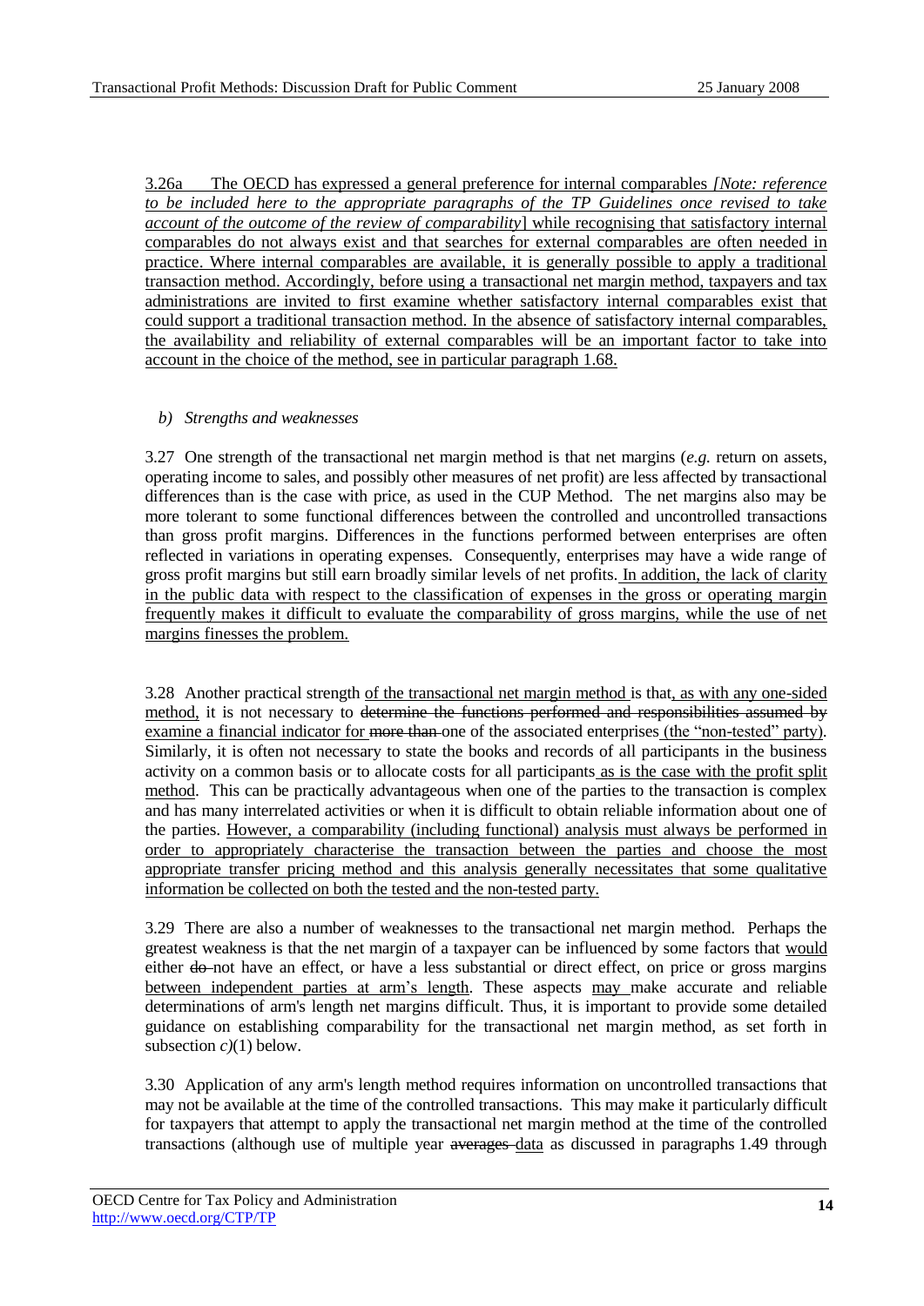3.26a The OECD has expressed a general preference for internal comparables *[Note: reference to be included here to the appropriate paragraphs of the TP Guidelines once revised to take account of the outcome of the review of comparability*] while recognising that satisfactory internal comparables do not always exist and that searches for external comparables are often needed in practice. Where internal comparables are available, it is generally possible to apply a traditional transaction method. Accordingly, before using a transactional net margin method, taxpayers and tax administrations are invited to first examine whether satisfactory internal comparables exist that could support a traditional transaction method. In the absence of satisfactory internal comparables, the availability and reliability of external comparables will be an important factor to take into account in the choice of the method, see in particular paragraph 1.68.

*b) Strengths and weaknesses*

3.27 One strength of the transactional net margin method is that net margins (*e.g.* return on assets, operating income to sales, and possibly other measures of net profit) are less affected by transactional differences than is the case with price, as used in the CUP Method. The net margins also may be more tolerant to some functional differences between the controlled and uncontrolled transactions than gross profit margins. Differences in the functions performed between enterprises are often reflected in variations in operating expenses. Consequently, enterprises may have a wide range of gross profit margins but still earn broadly similar levels of net profits. In addition, the lack of clarity in the public data with respect to the classification of expenses in the gross or operating margin frequently makes it difficult to evaluate the comparability of gross margins, while the use of net margins finesses the problem.

3.28 Another practical strength of the transactional net margin method is that, as with any one-sided method, it is not necessary to ~~determine the functions performed and responsibilities assumed by~~ examine a financial indicator for ~~more than~~ one of the associated enterprises (the "non-tested" party). Similarly, it is often not necessary to state the books and records of all participants in the business activity on a common basis or to allocate costs for all participants as is the case with the profit split method. This can be practically advantageous when one of the parties to the transaction is complex and has many interrelated activities or when it is difficult to obtain reliable information about one of the parties. However, a comparability (including functional) analysis must always be performed in order to appropriately characterise the transaction between the parties and choose the most appropriate transfer pricing method and this analysis generally necessitates that some qualitative information be collected on both the tested and the non-tested party.

3.29 There are also a number of weaknesses to the transactional net margin method. Perhaps the greatest weakness is that the net margin of a taxpayer can be influenced by some factors that would either ~~do~~ not have an effect, or have a less substantial or direct effect, on price or gross margins between independent parties at arm's length. These aspects may make accurate and reliable determinations of arm's length net margins difficult. Thus, it is important to provide some detailed guidance on establishing comparability for the transactional net margin method, as set forth in subsection *c)*(1) below.

3.30 Application of any arm's length method requires information on uncontrolled transactions that may not be available at the time of the controlled transactions. This may make it particularly difficult for taxpayers that attempt to apply the transactional net margin method at the time of the controlled transactions (although use of multiple year ~~averages~~ data as discussed in paragraphs 1.49 through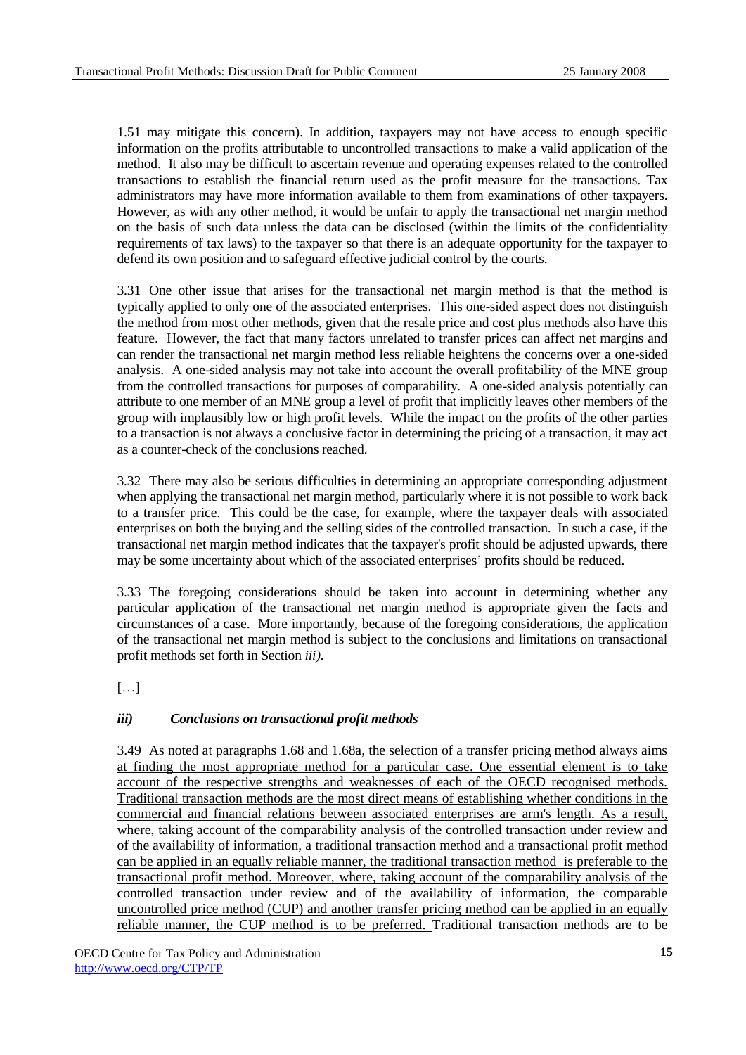1.51 may mitigate this concern). In addition, taxpayers may not have access to enough specific information on the profits attributable to uncontrolled transactions to make a valid application of the method. It also may be difficult to ascertain revenue and operating expenses related to the controlled transactions to establish the financial return used as the profit measure for the transactions. Tax administrators may have more information available to them from examinations of other taxpayers. However, as with any other method, it would be unfair to apply the transactional net margin method on the basis of such data unless the data can be disclosed (within the limits of the confidentiality requirements of tax laws) to the taxpayer so that there is an adequate opportunity for the taxpayer to defend its own position and to safeguard effective judicial control by the courts.

3.31 One other issue that arises for the transactional net margin method is that the method is typically applied to only one of the associated enterprises. This one-sided aspect does not distinguish the method from most other methods, given that the resale price and cost plus methods also have this feature. However, the fact that many factors unrelated to transfer prices can affect net margins and can render the transactional net margin method less reliable heightens the concerns over a one-sided analysis. A one-sided analysis may not take into account the overall profitability of the MNE group from the controlled transactions for purposes of comparability. A one-sided analysis potentially can attribute to one member of an MNE group a level of profit that implicitly leaves other members of the group with implausibly low or high profit levels. While the impact on the profits of the other parties to a transaction is not always a conclusive factor in determining the pricing of a transaction, it may act as a counter-check of the conclusions reached.

3.32 There may also be serious difficulties in determining an appropriate corresponding adjustment when applying the transactional net margin method, particularly where it is not possible to work back to a transfer price. This could be the case, for example, where the taxpayer deals with associated enterprises on both the buying and the selling sides of the controlled transaction. In such a case, if the transactional net margin method indicates that the taxpayer's profit should be adjusted upwards, there may be some uncertainty about which of the associated enterprises' profits should be reduced.

3.33 The foregoing considerations should be taken into account in determining whether any particular application of the transactional net margin method is appropriate given the facts and circumstances of a case. More importantly, because of the foregoing considerations, the application of the transactional net margin method is subject to the conclusions and limitations on transactional profit methods set forth in Section *iii).*

[…]

### *iii) Conclusions on transactional profit methods*

3.49 <u>As noted at paragraphs 1.68 and 1.68a, the selection of a transfer pricing method always aims at finding the most appropriate method for a particular case. One essential element is to take account of the respective strengths and weaknesses of each of the OECD recognised methods. Traditional transaction methods are the most direct means of establishing whether conditions in the commercial and financial relations between associated enterprises are arm's length. As a result, where, taking account of the comparability analysis of the controlled transaction under review and of the availability of information, a traditional transaction method and a transactional profit method can be applied in an equally reliable manner, the traditional transaction method is preferable to the transactional profit method. Moreover, where, taking account of the comparability analysis of the controlled transaction under review and of the availability of information, the comparable uncontrolled price method (CUP) and another transfer pricing method can be applied in an equally reliable manner, the CUP method is to be preferred.</u> ~~Traditional transaction methods are to be~~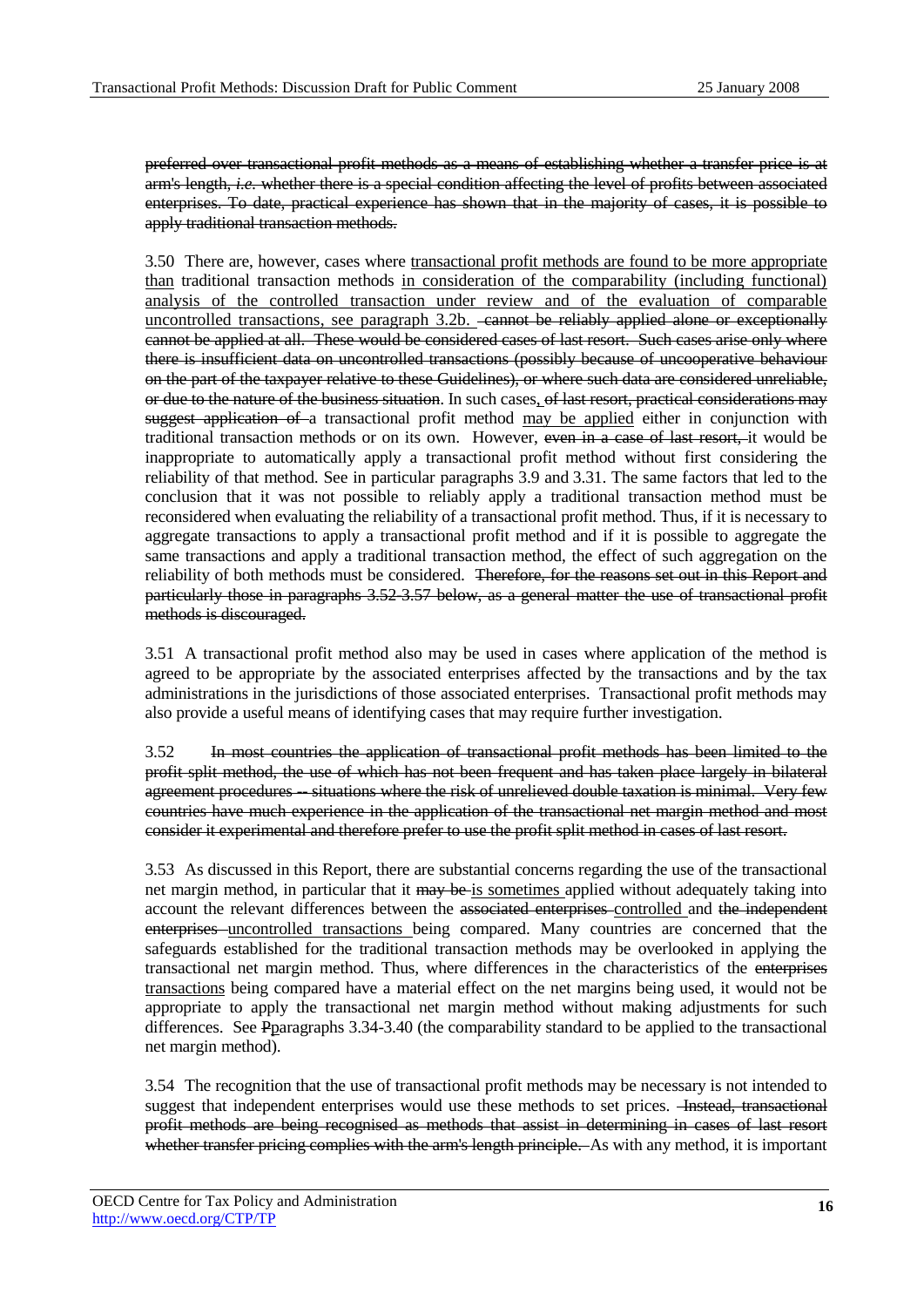~~preferred over transactional profit methods as a means of establishing whether a transfer price is at arm's length, *i.e.* whether there is a special condition affecting the level of profits between associated enterprises. To date, practical experience has shown that in the majority of cases, it is possible to apply traditional transaction methods.~~

3.50 There are, however, cases where <u>transactional profit methods are found to be more appropriate than</u> traditional transaction methods <u>in consideration of the comparability (including functional) analysis of the controlled transaction under review and of the evaluation of comparable uncontrolled transactions, see paragraph 3.2b.</u> ~~cannot be reliably applied alone or exceptionally cannot be applied at all. These would be considered cases of last resort. Such cases arise only where there is insufficient data on uncontrolled transactions (possibly because of uncooperative behaviour on the part of the taxpayer relative to these Guidelines), or where such data are considered unreliable, or due to the nature of the business situation~~. In such cases<u>,</u> ~~of last resort, practical considerations may suggest application of~~ a transactional profit method <u>may be applied</u> either in conjunction with traditional transaction methods or on its own. However, ~~even in a case of last resort,~~ it would be inappropriate to automatically apply a transactional profit method without first considering the reliability of that method. See in particular paragraphs 3.9 and 3.31. The same factors that led to the conclusion that it was not possible to reliably apply a traditional transaction method must be reconsidered when evaluating the reliability of a transactional profit method. Thus, if it is necessary to aggregate transactions to apply a transactional profit method and if it is possible to aggregate the same transactions and apply a traditional transaction method, the effect of such aggregation on the reliability of both methods must be considered. ~~Therefore, for the reasons set out in this Report and particularly those in paragraphs 3.52-3.57 below, as a general matter the use of transactional profit methods is discouraged.~~

3.51 A transactional profit method also may be used in cases where application of the method is agreed to be appropriate by the associated enterprises affected by the transactions and by the tax administrations in the jurisdictions of those associated enterprises. Transactional profit methods may also provide a useful means of identifying cases that may require further investigation.

3.52 ~~In most countries the application of transactional profit methods has been limited to the profit split method, the use of which has not been frequent and has taken place largely in bilateral agreement procedures -- situations where the risk of unrelieved double taxation is minimal. Very few countries have much experience in the application of the transactional net margin method and most consider it experimental and therefore prefer to use the profit split method in cases of last resort.~~

3.53 As discussed in this Report, there are substantial concerns regarding the use of the transactional net margin method, in particular that it ~~may be~~ <u>is sometimes</u> applied without adequately taking into account the relevant differences between the ~~associated enterprises~~ <u>controlled</u> and ~~the independent enterprises~~ <u>uncontrolled transactions</u> being compared. Many countries are concerned that the safeguards established for the traditional transaction methods may be overlooked in applying the transactional net margin method. Thus, where differences in the characteristics of the ~~enterprises~~ <u>transactions</u> being compared have a material effect on the net margins being used, it would not be appropriate to apply the transactional net margin method without making adjustments for such differences. See ~~P~~<u>p</u>aragraphs 3.34-3.40 (the comparability standard to be applied to the transactional net margin method).

3.54 The recognition that the use of transactional profit methods may be necessary is not intended to suggest that independent enterprises would use these methods to set prices. ~~Instead, transactional profit methods are being recognised as methods that assist in determining in cases of last resort whether transfer pricing complies with the arm's length principle.~~ As with any method, it is important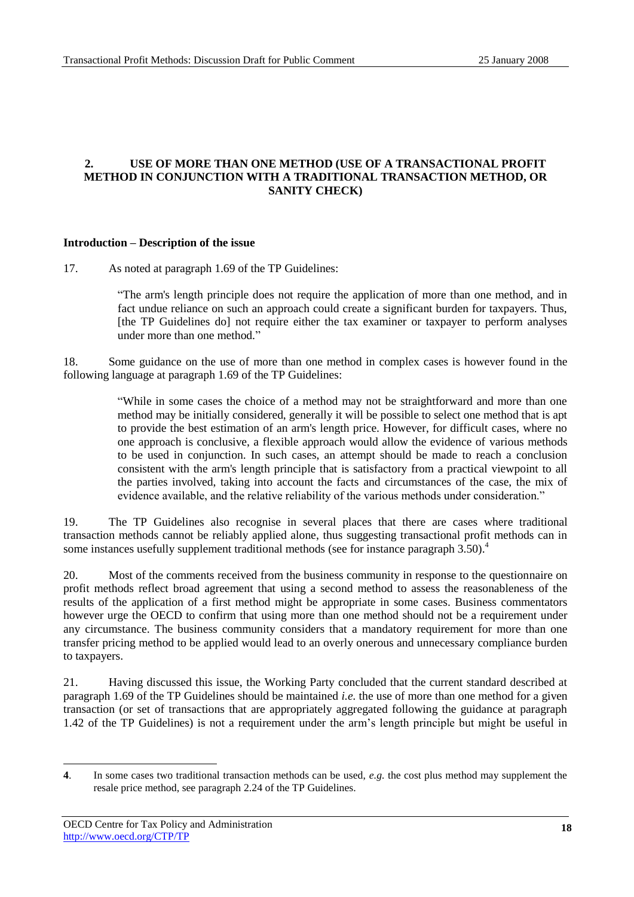## 2. USE OF MORE THAN ONE METHOD (USE OF A TRANSACTIONAL PROFIT METHOD IN CONJUNCTION WITH A TRADITIONAL TRANSACTION METHOD, OR SANITY CHECK)

### Introduction – Description of the issue

17. As noted at paragraph 1.69 of the TP Guidelines:

> "The arm's length principle does not require the application of more than one method, and in fact undue reliance on such an approach could create a significant burden for taxpayers. Thus, [the TP Guidelines do] not require either the tax examiner or taxpayer to perform analyses under more than one method."

18. Some guidance on the use of more than one method in complex cases is however found in the following language at paragraph 1.69 of the TP Guidelines:

> "While in some cases the choice of a method may not be straightforward and more than one method may be initially considered, generally it will be possible to select one method that is apt to provide the best estimation of an arm's length price. However, for difficult cases, where no one approach is conclusive, a flexible approach would allow the evidence of various methods to be used in conjunction. In such cases, an attempt should be made to reach a conclusion consistent with the arm's length principle that is satisfactory from a practical viewpoint to all the parties involved, taking into account the facts and circumstances of the case, the mix of evidence available, and the relative reliability of the various methods under consideration."

19. The TP Guidelines also recognise in several places that there are cases where traditional transaction methods cannot be reliably applied alone, thus suggesting transactional profit methods can in some instances usefully supplement traditional methods (see for instance paragraph 3.50).[4]

20. Most of the comments received from the business community in response to the questionnaire on profit methods reflect broad agreement that using a second method to assess the reasonableness of the results of the application of a first method might be appropriate in some cases. Business commentators however urge the OECD to confirm that using more than one method should not be a requirement under any circumstance. The business community considers that a mandatory requirement for more than one transfer pricing method to be applied would lead to an overly onerous and unnecessary compliance burden to taxpayers.

21. Having discussed this issue, the Working Party concluded that the current standard described at paragraph 1.69 of the TP Guidelines should be maintained *i.e.* the use of more than one method for a given transaction (or set of transactions that are appropriately aggregated following the guidance at paragraph 1.42 of the TP Guidelines) is not a requirement under the arm's length principle but might be useful in

---

**4**. In some cases two traditional transaction methods can be used, *e.g.* the cost plus method may supplement the resale price method, see paragraph 2.24 of the TP Guidelines.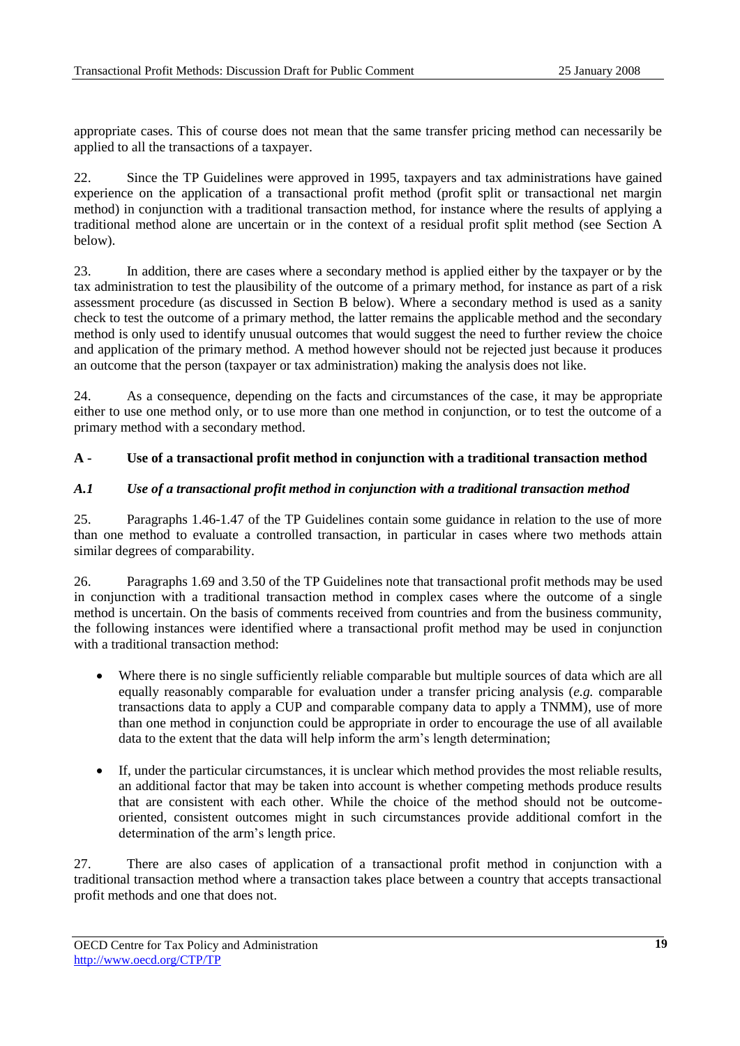appropriate cases. This of course does not mean that the same transfer pricing method can necessarily be applied to all the transactions of a taxpayer.

22. Since the TP Guidelines were approved in 1995, taxpayers and tax administrations have gained experience on the application of a transactional profit method (profit split or transactional net margin method) in conjunction with a traditional transaction method, for instance where the results of applying a traditional method alone are uncertain or in the context of a residual profit split method (see Section A below).

23. In addition, there are cases where a secondary method is applied either by the taxpayer or by the tax administration to test the plausibility of the outcome of a primary method, for instance as part of a risk assessment procedure (as discussed in Section B below). Where a secondary method is used as a sanity check to test the outcome of a primary method, the latter remains the applicable method and the secondary method is only used to identify unusual outcomes that would suggest the need to further review the choice and application of the primary method. A method however should not be rejected just because it produces an outcome that the person (taxpayer or tax administration) making the analysis does not like.

24. As a consequence, depending on the facts and circumstances of the case, it may be appropriate either to use one method only, or to use more than one method in conjunction, or to test the outcome of a primary method with a secondary method.

## A - Use of a transactional profit method in conjunction with a traditional transaction method

### *A.1 Use of a transactional profit method in conjunction with a traditional transaction method*

25. Paragraphs 1.46-1.47 of the TP Guidelines contain some guidance in relation to the use of more than one method to evaluate a controlled transaction, in particular in cases where two methods attain similar degrees of comparability.

26. Paragraphs 1.69 and 3.50 of the TP Guidelines note that transactional profit methods may be used in conjunction with a traditional transaction method in complex cases where the outcome of a single method is uncertain. On the basis of comments received from countries and from the business community, the following instances were identified where a transactional profit method may be used in conjunction with a traditional transaction method:

- Where there is no single sufficiently reliable comparable but multiple sources of data which are all equally reasonably comparable for evaluation under a transfer pricing analysis (*e.g.* comparable transactions data to apply a CUP and comparable company data to apply a TNMM), use of more than one method in conjunction could be appropriate in order to encourage the use of all available data to the extent that the data will help inform the arm's length determination;

- If, under the particular circumstances, it is unclear which method provides the most reliable results, an additional factor that may be taken into account is whether competing methods produce results that are consistent with each other. While the choice of the method should not be outcome-oriented, consistent outcomes might in such circumstances provide additional comfort in the determination of the arm's length price.

27. There are also cases of application of a transactional profit method in conjunction with a traditional transaction method where a transaction takes place between a country that accepts transactional profit methods and one that does not.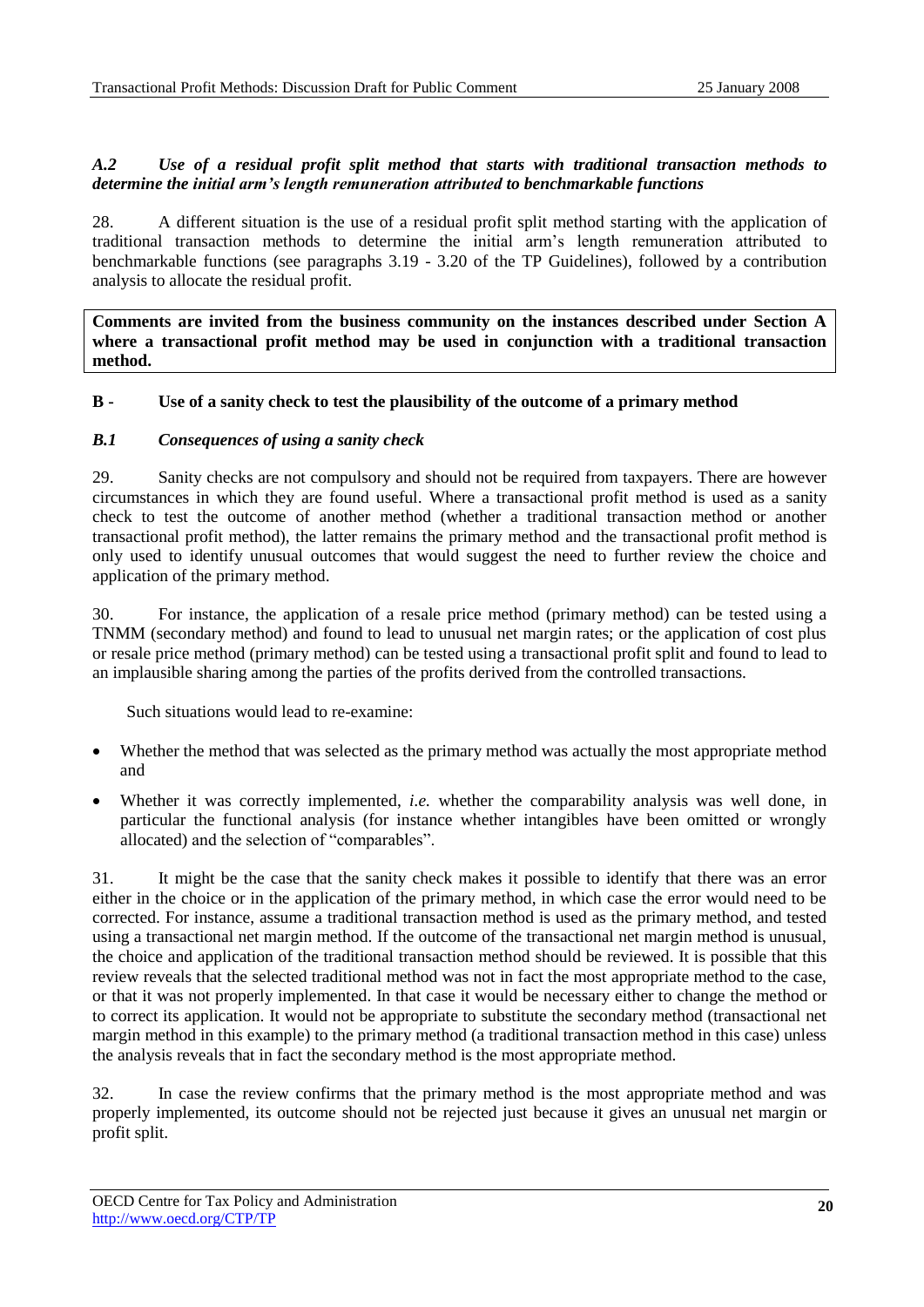### *A.2 Use of a residual profit split method that starts with traditional transaction methods to determine the initial arm's length remuneration attributed to benchmarkable functions*

28. A different situation is the use of a residual profit split method starting with the application of traditional transaction methods to determine the initial arm's length remuneration attributed to benchmarkable functions (see paragraphs 3.19 - 3.20 of the TP Guidelines), followed by a contribution analysis to allocate the residual profit.

**Comments are invited from the business community on the instances described under Section A where a transactional profit method may be used in conjunction with a traditional transaction method.**

## B - Use of a sanity check to test the plausibility of the outcome of a primary method

### *B.1 Consequences of using a sanity check*

29. Sanity checks are not compulsory and should not be required from taxpayers. There are however circumstances in which they are found useful. Where a transactional profit method is used as a sanity check to test the outcome of another method (whether a traditional transaction method or another transactional profit method), the latter remains the primary method and the transactional profit method is only used to identify unusual outcomes that would suggest the need to further review the choice and application of the primary method.

30. For instance, the application of a resale price method (primary method) can be tested using a TNMM (secondary method) and found to lead to unusual net margin rates; or the application of cost plus or resale price method (primary method) can be tested using a transactional profit split and found to lead to an implausible sharing among the parties of the profits derived from the controlled transactions.

Such situations would lead to re-examine:

- Whether the method that was selected as the primary method was actually the most appropriate method and
- Whether it was correctly implemented, *i.e.* whether the comparability analysis was well done, in particular the functional analysis (for instance whether intangibles have been omitted or wrongly allocated) and the selection of "comparables".

31. It might be the case that the sanity check makes it possible to identify that there was an error either in the choice or in the application of the primary method, in which case the error would need to be corrected. For instance, assume a traditional transaction method is used as the primary method, and tested using a transactional net margin method. If the outcome of the transactional net margin method is unusual, the choice and application of the traditional transaction method should be reviewed. It is possible that this review reveals that the selected traditional method was not in fact the most appropriate method to the case, or that it was not properly implemented. In that case it would be necessary either to change the method or to correct its application. It would not be appropriate to substitute the secondary method (transactional net margin method in this example) to the primary method (a traditional transaction method in this case) unless the analysis reveals that in fact the secondary method is the most appropriate method.

32. In case the review confirms that the primary method is the most appropriate method and was properly implemented, its outcome should not be rejected just because it gives an unusual net margin or profit split.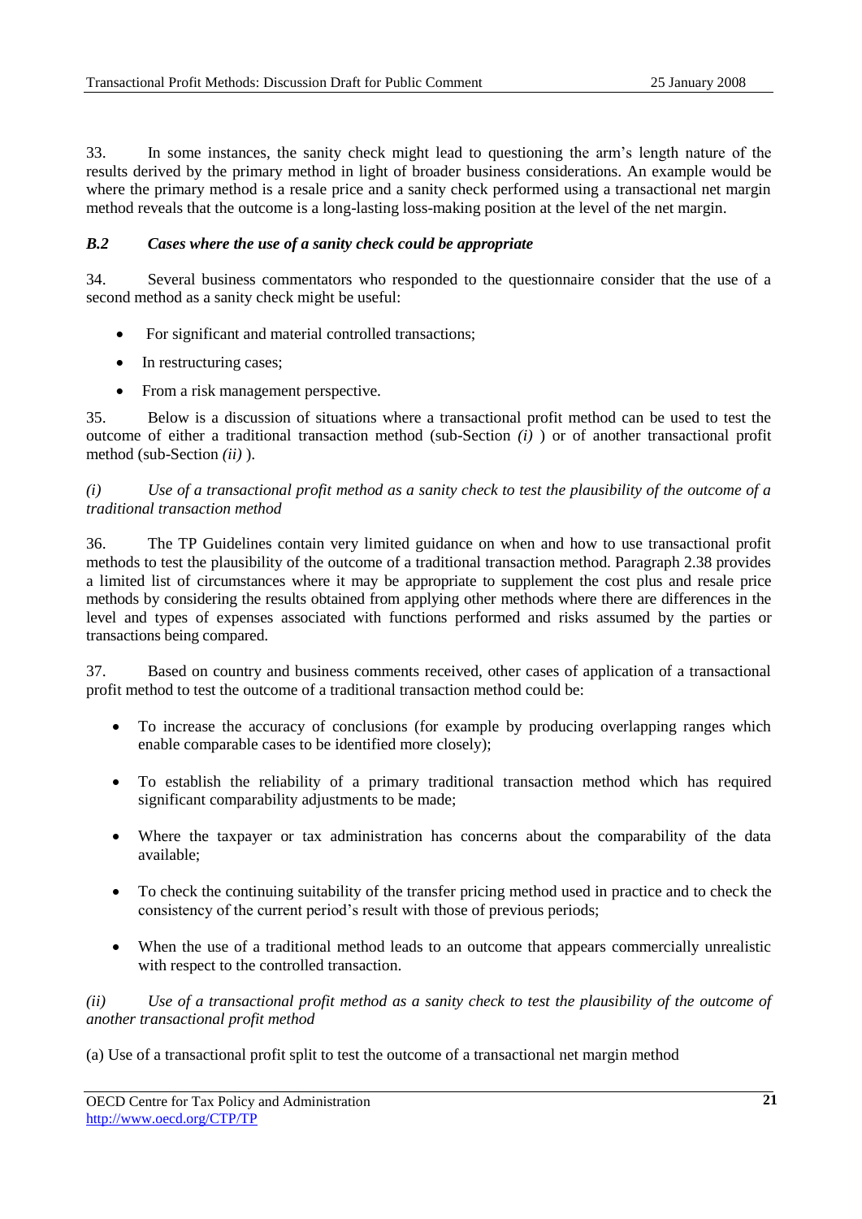33. In some instances, the sanity check might lead to questioning the arm's length nature of the results derived by the primary method in light of broader business considerations. An example would be where the primary method is a resale price and a sanity check performed using a transactional net margin method reveals that the outcome is a long-lasting loss-making position at the level of the net margin.

### *B.2 Cases where the use of a sanity check could be appropriate*

34. Several business commentators who responded to the questionnaire consider that the use of a second method as a sanity check might be useful:

- For significant and material controlled transactions;
- In restructuring cases;
- From a risk management perspective.

35. Below is a discussion of situations where a transactional profit method can be used to test the outcome of either a traditional transaction method (sub-Section *(i)* ) or of another transactional profit method (sub-Section *(ii)* ).

*(i) Use of a transactional profit method as a sanity check to test the plausibility of the outcome of a traditional transaction method*

36. The TP Guidelines contain very limited guidance on when and how to use transactional profit methods to test the plausibility of the outcome of a traditional transaction method. Paragraph 2.38 provides a limited list of circumstances where it may be appropriate to supplement the cost plus and resale price methods by considering the results obtained from applying other methods where there are differences in the level and types of expenses associated with functions performed and risks assumed by the parties or transactions being compared.

37. Based on country and business comments received, other cases of application of a transactional profit method to test the outcome of a traditional transaction method could be:

- To increase the accuracy of conclusions (for example by producing overlapping ranges which enable comparable cases to be identified more closely);
- To establish the reliability of a primary traditional transaction method which has required significant comparability adjustments to be made;
- Where the taxpayer or tax administration has concerns about the comparability of the data available;
- To check the continuing suitability of the transfer pricing method used in practice and to check the consistency of the current period's result with those of previous periods;
- When the use of a traditional method leads to an outcome that appears commercially unrealistic with respect to the controlled transaction.

*(ii) Use of a transactional profit method as a sanity check to test the plausibility of the outcome of another transactional profit method*

(a) Use of a transactional profit split to test the outcome of a transactional net margin method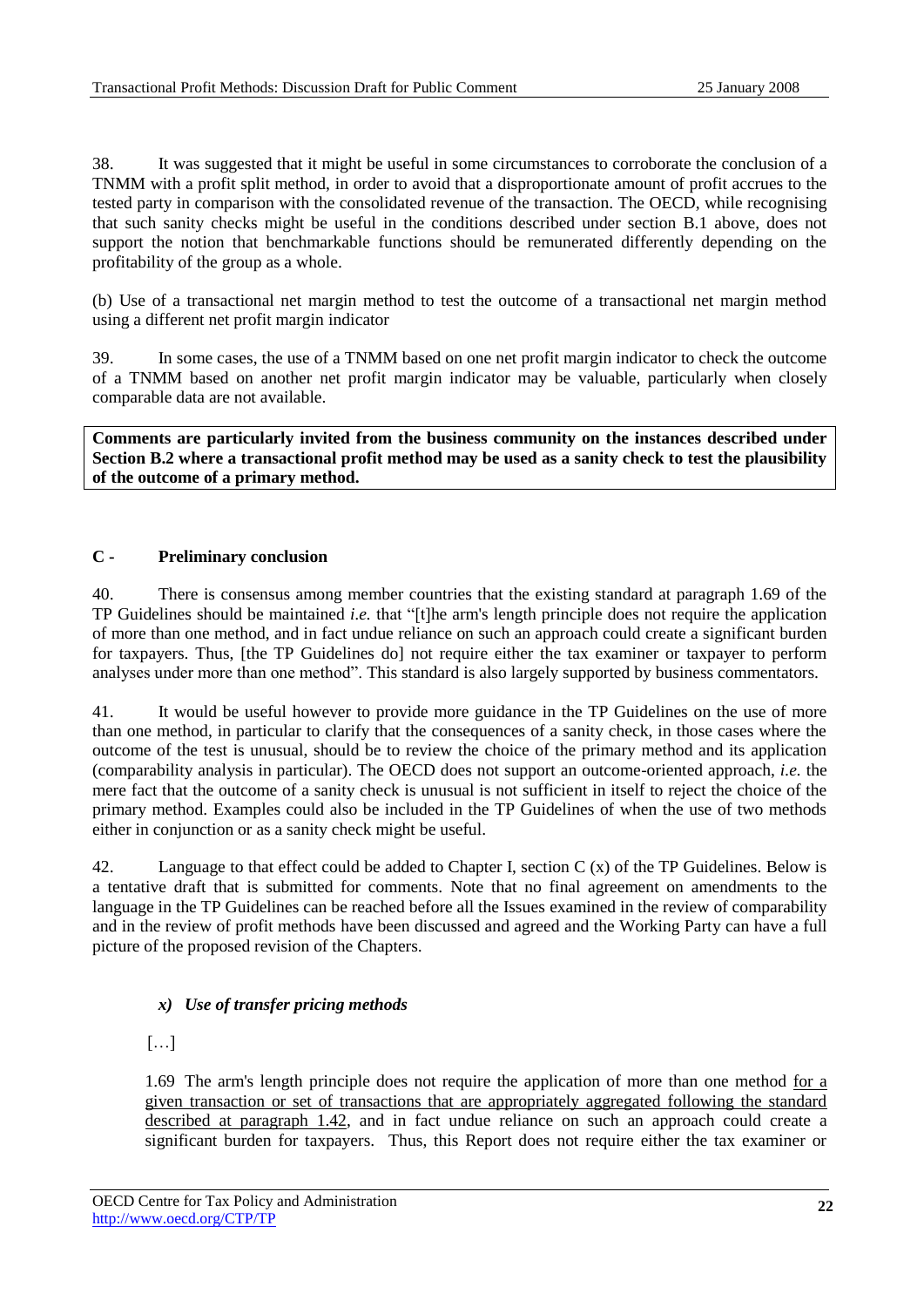38. It was suggested that it might be useful in some circumstances to corroborate the conclusion of a TNMM with a profit split method, in order to avoid that a disproportionate amount of profit accrues to the tested party in comparison with the consolidated revenue of the transaction. The OECD, while recognising that such sanity checks might be useful in the conditions described under section B.1 above, does not support the notion that benchmarkable functions should be remunerated differently depending on the profitability of the group as a whole.

(b) Use of a transactional net margin method to test the outcome of a transactional net margin method using a different net profit margin indicator

39. In some cases, the use of a TNMM based on one net profit margin indicator to check the outcome of a TNMM based on another net profit margin indicator may be valuable, particularly when closely comparable data are not available.

**Comments are particularly invited from the business community on the instances described under Section B.2 where a transactional profit method may be used as a sanity check to test the plausibility of the outcome of a primary method.**

## C - Preliminary conclusion

40. There is consensus among member countries that the existing standard at paragraph 1.69 of the TP Guidelines should be maintained *i.e.* that "[t]he arm's length principle does not require the application of more than one method, and in fact undue reliance on such an approach could create a significant burden for taxpayers. Thus, [the TP Guidelines do] not require either the tax examiner or taxpayer to perform analyses under more than one method". This standard is also largely supported by business commentators.

41. It would be useful however to provide more guidance in the TP Guidelines on the use of more than one method, in particular to clarify that the consequences of a sanity check, in those cases where the outcome of the test is unusual, should be to review the choice of the primary method and its application (comparability analysis in particular). The OECD does not support an outcome-oriented approach, *i.e.* the mere fact that the outcome of a sanity check is unusual is not sufficient in itself to reject the choice of the primary method. Examples could also be included in the TP Guidelines of when the use of two methods either in conjunction or as a sanity check might be useful.

42. Language to that effect could be added to Chapter I, section C (x) of the TP Guidelines. Below is a tentative draft that is submitted for comments. Note that no final agreement on amendments to the language in the TP Guidelines can be reached before all the Issues examined in the review of comparability and in the review of profit methods have been discussed and agreed and the Working Party can have a full picture of the proposed revision of the Chapters.

> ***x) Use of transfer pricing methods***
>
> […]
>
> 1.69 The arm's length principle does not require the application of more than one method <u>for a given transaction or set of transactions that are appropriately aggregated following the standard described at paragraph 1.42</u>, and in fact undue reliance on such an approach could create a significant burden for taxpayers. Thus, this Report does not require either the tax examiner or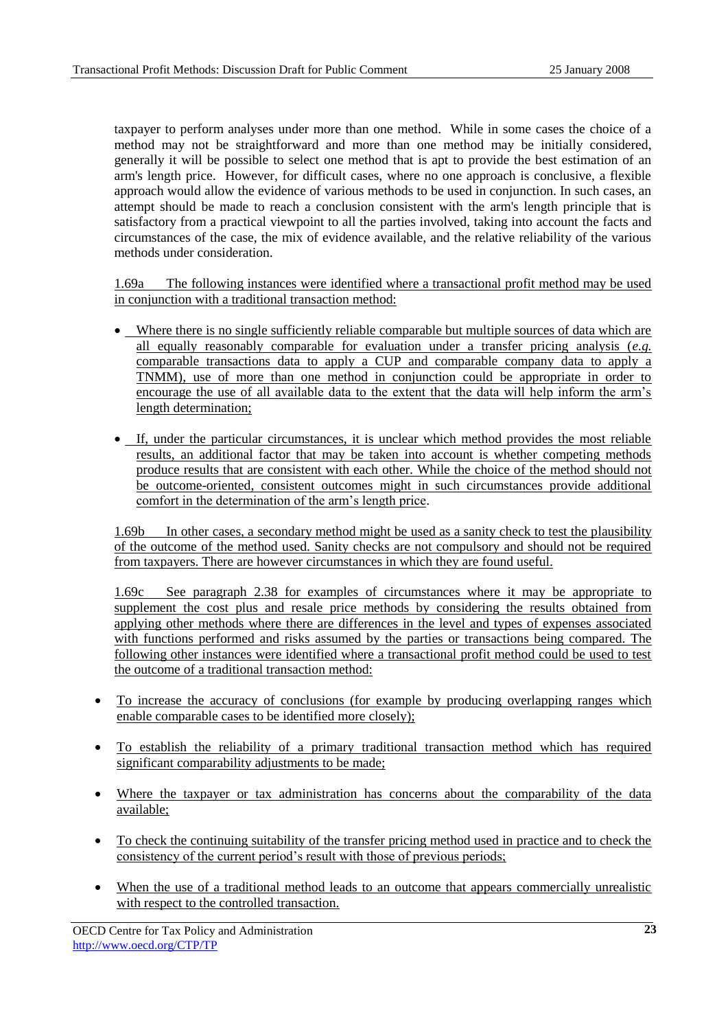taxpayer to perform analyses under more than one method. While in some cases the choice of a method may not be straightforward and more than one method may be initially considered, generally it will be possible to select one method that is apt to provide the best estimation of an arm's length price. However, for difficult cases, where no one approach is conclusive, a flexible approach would allow the evidence of various methods to be used in conjunction. In such cases, an attempt should be made to reach a conclusion consistent with the arm's length principle that is satisfactory from a practical viewpoint to all the parties involved, taking into account the facts and circumstances of the case, the mix of evidence available, and the relative reliability of the various methods under consideration.

1.69a The following instances were identified where a transactional profit method may be used in conjunction with a traditional transaction method:

- Where there is no single sufficiently reliable comparable but multiple sources of data which are all equally reasonably comparable for evaluation under a transfer pricing analysis (*e.g.* comparable transactions data to apply a CUP and comparable company data to apply a TNMM), use of more than one method in conjunction could be appropriate in order to encourage the use of all available data to the extent that the data will help inform the arm's length determination;
- If, under the particular circumstances, it is unclear which method provides the most reliable results, an additional factor that may be taken into account is whether competing methods produce results that are consistent with each other. While the choice of the method should not be outcome-oriented, consistent outcomes might in such circumstances provide additional comfort in the determination of the arm's length price.

1.69b In other cases, a secondary method might be used as a sanity check to test the plausibility of the outcome of the method used. Sanity checks are not compulsory and should not be required from taxpayers. There are however circumstances in which they are found useful.

1.69c See paragraph 2.38 for examples of circumstances where it may be appropriate to supplement the cost plus and resale price methods by considering the results obtained from applying other methods where there are differences in the level and types of expenses associated with functions performed and risks assumed by the parties or transactions being compared. The following other instances were identified where a transactional profit method could be used to test the outcome of a traditional transaction method:

- To increase the accuracy of conclusions (for example by producing overlapping ranges which enable comparable cases to be identified more closely);
- To establish the reliability of a primary traditional transaction method which has required significant comparability adjustments to be made;
- Where the taxpayer or tax administration has concerns about the comparability of the data available;
- To check the continuing suitability of the transfer pricing method used in practice and to check the consistency of the current period's result with those of previous periods;
- When the use of a traditional method leads to an outcome that appears commercially unrealistic with respect to the controlled transaction.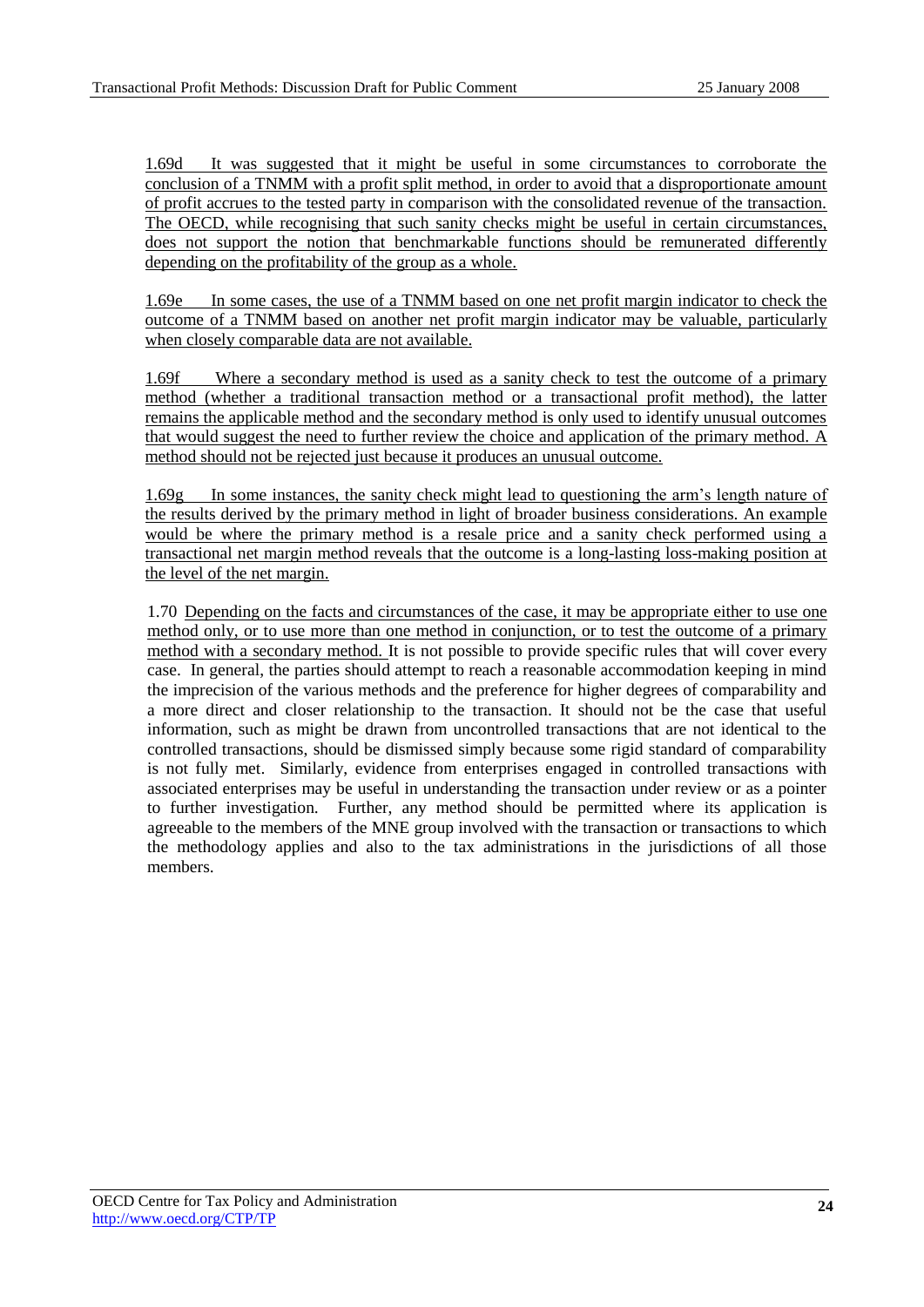1.69d It was suggested that it might be useful in some circumstances to corroborate the conclusion of a TNMM with a profit split method, in order to avoid that a disproportionate amount of profit accrues to the tested party in comparison with the consolidated revenue of the transaction. The OECD, while recognising that such sanity checks might be useful in certain circumstances, does not support the notion that benchmarkable functions should be remunerated differently depending on the profitability of the group as a whole.

1.69e In some cases, the use of a TNMM based on one net profit margin indicator to check the outcome of a TNMM based on another net profit margin indicator may be valuable, particularly when closely comparable data are not available.

1.69f Where a secondary method is used as a sanity check to test the outcome of a primary method (whether a traditional transaction method or a transactional profit method), the latter remains the applicable method and the secondary method is only used to identify unusual outcomes that would suggest the need to further review the choice and application of the primary method. A method should not be rejected just because it produces an unusual outcome.

1.69g In some instances, the sanity check might lead to questioning the arm's length nature of the results derived by the primary method in light of broader business considerations. An example would be where the primary method is a resale price and a sanity check performed using a transactional net margin method reveals that the outcome is a long-lasting loss-making position at the level of the net margin.

1.70 Depending on the facts and circumstances of the case, it may be appropriate either to use one method only, or to use more than one method in conjunction, or to test the outcome of a primary method with a secondary method. It is not possible to provide specific rules that will cover every case. In general, the parties should attempt to reach a reasonable accommodation keeping in mind the imprecision of the various methods and the preference for higher degrees of comparability and a more direct and closer relationship to the transaction. It should not be the case that useful information, such as might be drawn from uncontrolled transactions that are not identical to the controlled transactions, should be dismissed simply because some rigid standard of comparability is not fully met. Similarly, evidence from enterprises engaged in controlled transactions with associated enterprises may be useful in understanding the transaction under review or as a pointer to further investigation. Further, any method should be permitted where its application is agreeable to the members of the MNE group involved with the transaction or transactions to which the methodology applies and also to the tax administrations in the jurisdictions of all those members.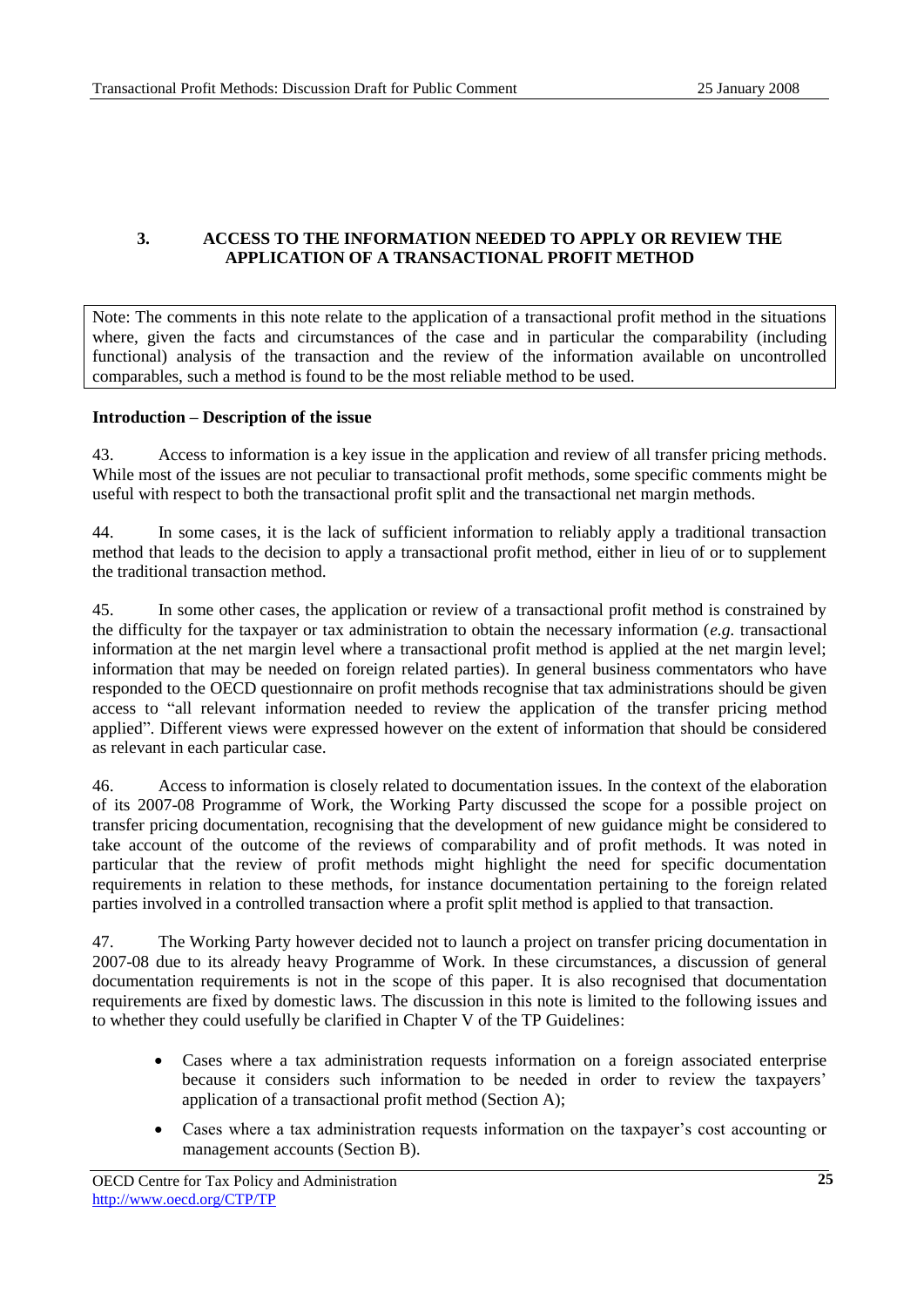## 3. ACCESS TO THE INFORMATION NEEDED TO APPLY OR REVIEW THE APPLICATION OF A TRANSACTIONAL PROFIT METHOD

Note: The comments in this note relate to the application of a transactional profit method in the situations where, given the facts and circumstances of the case and in particular the comparability (including functional) analysis of the transaction and the review of the information available on uncontrolled comparables, such a method is found to be the most reliable method to be used.

**Introduction – Description of the issue**

43. Access to information is a key issue in the application and review of all transfer pricing methods. While most of the issues are not peculiar to transactional profit methods, some specific comments might be useful with respect to both the transactional profit split and the transactional net margin methods.

44. In some cases, it is the lack of sufficient information to reliably apply a traditional transaction method that leads to the decision to apply a transactional profit method, either in lieu of or to supplement the traditional transaction method.

45. In some other cases, the application or review of a transactional profit method is constrained by the difficulty for the taxpayer or tax administration to obtain the necessary information (*e.g.* transactional information at the net margin level where a transactional profit method is applied at the net margin level; information that may be needed on foreign related parties). In general business commentators who have responded to the OECD questionnaire on profit methods recognise that tax administrations should be given access to "all relevant information needed to review the application of the transfer pricing method applied". Different views were expressed however on the extent of information that should be considered as relevant in each particular case.

46. Access to information is closely related to documentation issues. In the context of the elaboration of its 2007-08 Programme of Work, the Working Party discussed the scope for a possible project on transfer pricing documentation, recognising that the development of new guidance might be considered to take account of the outcome of the reviews of comparability and of profit methods. It was noted in particular that the review of profit methods might highlight the need for specific documentation requirements in relation to these methods, for instance documentation pertaining to the foreign related parties involved in a controlled transaction where a profit split method is applied to that transaction.

47. The Working Party however decided not to launch a project on transfer pricing documentation in 2007-08 due to its already heavy Programme of Work. In these circumstances, a discussion of general documentation requirements is not in the scope of this paper. It is also recognised that documentation requirements are fixed by domestic laws. The discussion in this note is limited to the following issues and to whether they could usefully be clarified in Chapter V of the TP Guidelines:

- Cases where a tax administration requests information on a foreign associated enterprise because it considers such information to be needed in order to review the taxpayers' application of a transactional profit method (Section A);
- Cases where a tax administration requests information on the taxpayer's cost accounting or management accounts (Section B).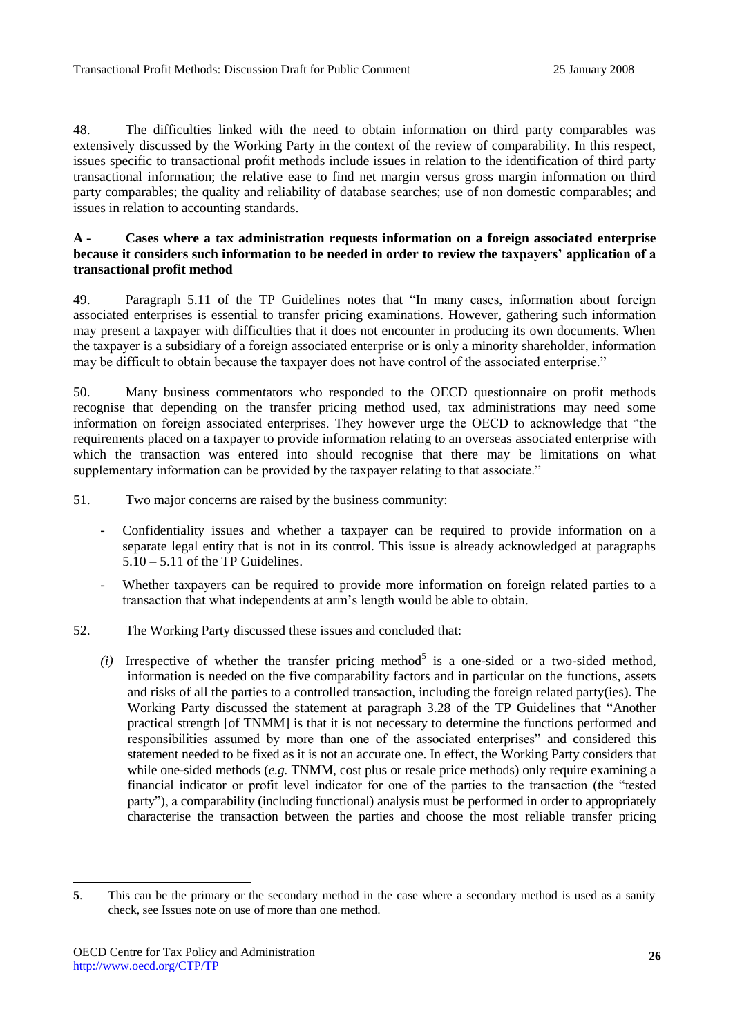48. The difficulties linked with the need to obtain information on third party comparables was extensively discussed by the Working Party in the context of the review of comparability. In this respect, issues specific to transactional profit methods include issues in relation to the identification of third party transactional information; the relative ease to find net margin versus gross margin information on third party comparables; the quality and reliability of database searches; use of non domestic comparables; and issues in relation to accounting standards.

**A - Cases where a tax administration requests information on a foreign associated enterprise because it considers such information to be needed in order to review the taxpayers' application of a transactional profit method**

49. Paragraph 5.11 of the TP Guidelines notes that "In many cases, information about foreign associated enterprises is essential to transfer pricing examinations. However, gathering such information may present a taxpayer with difficulties that it does not encounter in producing its own documents. When the taxpayer is a subsidiary of a foreign associated enterprise or is only a minority shareholder, information may be difficult to obtain because the taxpayer does not have control of the associated enterprise."

50. Many business commentators who responded to the OECD questionnaire on profit methods recognise that depending on the transfer pricing method used, tax administrations may need some information on foreign associated enterprises. They however urge the OECD to acknowledge that "the requirements placed on a taxpayer to provide information relating to an overseas associated enterprise with which the transaction was entered into should recognise that there may be limitations on what supplementary information can be provided by the taxpayer relating to that associate."

51. Two major concerns are raised by the business community:

- Confidentiality issues and whether a taxpayer can be required to provide information on a separate legal entity that is not in its control. This issue is already acknowledged at paragraphs 5.10 – 5.11 of the TP Guidelines.
- Whether taxpayers can be required to provide more information on foreign related parties to a transaction that what independents at arm's length would be able to obtain.

52. The Working Party discussed these issues and concluded that:

*(i)* Irrespective of whether the transfer pricing method[5] is a one-sided or a two-sided method, information is needed on the five comparability factors and in particular on the functions, assets and risks of all the parties to a controlled transaction, including the foreign related party(ies). The Working Party discussed the statement at paragraph 3.28 of the TP Guidelines that "Another practical strength [of TNMM] is that it is not necessary to determine the functions performed and responsibilities assumed by more than one of the associated enterprises" and considered this statement needed to be fixed as it is not an accurate one. In effect, the Working Party considers that while one-sided methods (*e.g.* TNMM, cost plus or resale price methods) only require examining a financial indicator or profit level indicator for one of the parties to the transaction (the "tested party"), a comparability (including functional) analysis must be performed in order to appropriately characterise the transaction between the parties and choose the most reliable transfer pricing

---

**5**. This can be the primary or the secondary method in the case where a secondary method is used as a sanity check, see Issues note on use of more than one method.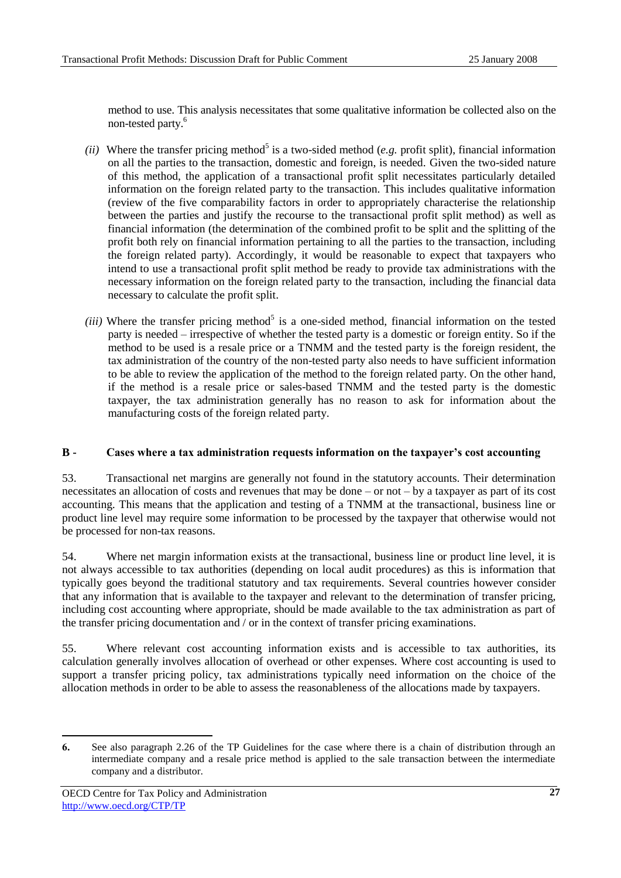method to use. This analysis necessitates that some qualitative information be collected also on the non-tested party.[6]

*(ii)* Where the transfer pricing method[5] is a two-sided method (*e.g.* profit split), financial information on all the parties to the transaction, domestic and foreign, is needed. Given the two-sided nature of this method, the application of a transactional profit split necessitates particularly detailed information on the foreign related party to the transaction. This includes qualitative information (review of the five comparability factors in order to appropriately characterise the relationship between the parties and justify the recourse to the transactional profit split method) as well as financial information (the determination of the combined profit to be split and the splitting of the profit both rely on financial information pertaining to all the parties to the transaction, including the foreign related party). Accordingly, it would be reasonable to expect that taxpayers who intend to use a transactional profit split method be ready to provide tax administrations with the necessary information on the foreign related party to the transaction, including the financial data necessary to calculate the profit split.

*(iii)* Where the transfer pricing method[5] is a one-sided method, financial information on the tested party is needed – irrespective of whether the tested party is a domestic or foreign entity. So if the method to be used is a resale price or a TNMM and the tested party is the foreign resident, the tax administration of the country of the non-tested party also needs to have sufficient information to be able to review the application of the method to the foreign related party. On the other hand, if the method is a resale price or sales-based TNMM and the tested party is the domestic taxpayer, the tax administration generally has no reason to ask for information about the manufacturing costs of the foreign related party.

## B - Cases where a tax administration requests information on the taxpayer's cost accounting

53. Transactional net margins are generally not found in the statutory accounts. Their determination necessitates an allocation of costs and revenues that may be done – or not – by a taxpayer as part of its cost accounting. This means that the application and testing of a TNMM at the transactional, business line or product line level may require some information to be processed by the taxpayer that otherwise would not be processed for non-tax reasons.

54. Where net margin information exists at the transactional, business line or product line level, it is not always accessible to tax authorities (depending on local audit procedures) as this is information that typically goes beyond the traditional statutory and tax requirements. Several countries however consider that any information that is available to the taxpayer and relevant to the determination of transfer pricing, including cost accounting where appropriate, should be made available to the tax administration as part of the transfer pricing documentation and / or in the context of transfer pricing examinations.

55. Where relevant cost accounting information exists and is accessible to tax authorities, its calculation generally involves allocation of overhead or other expenses. Where cost accounting is used to support a transfer pricing policy, tax administrations typically need information on the choice of the allocation methods in order to be able to assess the reasonableness of the allocations made by taxpayers.

---

**6.** See also paragraph 2.26 of the TP Guidelines for the case where there is a chain of distribution through an intermediate company and a resale price method is applied to the sale transaction between the intermediate company and a distributor.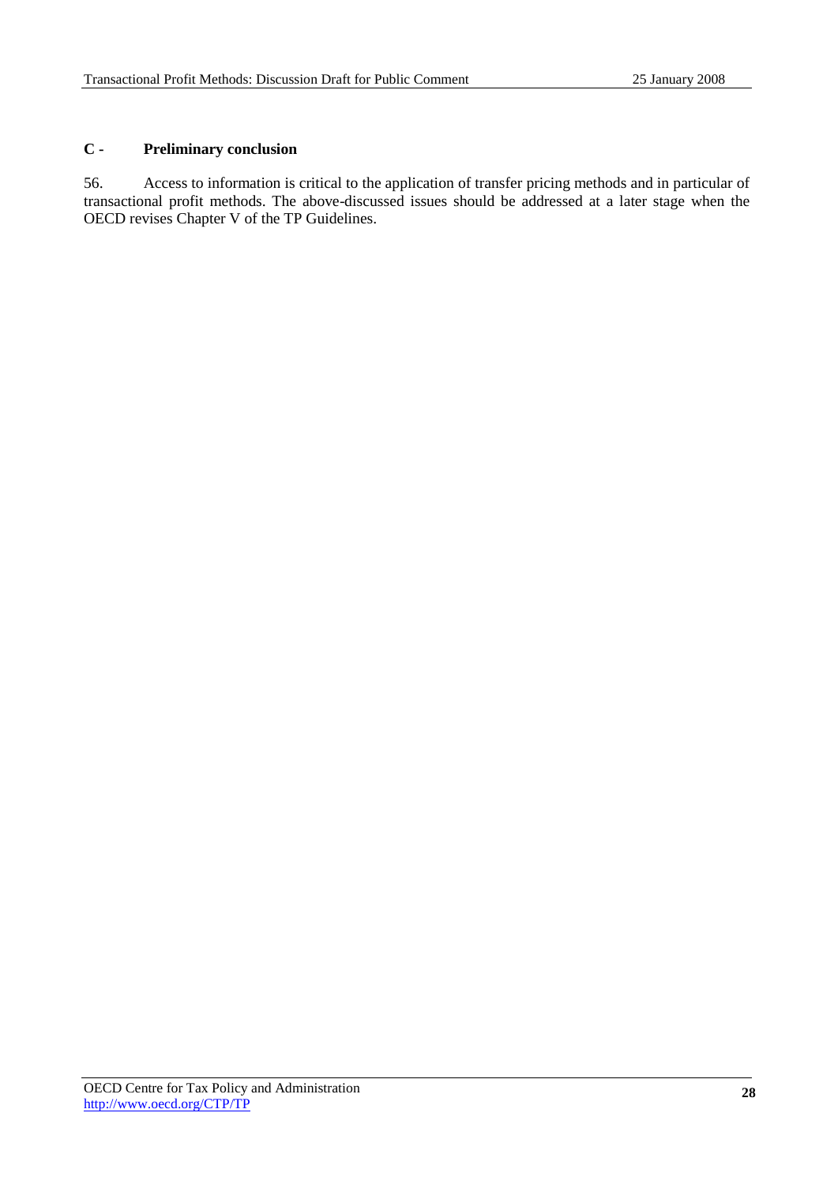## C - Preliminary conclusion

56. Access to information is critical to the application of transfer pricing methods and in particular of transactional profit methods. The above-discussed issues should be addressed at a later stage when the OECD revises Chapter V of the TP Guidelines.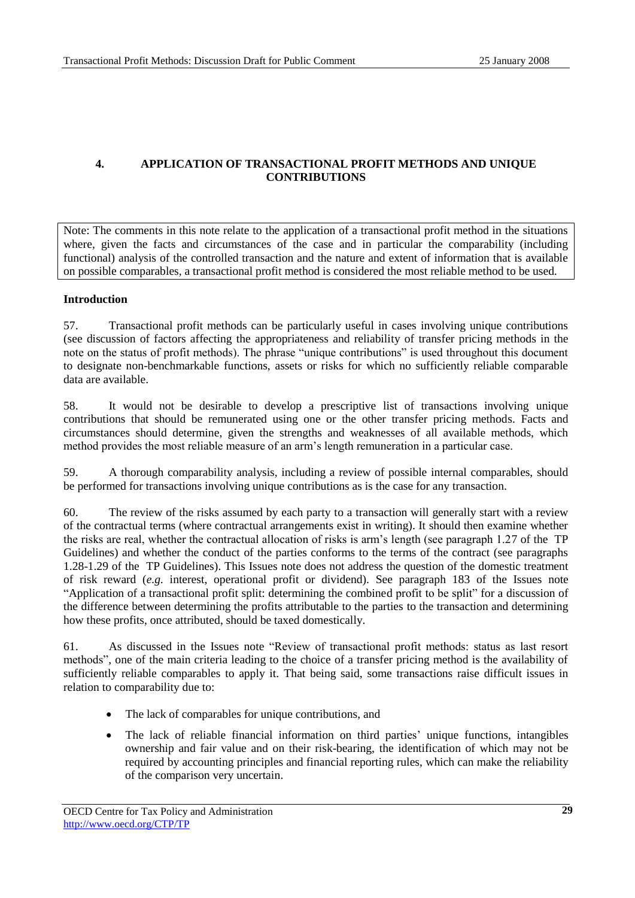## 4. APPLICATION OF TRANSACTIONAL PROFIT METHODS AND UNIQUE CONTRIBUTIONS

Note: The comments in this note relate to the application of a transactional profit method in the situations where, given the facts and circumstances of the case and in particular the comparability (including functional) analysis of the controlled transaction and the nature and extent of information that is available on possible comparables, a transactional profit method is considered the most reliable method to be used.

**Introduction**

57. Transactional profit methods can be particularly useful in cases involving unique contributions (see discussion of factors affecting the appropriateness and reliability of transfer pricing methods in the note on the status of profit methods). The phrase "unique contributions" is used throughout this document to designate non-benchmarkable functions, assets or risks for which no sufficiently reliable comparable data are available.

58. It would not be desirable to develop a prescriptive list of transactions involving unique contributions that should be remunerated using one or the other transfer pricing methods. Facts and circumstances should determine, given the strengths and weaknesses of all available methods, which method provides the most reliable measure of an arm's length remuneration in a particular case.

59. A thorough comparability analysis, including a review of possible internal comparables, should be performed for transactions involving unique contributions as is the case for any transaction.

60. The review of the risks assumed by each party to a transaction will generally start with a review of the contractual terms (where contractual arrangements exist in writing). It should then examine whether the risks are real, whether the contractual allocation of risks is arm's length (see paragraph 1.27 of the TP Guidelines) and whether the conduct of the parties conforms to the terms of the contract (see paragraphs 1.28-1.29 of the TP Guidelines). This Issues note does not address the question of the domestic treatment of risk reward (*e.g.* interest, operational profit or dividend). See paragraph 183 of the Issues note "Application of a transactional profit split: determining the combined profit to be split" for a discussion of the difference between determining the profits attributable to the parties to the transaction and determining how these profits, once attributed, should be taxed domestically.

61. As discussed in the Issues note "Review of transactional profit methods: status as last resort methods", one of the main criteria leading to the choice of a transfer pricing method is the availability of sufficiently reliable comparables to apply it. That being said, some transactions raise difficult issues in relation to comparability due to:

- The lack of comparables for unique contributions, and
- The lack of reliable financial information on third parties' unique functions, intangibles ownership and fair value and on their risk-bearing, the identification of which may not be required by accounting principles and financial reporting rules, which can make the reliability of the comparison very uncertain.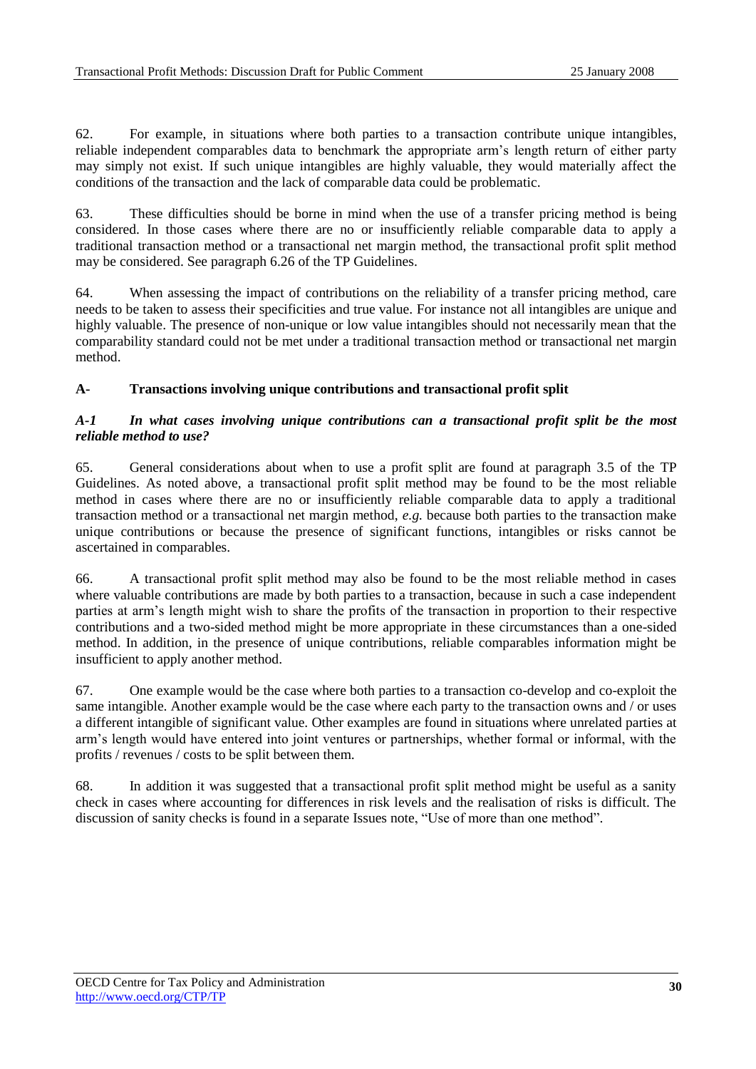62. For example, in situations where both parties to a transaction contribute unique intangibles, reliable independent comparables data to benchmark the appropriate arm's length return of either party may simply not exist. If such unique intangibles are highly valuable, they would materially affect the conditions of the transaction and the lack of comparable data could be problematic.

63. These difficulties should be borne in mind when the use of a transfer pricing method is being considered. In those cases where there are no or insufficiently reliable comparable data to apply a traditional transaction method or a transactional net margin method, the transactional profit split method may be considered. See paragraph 6.26 of the TP Guidelines.

64. When assessing the impact of contributions on the reliability of a transfer pricing method, care needs to be taken to assess their specificities and true value. For instance not all intangibles are unique and highly valuable. The presence of non-unique or low value intangibles should not necessarily mean that the comparability standard could not be met under a traditional transaction method or transactional net margin method.

## A- Transactions involving unique contributions and transactional profit split

### *A-1 In what cases involving unique contributions can a transactional profit split be the most reliable method to use?*

65. General considerations about when to use a profit split are found at paragraph 3.5 of the TP Guidelines. As noted above, a transactional profit split method may be found to be the most reliable method in cases where there are no or insufficiently reliable comparable data to apply a traditional transaction method or a transactional net margin method, *e.g.* because both parties to the transaction make unique contributions or because the presence of significant functions, intangibles or risks cannot be ascertained in comparables.

66. A transactional profit split method may also be found to be the most reliable method in cases where valuable contributions are made by both parties to a transaction, because in such a case independent parties at arm's length might wish to share the profits of the transaction in proportion to their respective contributions and a two-sided method might be more appropriate in these circumstances than a one-sided method. In addition, in the presence of unique contributions, reliable comparables information might be insufficient to apply another method.

67. One example would be the case where both parties to a transaction co-develop and co-exploit the same intangible. Another example would be the case where each party to the transaction owns and / or uses a different intangible of significant value. Other examples are found in situations where unrelated parties at arm's length would have entered into joint ventures or partnerships, whether formal or informal, with the profits / revenues / costs to be split between them.

68. In addition it was suggested that a transactional profit split method might be useful as a sanity check in cases where accounting for differences in risk levels and the realisation of risks is difficult. The discussion of sanity checks is found in a separate Issues note, "Use of more than one method".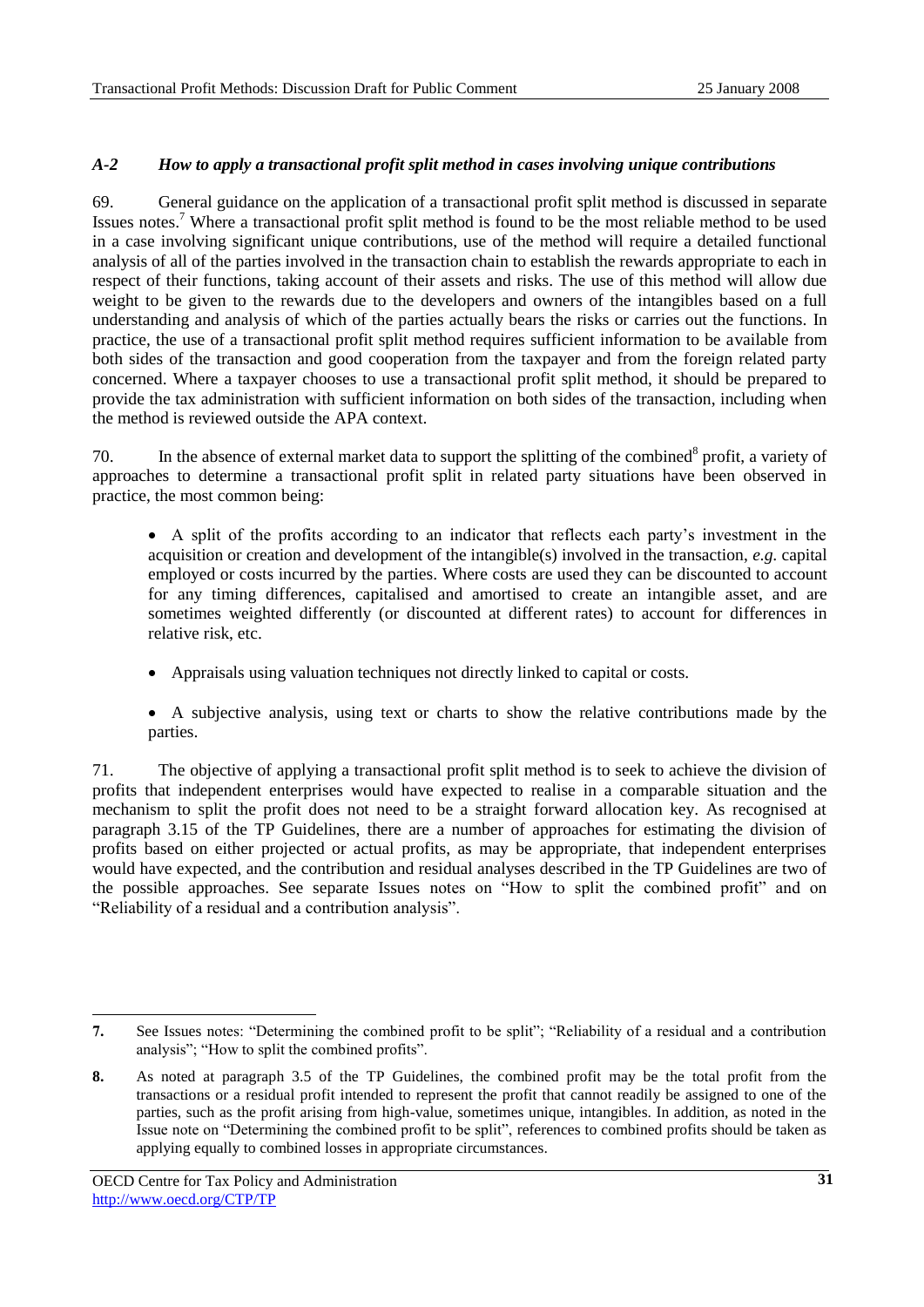### *A-2 How to apply a transactional profit split method in cases involving unique contributions*

69. General guidance on the application of a transactional profit split method is discussed in separate Issues notes.[7] Where a transactional profit split method is found to be the most reliable method to be used in a case involving significant unique contributions, use of the method will require a detailed functional analysis of all of the parties involved in the transaction chain to establish the rewards appropriate to each in respect of their functions, taking account of their assets and risks. The use of this method will allow due weight to be given to the rewards due to the developers and owners of the intangibles based on a full understanding and analysis of which of the parties actually bears the risks or carries out the functions. In practice, the use of a transactional profit split method requires sufficient information to be available from both sides of the transaction and good cooperation from the taxpayer and from the foreign related party concerned. Where a taxpayer chooses to use a transactional profit split method, it should be prepared to provide the tax administration with sufficient information on both sides of the transaction, including when the method is reviewed outside the APA context.

70. In the absence of external market data to support the splitting of the combined[8] profit, a variety of approaches to determine a transactional profit split in related party situations have been observed in practice, the most common being:

- A split of the profits according to an indicator that reflects each party's investment in the acquisition or creation and development of the intangible(s) involved in the transaction, *e.g.* capital employed or costs incurred by the parties. Where costs are used they can be discounted to account for any timing differences, capitalised and amortised to create an intangible asset, and are sometimes weighted differently (or discounted at different rates) to account for differences in relative risk, etc.
- Appraisals using valuation techniques not directly linked to capital or costs.
- A subjective analysis, using text or charts to show the relative contributions made by the parties.

71. The objective of applying a transactional profit split method is to seek to achieve the division of profits that independent enterprises would have expected to realise in a comparable situation and the mechanism to split the profit does not need to be a straight forward allocation key. As recognised at paragraph 3.15 of the TP Guidelines, there are a number of approaches for estimating the division of profits based on either projected or actual profits, as may be appropriate, that independent enterprises would have expected, and the contribution and residual analyses described in the TP Guidelines are two of the possible approaches. See separate Issues notes on "How to split the combined profit" and on "Reliability of a residual and a contribution analysis".

---

**7.** See Issues notes: "Determining the combined profit to be split"; "Reliability of a residual and a contribution analysis"; "How to split the combined profits".

**8.** As noted at paragraph 3.5 of the TP Guidelines, the combined profit may be the total profit from the transactions or a residual profit intended to represent the profit that cannot readily be assigned to one of the parties, such as the profit arising from high-value, sometimes unique, intangibles. In addition, as noted in the Issue note on "Determining the combined profit to be split", references to combined profits should be taken as applying equally to combined losses in appropriate circumstances.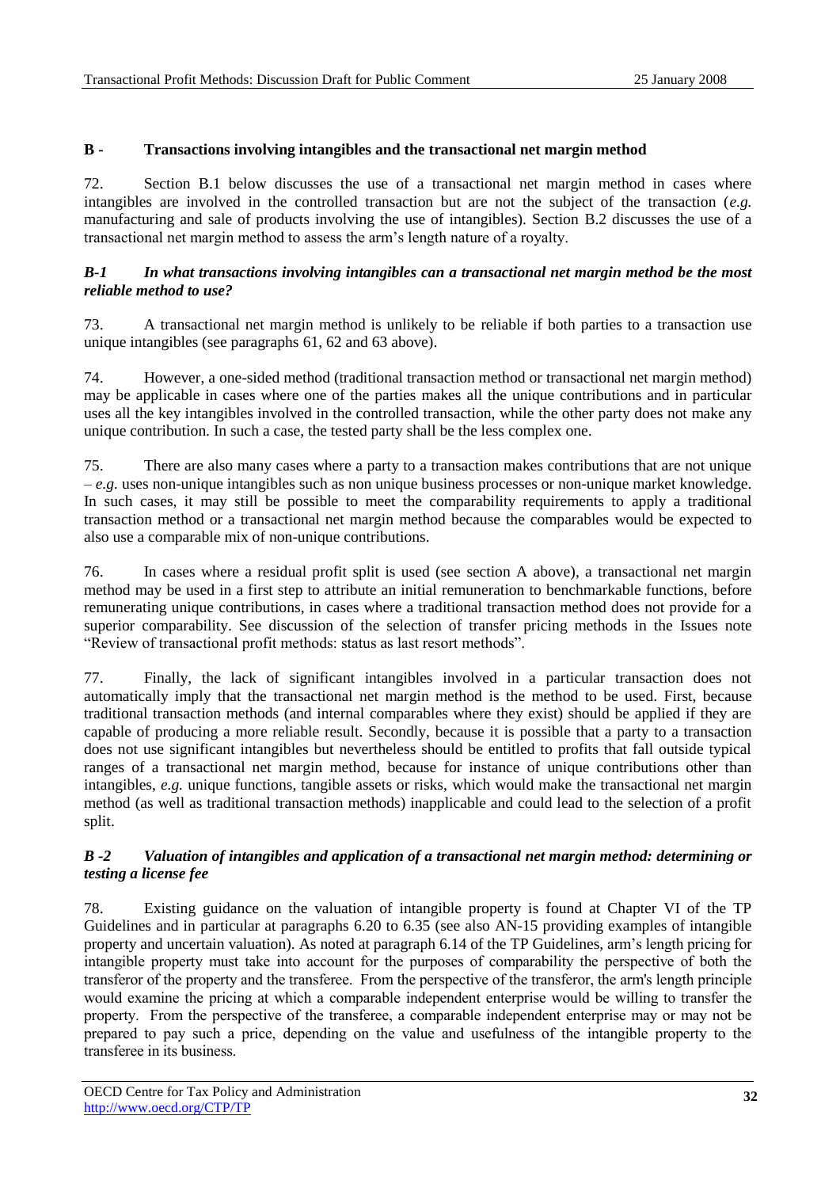## B - Transactions involving intangibles and the transactional net margin method

72. Section B.1 below discusses the use of a transactional net margin method in cases where intangibles are involved in the controlled transaction but are not the subject of the transaction (*e.g.* manufacturing and sale of products involving the use of intangibles). Section B.2 discusses the use of a transactional net margin method to assess the arm's length nature of a royalty.

### *B-1 In what transactions involving intangibles can a transactional net margin method be the most reliable method to use?*

73. A transactional net margin method is unlikely to be reliable if both parties to a transaction use unique intangibles (see paragraphs 61, 62 and 63 above).

74. However, a one-sided method (traditional transaction method or transactional net margin method) may be applicable in cases where one of the parties makes all the unique contributions and in particular uses all the key intangibles involved in the controlled transaction, while the other party does not make any unique contribution. In such a case, the tested party shall be the less complex one.

75. There are also many cases where a party to a transaction makes contributions that are not unique – *e.g.* uses non-unique intangibles such as non unique business processes or non-unique market knowledge. In such cases, it may still be possible to meet the comparability requirements to apply a traditional transaction method or a transactional net margin method because the comparables would be expected to also use a comparable mix of non-unique contributions.

76. In cases where a residual profit split is used (see section A above), a transactional net margin method may be used in a first step to attribute an initial remuneration to benchmarkable functions, before remunerating unique contributions, in cases where a traditional transaction method does not provide for a superior comparability. See discussion of the selection of transfer pricing methods in the Issues note "Review of transactional profit methods: status as last resort methods".

77. Finally, the lack of significant intangibles involved in a particular transaction does not automatically imply that the transactional net margin method is the method to be used. First, because traditional transaction methods (and internal comparables where they exist) should be applied if they are capable of producing a more reliable result. Secondly, because it is possible that a party to a transaction does not use significant intangibles but nevertheless should be entitled to profits that fall outside typical ranges of a transactional net margin method, because for instance of unique contributions other than intangibles, *e.g.* unique functions, tangible assets or risks, which would make the transactional net margin method (as well as traditional transaction methods) inapplicable and could lead to the selection of a profit split.

### *B -2 Valuation of intangibles and application of a transactional net margin method: determining or testing a license fee*

78. Existing guidance on the valuation of intangible property is found at Chapter VI of the TP Guidelines and in particular at paragraphs 6.20 to 6.35 (see also AN-15 providing examples of intangible property and uncertain valuation). As noted at paragraph 6.14 of the TP Guidelines, arm's length pricing for intangible property must take into account for the purposes of comparability the perspective of both the transferor of the property and the transferee. From the perspective of the transferor, the arm's length principle would examine the pricing at which a comparable independent enterprise would be willing to transfer the property. From the perspective of the transferee, a comparable independent enterprise may or may not be prepared to pay such a price, depending on the value and usefulness of the intangible property to the transferee in its business.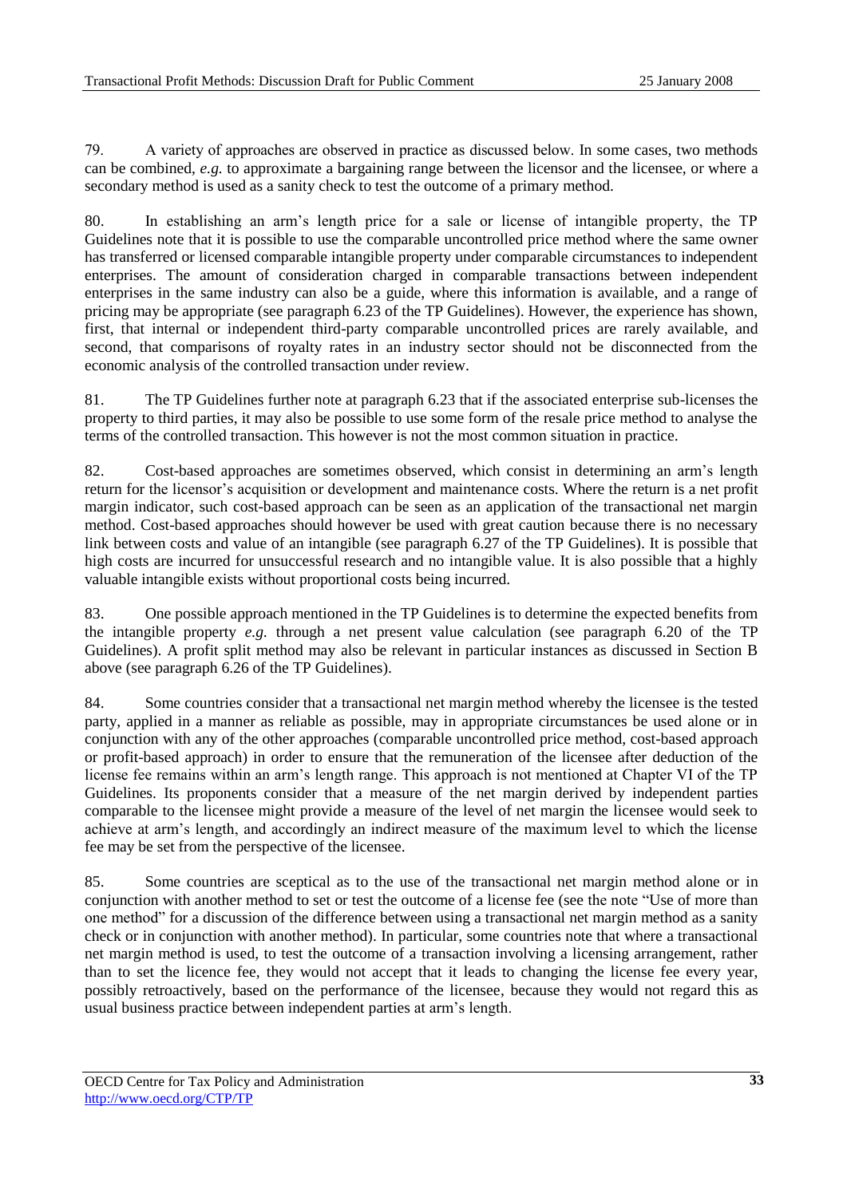79. A variety of approaches are observed in practice as discussed below. In some cases, two methods can be combined, *e.g.* to approximate a bargaining range between the licensor and the licensee, or where a secondary method is used as a sanity check to test the outcome of a primary method.

80. In establishing an arm's length price for a sale or license of intangible property, the TP Guidelines note that it is possible to use the comparable uncontrolled price method where the same owner has transferred or licensed comparable intangible property under comparable circumstances to independent enterprises. The amount of consideration charged in comparable transactions between independent enterprises in the same industry can also be a guide, where this information is available, and a range of pricing may be appropriate (see paragraph 6.23 of the TP Guidelines). However, the experience has shown, first, that internal or independent third-party comparable uncontrolled prices are rarely available, and second, that comparisons of royalty rates in an industry sector should not be disconnected from the economic analysis of the controlled transaction under review.

81. The TP Guidelines further note at paragraph 6.23 that if the associated enterprise sub-licenses the property to third parties, it may also be possible to use some form of the resale price method to analyse the terms of the controlled transaction. This however is not the most common situation in practice.

82. Cost-based approaches are sometimes observed, which consist in determining an arm's length return for the licensor's acquisition or development and maintenance costs. Where the return is a net profit margin indicator, such cost-based approach can be seen as an application of the transactional net margin method. Cost-based approaches should however be used with great caution because there is no necessary link between costs and value of an intangible (see paragraph 6.27 of the TP Guidelines). It is possible that high costs are incurred for unsuccessful research and no intangible value. It is also possible that a highly valuable intangible exists without proportional costs being incurred.

83. One possible approach mentioned in the TP Guidelines is to determine the expected benefits from the intangible property *e.g.* through a net present value calculation (see paragraph 6.20 of the TP Guidelines). A profit split method may also be relevant in particular instances as discussed in Section B above (see paragraph 6.26 of the TP Guidelines).

84. Some countries consider that a transactional net margin method whereby the licensee is the tested party, applied in a manner as reliable as possible, may in appropriate circumstances be used alone or in conjunction with any of the other approaches (comparable uncontrolled price method, cost-based approach or profit-based approach) in order to ensure that the remuneration of the licensee after deduction of the license fee remains within an arm's length range. This approach is not mentioned at Chapter VI of the TP Guidelines. Its proponents consider that a measure of the net margin derived by independent parties comparable to the licensee might provide a measure of the level of net margin the licensee would seek to achieve at arm's length, and accordingly an indirect measure of the maximum level to which the license fee may be set from the perspective of the licensee.

85. Some countries are sceptical as to the use of the transactional net margin method alone or in conjunction with another method to set or test the outcome of a license fee (see the note "Use of more than one method" for a discussion of the difference between using a transactional net margin method as a sanity check or in conjunction with another method). In particular, some countries note that where a transactional net margin method is used, to test the outcome of a transaction involving a licensing arrangement, rather than to set the licence fee, they would not accept that it leads to changing the license fee every year, possibly retroactively, based on the performance of the licensee, because they would not regard this as usual business practice between independent parties at arm's length.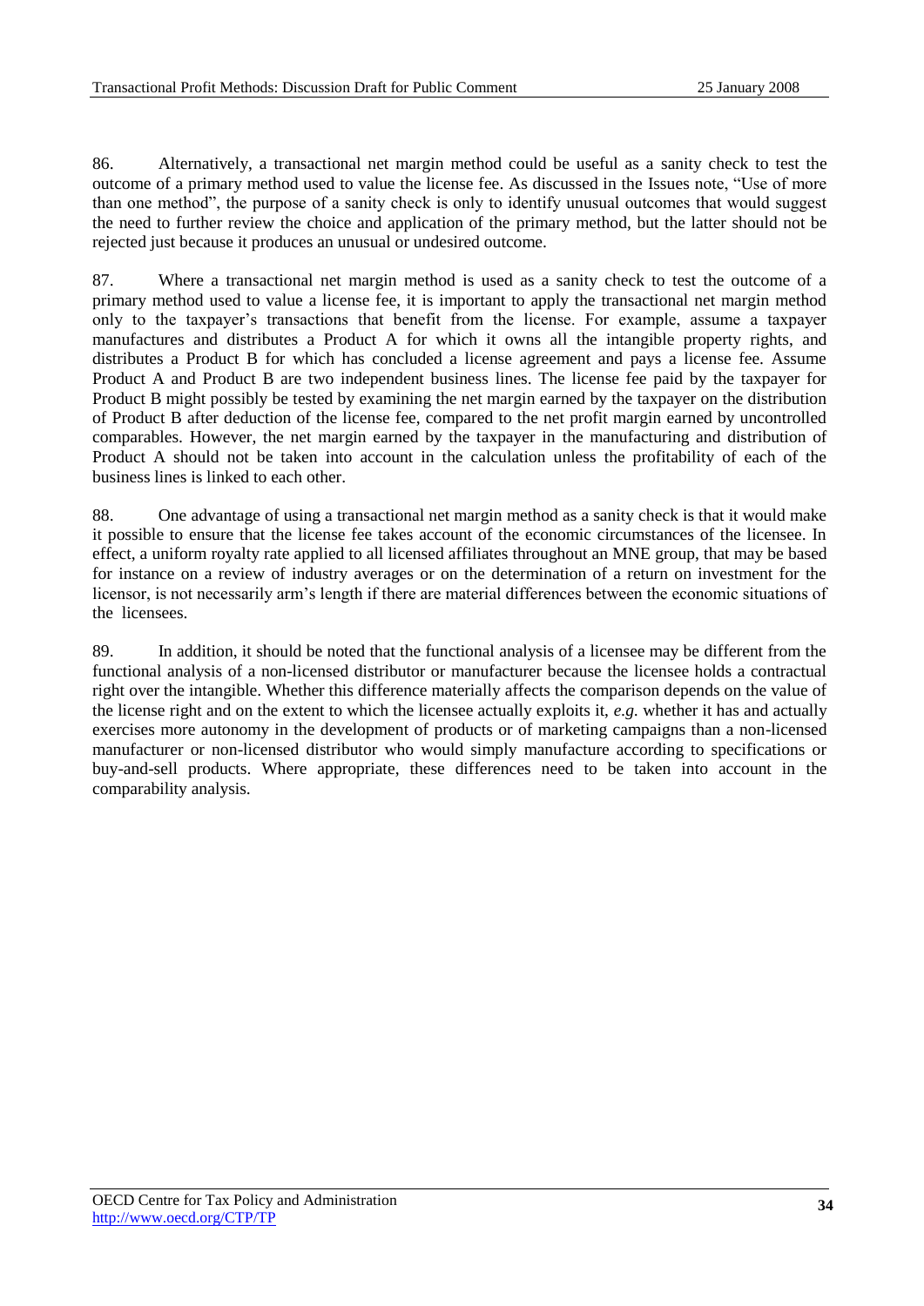86. Alternatively, a transactional net margin method could be useful as a sanity check to test the outcome of a primary method used to value the license fee. As discussed in the Issues note, "Use of more than one method", the purpose of a sanity check is only to identify unusual outcomes that would suggest the need to further review the choice and application of the primary method, but the latter should not be rejected just because it produces an unusual or undesired outcome.

87. Where a transactional net margin method is used as a sanity check to test the outcome of a primary method used to value a license fee, it is important to apply the transactional net margin method only to the taxpayer's transactions that benefit from the license. For example, assume a taxpayer manufactures and distributes a Product A for which it owns all the intangible property rights, and distributes a Product B for which has concluded a license agreement and pays a license fee. Assume Product A and Product B are two independent business lines. The license fee paid by the taxpayer for Product B might possibly be tested by examining the net margin earned by the taxpayer on the distribution of Product B after deduction of the license fee, compared to the net profit margin earned by uncontrolled comparables. However, the net margin earned by the taxpayer in the manufacturing and distribution of Product A should not be taken into account in the calculation unless the profitability of each of the business lines is linked to each other.

88. One advantage of using a transactional net margin method as a sanity check is that it would make it possible to ensure that the license fee takes account of the economic circumstances of the licensee. In effect, a uniform royalty rate applied to all licensed affiliates throughout an MNE group, that may be based for instance on a review of industry averages or on the determination of a return on investment for the licensor, is not necessarily arm's length if there are material differences between the economic situations of the licensees.

89. In addition, it should be noted that the functional analysis of a licensee may be different from the functional analysis of a non-licensed distributor or manufacturer because the licensee holds a contractual right over the intangible. Whether this difference materially affects the comparison depends on the value of the license right and on the extent to which the licensee actually exploits it, *e.g.* whether it has and actually exercises more autonomy in the development of products or of marketing campaigns than a non-licensed manufacturer or non-licensed distributor who would simply manufacture according to specifications or buy-and-sell products. Where appropriate, these differences need to be taken into account in the comparability analysis.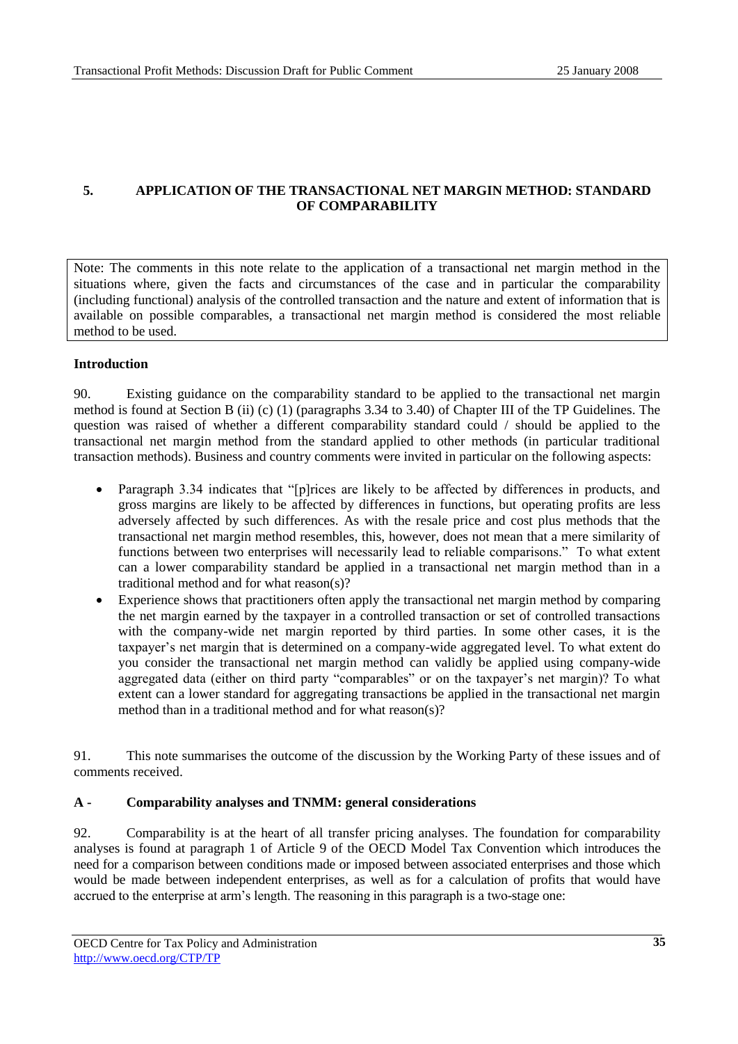# 5. APPLICATION OF THE TRANSACTIONAL NET MARGIN METHOD: STANDARD OF COMPARABILITY

Note: The comments in this note relate to the application of a transactional net margin method in the situations where, given the facts and circumstances of the case and in particular the comparability (including functional) analysis of the controlled transaction and the nature and extent of information that is available on possible comparables, a transactional net margin method is considered the most reliable method to be used.

## Introduction

90. Existing guidance on the comparability standard to be applied to the transactional net margin method is found at Section B (ii) (c) (1) (paragraphs 3.34 to 3.40) of Chapter III of the TP Guidelines. The question was raised of whether a different comparability standard could / should be applied to the transactional net margin method from the standard applied to other methods (in particular traditional transaction methods). Business and country comments were invited in particular on the following aspects:

- Paragraph 3.34 indicates that "[p]rices are likely to be affected by differences in products, and gross margins are likely to be affected by differences in functions, but operating profits are less adversely affected by such differences. As with the resale price and cost plus methods that the transactional net margin method resembles, this, however, does not mean that a mere similarity of functions between two enterprises will necessarily lead to reliable comparisons." To what extent can a lower comparability standard be applied in a transactional net margin method than in a traditional method and for what reason(s)?
- Experience shows that practitioners often apply the transactional net margin method by comparing the net margin earned by the taxpayer in a controlled transaction or set of controlled transactions with the company-wide net margin reported by third parties. In some other cases, it is the taxpayer's net margin that is determined on a company-wide aggregated level. To what extent do you consider the transactional net margin method can validly be applied using company-wide aggregated data (either on third party "comparables" or on the taxpayer's net margin)? To what extent can a lower standard for aggregating transactions be applied in the transactional net margin method than in a traditional method and for what reason(s)?

91. This note summarises the outcome of the discussion by the Working Party of these issues and of comments received.

## A - Comparability analyses and TNMM: general considerations

92. Comparability is at the heart of all transfer pricing analyses. The foundation for comparability analyses is found at paragraph 1 of Article 9 of the OECD Model Tax Convention which introduces the need for a comparison between conditions made or imposed between associated enterprises and those which would be made between independent enterprises, as well as for a calculation of profits that would have accrued to the enterprise at arm's length. The reasoning in this paragraph is a two-stage one: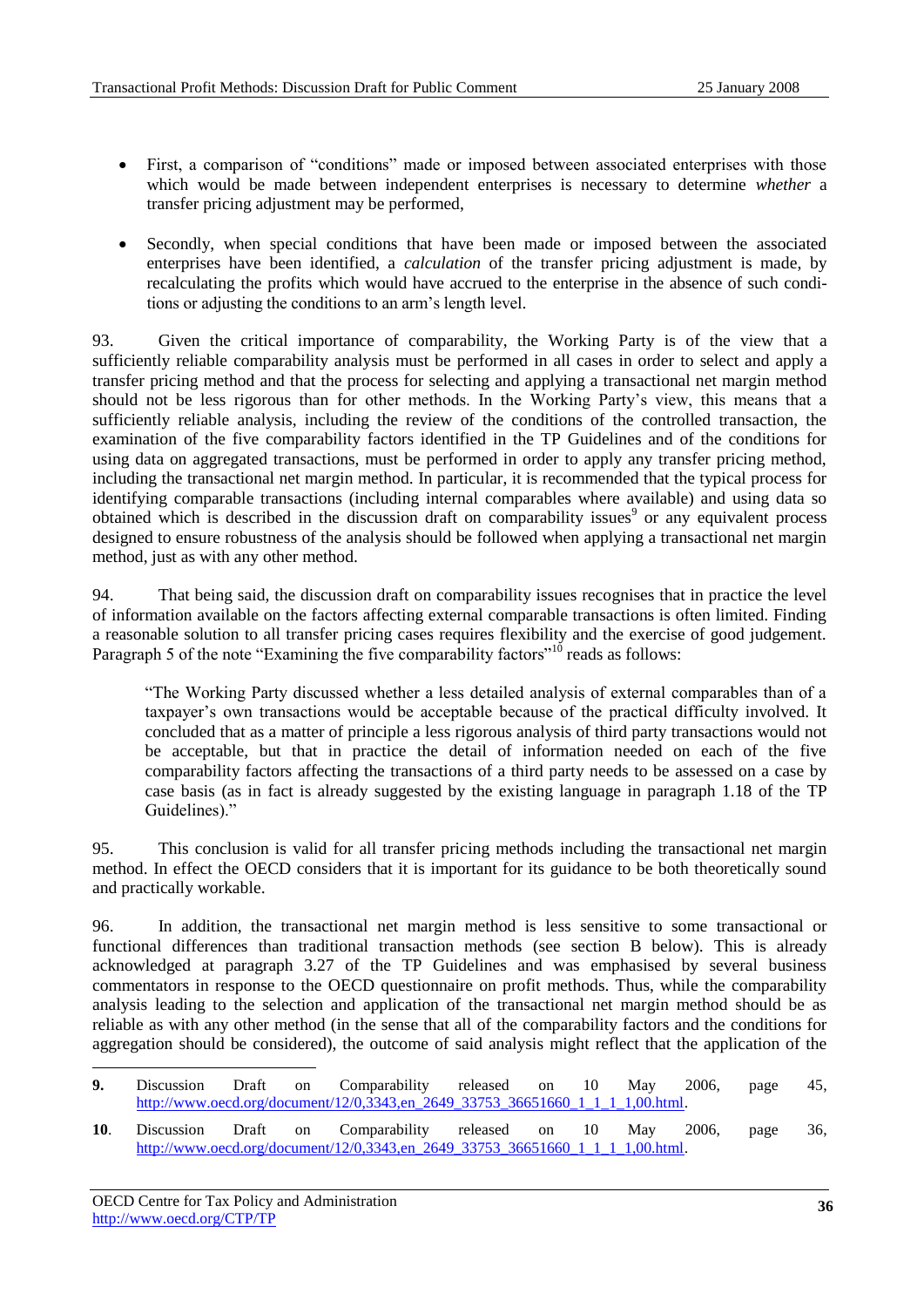- First, a comparison of "conditions" made or imposed between associated enterprises with those which would be made between independent enterprises is necessary to determine *whether* a transfer pricing adjustment may be performed,

- Secondly, when special conditions that have been made or imposed between the associated enterprises have been identified, a *calculation* of the transfer pricing adjustment is made, by recalculating the profits which would have accrued to the enterprise in the absence of such conditions or adjusting the conditions to an arm's length level.

93. Given the critical importance of comparability, the Working Party is of the view that a sufficiently reliable comparability analysis must be performed in all cases in order to select and apply a transfer pricing method and that the process for selecting and applying a transactional net margin method should not be less rigorous than for other methods. In the Working Party's view, this means that a sufficiently reliable analysis, including the review of the conditions of the controlled transaction, the examination of the five comparability factors identified in the TP Guidelines and of the conditions for using data on aggregated transactions, must be performed in order to apply any transfer pricing method, including the transactional net margin method. In particular, it is recommended that the typical process for identifying comparable transactions (including internal comparables where available) and using data so obtained which is described in the discussion draft on comparability issues[9] or any equivalent process designed to ensure robustness of the analysis should be followed when applying a transactional net margin method, just as with any other method.

94. That being said, the discussion draft on comparability issues recognises that in practice the level of information available on the factors affecting external comparable transactions is often limited. Finding a reasonable solution to all transfer pricing cases requires flexibility and the exercise of good judgement. Paragraph 5 of the note "Examining the five comparability factors"[10] reads as follows:

> "The Working Party discussed whether a less detailed analysis of external comparables than of a taxpayer's own transactions would be acceptable because of the practical difficulty involved. It concluded that as a matter of principle a less rigorous analysis of third party transactions would not be acceptable, but that in practice the detail of information needed on each of the five comparability factors affecting the transactions of a third party needs to be assessed on a case by case basis (as in fact is already suggested by the existing language in paragraph 1.18 of the TP Guidelines)."

95. This conclusion is valid for all transfer pricing methods including the transactional net margin method. In effect the OECD considers that it is important for its guidance to be both theoretically sound and practically workable.

96. In addition, the transactional net margin method is less sensitive to some transactional or functional differences than traditional transaction methods (see section B below). This is already acknowledged at paragraph 3.27 of the TP Guidelines and was emphasised by several business commentators in response to the OECD questionnaire on profit methods. Thus, while the comparability analysis leading to the selection and application of the transactional net margin method should be as reliable as with any other method (in the sense that all of the comparability factors and the conditions for aggregation should be considered), the outcome of said analysis might reflect that the application of the

---

**9.** Discussion Draft on Comparability released on 10 May 2006, page 45, http://www.oecd.org/document/12/0,3343,en_2649_33753_36651660_1_1_1_1,00.html.

**10**. Discussion Draft on Comparability released on 10 May 2006, page 36, http://www.oecd.org/document/12/0,3343,en_2649_33753_36651660_1_1_1_1,00.html.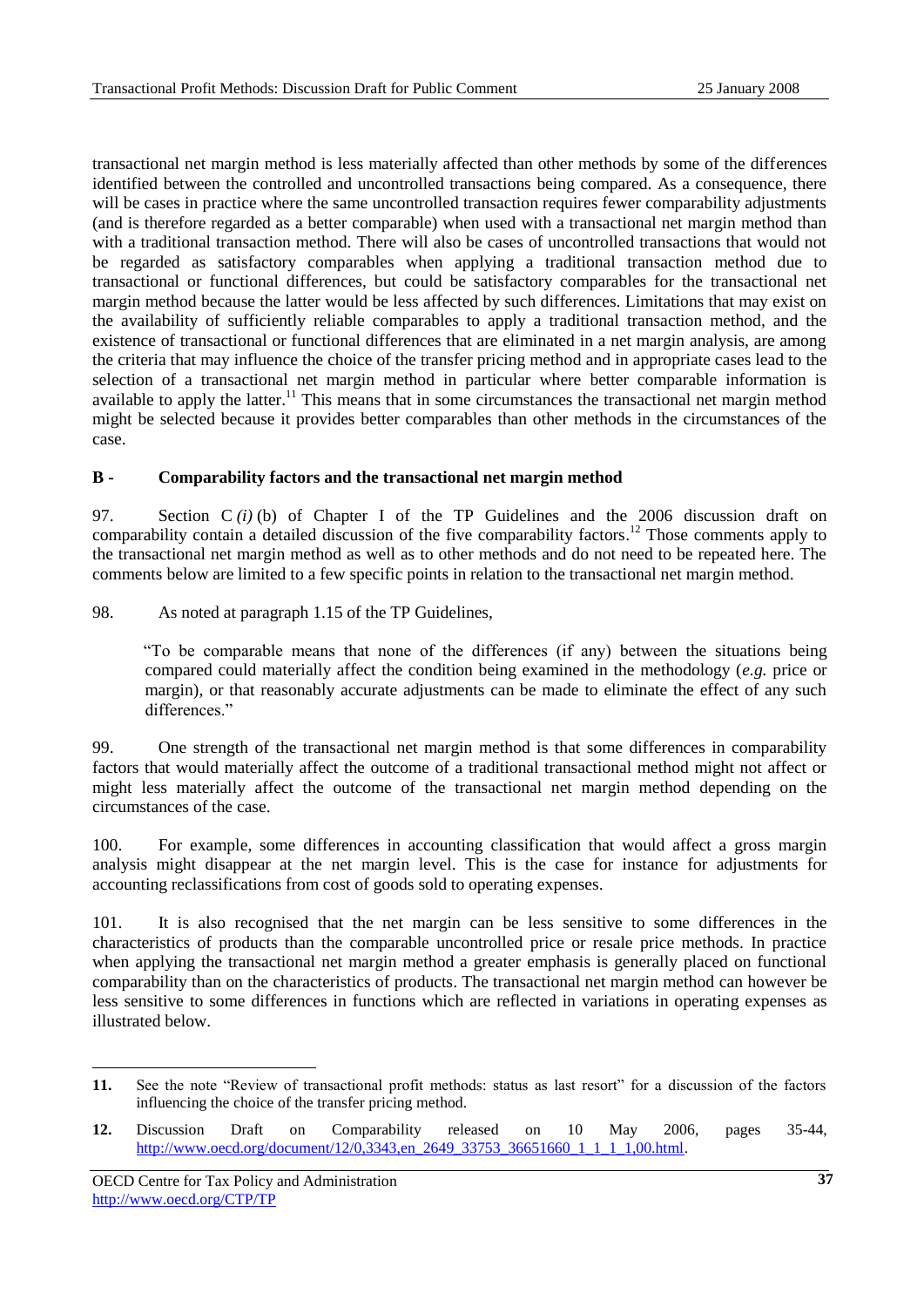transactional net margin method is less materially affected than other methods by some of the differences identified between the controlled and uncontrolled transactions being compared. As a consequence, there will be cases in practice where the same uncontrolled transaction requires fewer comparability adjustments (and is therefore regarded as a better comparable) when used with a transactional net margin method than with a traditional transaction method. There will also be cases of uncontrolled transactions that would not be regarded as satisfactory comparables when applying a traditional transaction method due to transactional or functional differences, but could be satisfactory comparables for the transactional net margin method because the latter would be less affected by such differences. Limitations that may exist on the availability of sufficiently reliable comparables to apply a traditional transaction method, and the existence of transactional or functional differences that are eliminated in a net margin analysis, are among the criteria that may influence the choice of the transfer pricing method and in appropriate cases lead to the selection of a transactional net margin method in particular where better comparable information is available to apply the latter.[11] This means that in some circumstances the transactional net margin method might be selected because it provides better comparables than other methods in the circumstances of the case.

## B - Comparability factors and the transactional net margin method

97. Section C *(i)* (b) of Chapter I of the TP Guidelines and the 2006 discussion draft on comparability contain a detailed discussion of the five comparability factors.[12] Those comments apply to the transactional net margin method as well as to other methods and do not need to be repeated here. The comments below are limited to a few specific points in relation to the transactional net margin method.

98. As noted at paragraph 1.15 of the TP Guidelines,

> "To be comparable means that none of the differences (if any) between the situations being compared could materially affect the condition being examined in the methodology (*e.g.* price or margin), or that reasonably accurate adjustments can be made to eliminate the effect of any such differences."

99. One strength of the transactional net margin method is that some differences in comparability factors that would materially affect the outcome of a traditional transactional method might not affect or might less materially affect the outcome of the transactional net margin method depending on the circumstances of the case.

100. For example, some differences in accounting classification that would affect a gross margin analysis might disappear at the net margin level. This is the case for instance for adjustments for accounting reclassifications from cost of goods sold to operating expenses.

101. It is also recognised that the net margin can be less sensitive to some differences in the characteristics of products than the comparable uncontrolled price or resale price methods. In practice when applying the transactional net margin method a greater emphasis is generally placed on functional comparability than on the characteristics of products. The transactional net margin method can however be less sensitive to some differences in functions which are reflected in variations in operating expenses as illustrated below.

---

**11.** See the note "Review of transactional profit methods: status as last resort" for a discussion of the factors influencing the choice of the transfer pricing method.

**12.** Discussion Draft on Comparability released on 10 May 2006, pages 35-44, http://www.oecd.org/document/12/0,3343,en_2649_33753_36651660_1_1_1_1,00.html.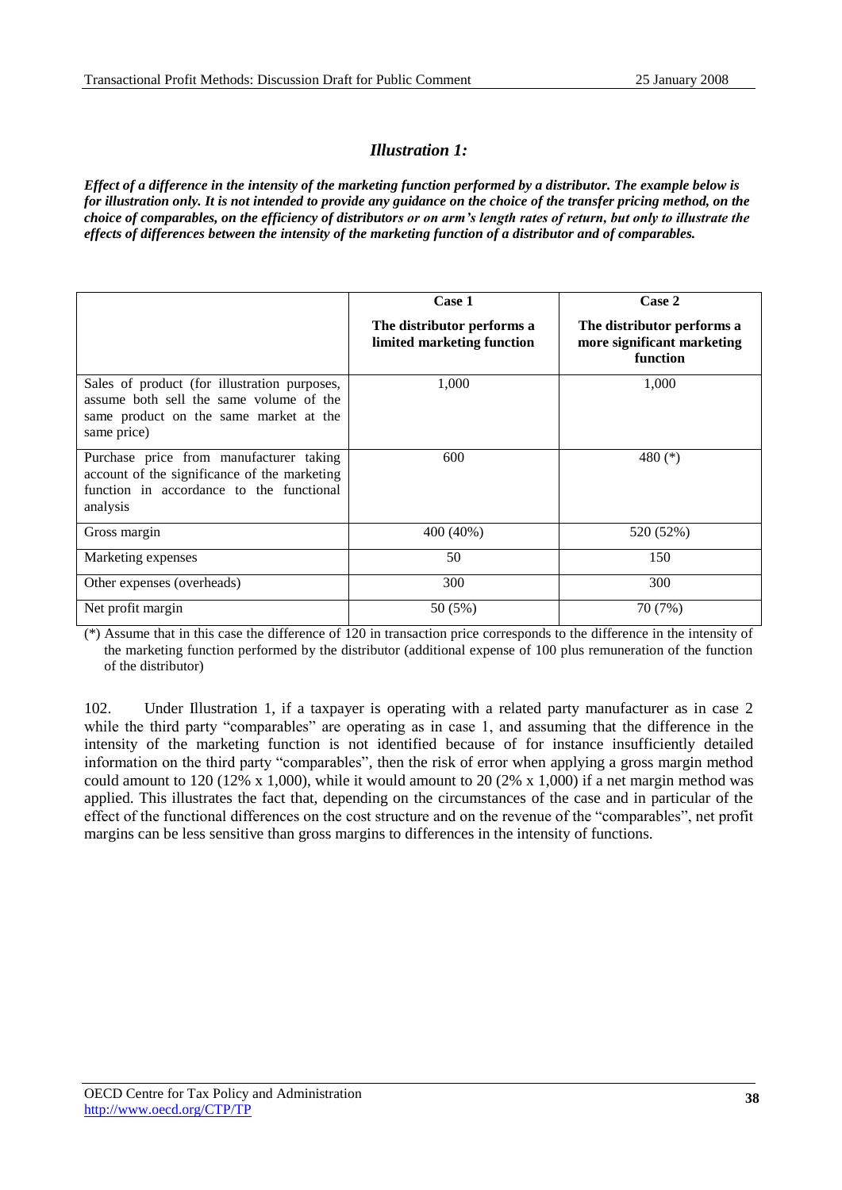### *Illustration 1:*

***Effect of a difference in the intensity of the marketing function performed by a distributor. The example below is for illustration only. It is not intended to provide any guidance on the choice of the transfer pricing method, on the choice of comparables, on the efficiency of distributors or on arm's length rates of return, but only to illustrate the effects of differences between the intensity of the marketing function of a distributor and of comparables.***

| | **Case 1** **The distributor performs a limited marketing function** | **Case 2** **The distributor performs a more significant marketing function** |
|---|---|---|
| Sales of product (for illustration purposes, assume both sell the same volume of the same product on the same market at the same price) | 1,000 | 1,000 |
| Purchase price from manufacturer taking account of the significance of the marketing function in accordance to the functional analysis | 600 | 480 (*) |
| Gross margin | 400 (40%) | 520 (52%) |
| Marketing expenses | 50 | 150 |
| Other expenses (overheads) | 300 | 300 |
| Net profit margin | 50 (5%) | 70 (7%) |

(*) Assume that in this case the difference of 120 in transaction price corresponds to the difference in the intensity of the marketing function performed by the distributor (additional expense of 100 plus remuneration of the function of the distributor)

102. Under Illustration 1, if a taxpayer is operating with a related party manufacturer as in case 2 while the third party "comparables" are operating as in case 1, and assuming that the difference in the intensity of the marketing function is not identified because of for instance insufficiently detailed information on the third party "comparables", then the risk of error when applying a gross margin method could amount to 120 (12% x 1,000), while it would amount to 20 (2% x 1,000) if a net margin method was applied. This illustrates the fact that, depending on the circumstances of the case and in particular of the effect of the functional differences on the cost structure and on the revenue of the "comparables", net profit margins can be less sensitive than gross margins to differences in the intensity of functions.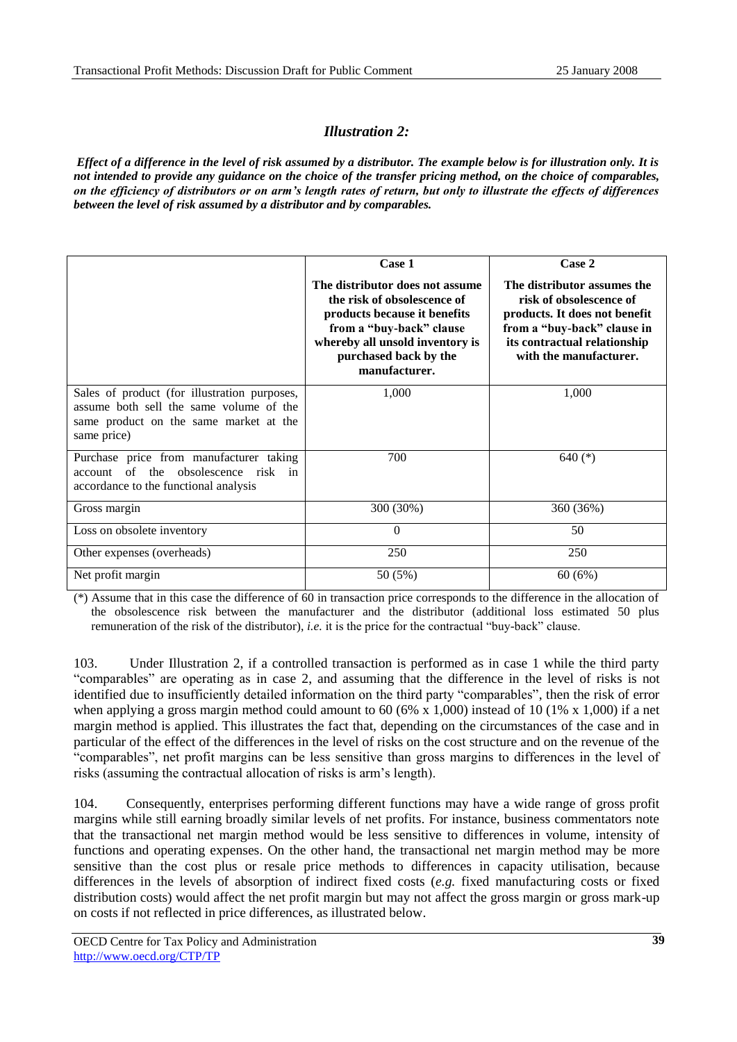### *Illustration 2:*

***Effect of a difference in the level of risk assumed by a distributor. The example below is for illustration only. It is not intended to provide any guidance on the choice of the transfer pricing method, on the choice of comparables, on the efficiency of distributors or on arm's length rates of return, but only to illustrate the effects of differences between the level of risk assumed by a distributor and by comparables.***

| | **Case 1**<br>**The distributor does not assume the risk of obsolescence of products because it benefits from a "buy-back" clause whereby all unsold inventory is purchased back by the manufacturer.** | **Case 2**<br>**The distributor assumes the risk of obsolescence of products. It does not benefit from a "buy-back" clause in its contractual relationship with the manufacturer.** |
|---|---|---|
| Sales of product (for illustration purposes, assume both sell the same volume of the same product on the same market at the same price) | 1,000 | 1,000 |
| Purchase price from manufacturer taking account of the obsolescence risk in accordance to the functional analysis | 700 | 640 (*) |
| Gross margin | 300 (30%) | 360 (36%) |
| Loss on obsolete inventory | 0 | 50 |
| Other expenses (overheads) | 250 | 250 |
| Net profit margin | 50 (5%) | 60 (6%) |

(*) Assume that in this case the difference of 60 in transaction price corresponds to the difference in the allocation of the obsolescence risk between the manufacturer and the distributor (additional loss estimated 50 plus remuneration of the risk of the distributor), *i.e.* it is the price for the contractual "buy-back" clause.

103. Under Illustration 2, if a controlled transaction is performed as in case 1 while the third party "comparables" are operating as in case 2, and assuming that the difference in the level of risks is not identified due to insufficiently detailed information on the third party "comparables", then the risk of error when applying a gross margin method could amount to 60 (6% x 1,000) instead of 10 (1% x 1,000) if a net margin method is applied. This illustrates the fact that, depending on the circumstances of the case and in particular of the effect of the differences in the level of risks on the cost structure and on the revenue of the "comparables", net profit margins can be less sensitive than gross margins to differences in the level of risks (assuming the contractual allocation of risks is arm's length).

104. Consequently, enterprises performing different functions may have a wide range of gross profit margins while still earning broadly similar levels of net profits. For instance, business commentators note that the transactional net margin method would be less sensitive to differences in volume, intensity of functions and operating expenses. On the other hand, the transactional net margin method may be more sensitive than the cost plus or resale price methods to differences in capacity utilisation, because differences in the levels of absorption of indirect fixed costs (*e.g.* fixed manufacturing costs or fixed distribution costs) would affect the net profit margin but may not affect the gross margin or gross mark-up on costs if not reflected in price differences, as illustrated below.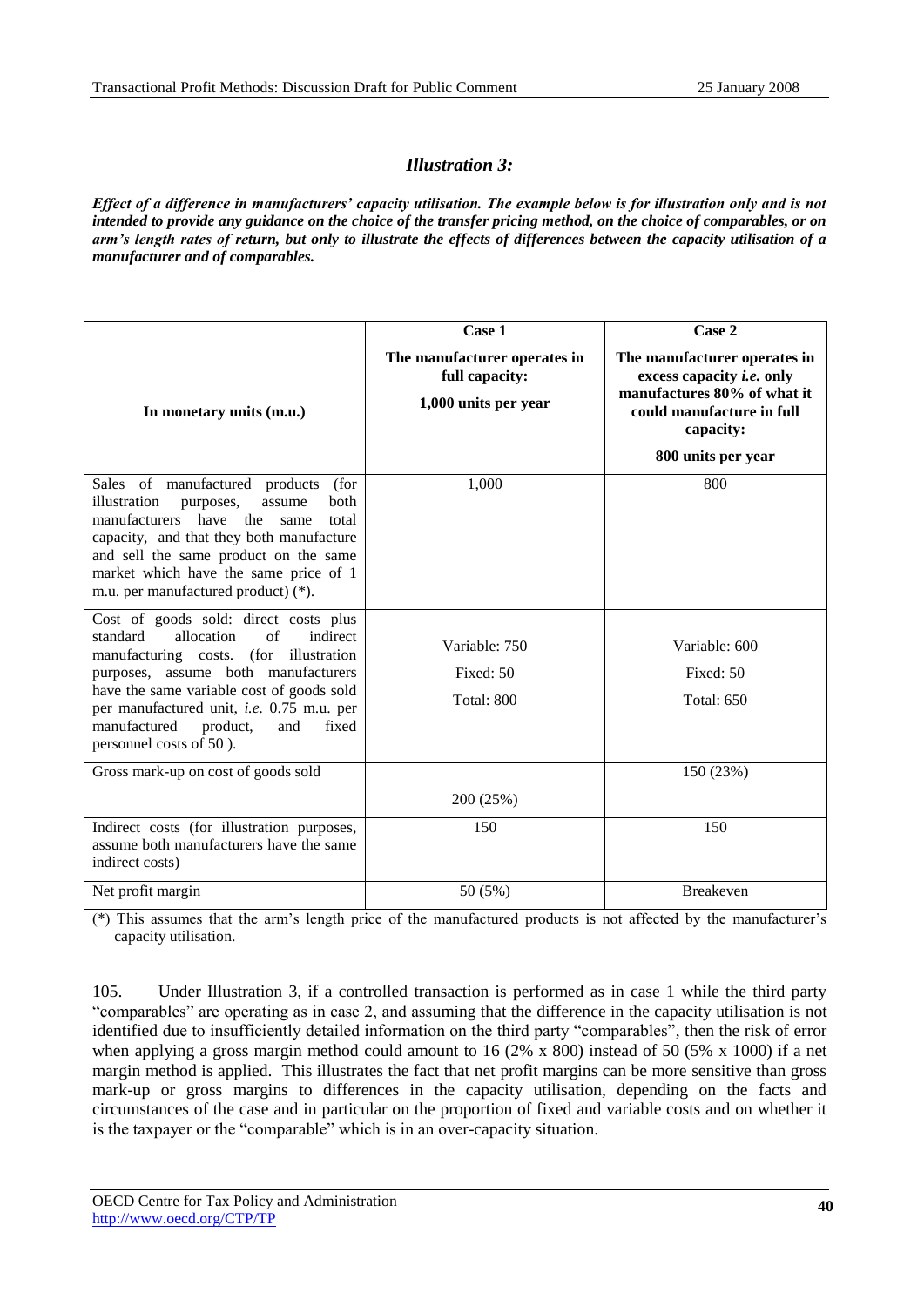## *Illustration 3:*

***Effect of a difference in manufacturers' capacity utilisation. The example below is for illustration only and is not intended to provide any guidance on the choice of the transfer pricing method, on the choice of comparables, or on arm's length rates of return, but only to illustrate the effects of differences between the capacity utilisation of a manufacturer and of comparables.***

| **In monetary units (m.u.)** | **Case 1**<br>**The manufacturer operates in full capacity:**<br>**1,000 units per year** | **Case 2**<br>**The manufacturer operates in excess capacity *i.e.* only manufactures 80% of what it could manufacture in full capacity:**<br>**800 units per year** |
|---|---|---|
| Sales of manufactured products (for illustration purposes, assume both manufacturers have the same total capacity, and that they both manufacture and sell the same product on the same market which have the same price of 1 m.u. per manufactured product) (*). | 1,000 | 800 |
| Cost of goods sold: direct costs plus standard allocation of indirect manufacturing costs. (for illustration purposes, assume both manufacturers have the same variable cost of goods sold per manufactured unit, *i.e.* 0.75 m.u. per manufactured product, and fixed personnel costs of 50 ). | Variable: 750<br>Fixed: 50<br>Total: 800 | Variable: 600<br>Fixed: 50<br>Total: 650 |
| Gross mark-up on cost of goods sold | 200 (25%) | 150 (23%) |
| Indirect costs (for illustration purposes, assume both manufacturers have the same indirect costs) | 150 | 150 |
| Net profit margin | 50 (5%) | Breakeven |

(*) This assumes that the arm's length price of the manufactured products is not affected by the manufacturer's capacity utilisation.

105. Under Illustration 3, if a controlled transaction is performed as in case 1 while the third party "comparables" are operating as in case 2, and assuming that the difference in the capacity utilisation is not identified due to insufficiently detailed information on the third party "comparables", then the risk of error when applying a gross margin method could amount to 16 (2% x 800) instead of 50 (5% x 1000) if a net margin method is applied. This illustrates the fact that net profit margins can be more sensitive than gross mark-up or gross margins to differences in the capacity utilisation, depending on the facts and circumstances of the case and in particular on the proportion of fixed and variable costs and on whether it is the taxpayer or the "comparable" which is in an over-capacity situation.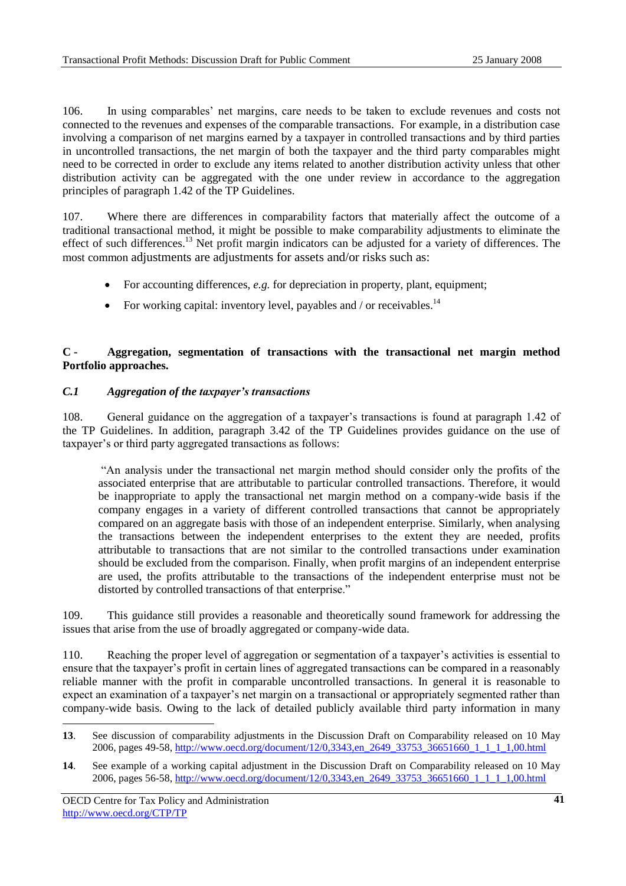106. In using comparables' net margins, care needs to be taken to exclude revenues and costs not connected to the revenues and expenses of the comparable transactions. For example, in a distribution case involving a comparison of net margins earned by a taxpayer in controlled transactions and by third parties in uncontrolled transactions, the net margin of both the taxpayer and the third party comparables might need to be corrected in order to exclude any items related to another distribution activity unless that other distribution activity can be aggregated with the one under review in accordance to the aggregation principles of paragraph 1.42 of the TP Guidelines.

107. Where there are differences in comparability factors that materially affect the outcome of a traditional transactional method, it might be possible to make comparability adjustments to eliminate the effect of such differences.[13] Net profit margin indicators can be adjusted for a variety of differences. The most common adjustments are adjustments for assets and/or risks such as:

- For accounting differences, *e.g.* for depreciation in property, plant, equipment;
- For working capital: inventory level, payables and / or receivables.[14]

## C - Aggregation, segmentation of transactions with the transactional net margin method Portfolio approaches.

### *C.1 Aggregation of the taxpayer's transactions*

108. General guidance on the aggregation of a taxpayer's transactions is found at paragraph 1.42 of the TP Guidelines. In addition, paragraph 3.42 of the TP Guidelines provides guidance on the use of taxpayer's or third party aggregated transactions as follows:

> "An analysis under the transactional net margin method should consider only the profits of the associated enterprise that are attributable to particular controlled transactions. Therefore, it would be inappropriate to apply the transactional net margin method on a company-wide basis if the company engages in a variety of different controlled transactions that cannot be appropriately compared on an aggregate basis with those of an independent enterprise. Similarly, when analysing the transactions between the independent enterprises to the extent they are needed, profits attributable to transactions that are not similar to the controlled transactions under examination should be excluded from the comparison. Finally, when profit margins of an independent enterprise are used, the profits attributable to the transactions of the independent enterprise must not be distorted by controlled transactions of that enterprise."

109. This guidance still provides a reasonable and theoretically sound framework for addressing the issues that arise from the use of broadly aggregated or company-wide data.

110. Reaching the proper level of aggregation or segmentation of a taxpayer's activities is essential to ensure that the taxpayer's profit in certain lines of aggregated transactions can be compared in a reasonably reliable manner with the profit in comparable uncontrolled transactions. In general it is reasonable to expect an examination of a taxpayer's net margin on a transactional or appropriately segmented rather than company-wide basis. Owing to the lack of detailed publicly available third party information in many

---

**13**. See discussion of comparability adjustments in the Discussion Draft on Comparability released on 10 May 2006, pages 49-58, http://www.oecd.org/document/12/0,3343,en_2649_33753_36651660_1_1_1_1,00.html

**14**. See example of a working capital adjustment in the Discussion Draft on Comparability released on 10 May 2006, pages 56-58, http://www.oecd.org/document/12/0,3343,en_2649_33753_36651660_1_1_1_1,00.html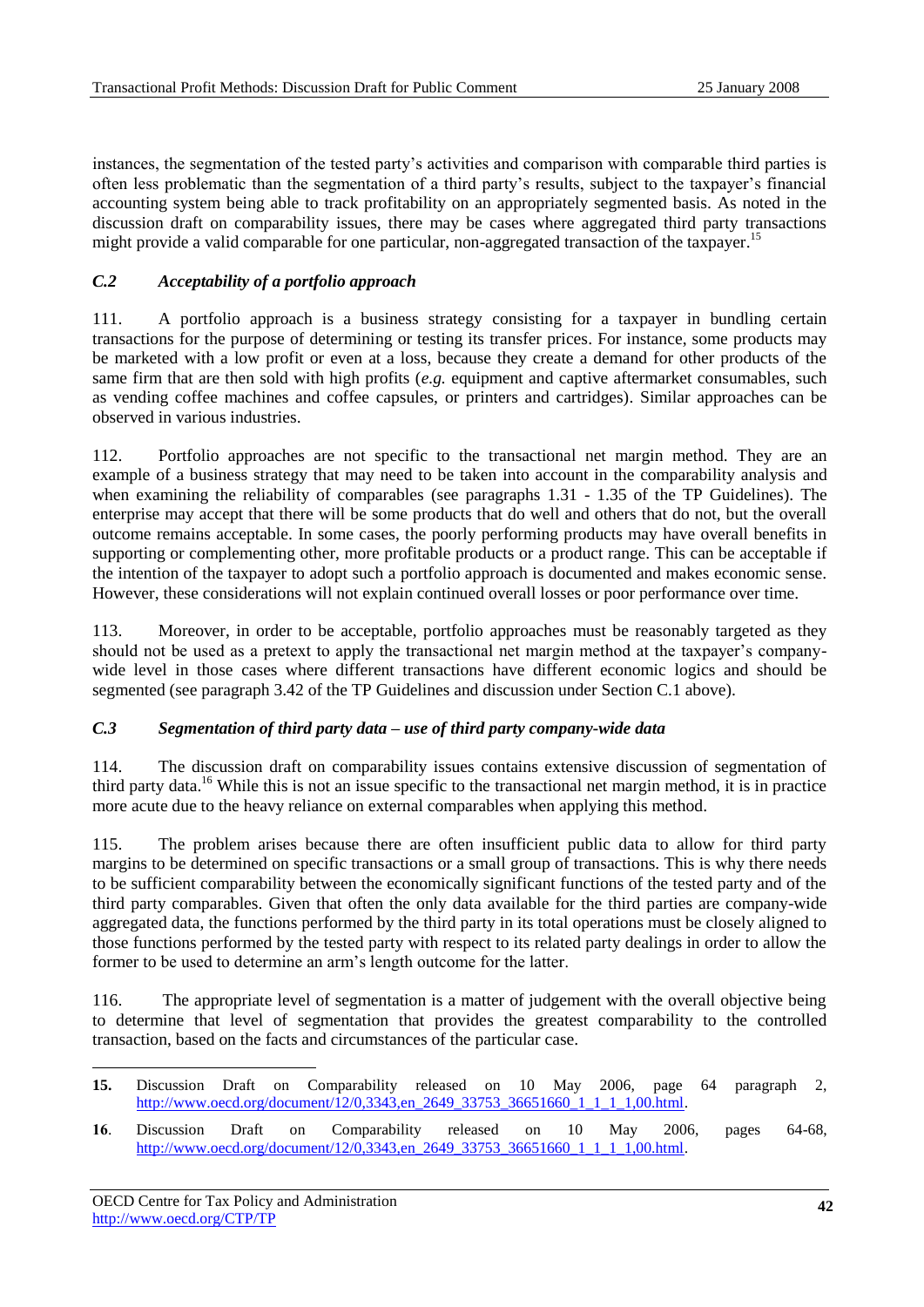instances, the segmentation of the tested party's activities and comparison with comparable third parties is often less problematic than the segmentation of a third party's results, subject to the taxpayer's financial accounting system being able to track profitability on an appropriately segmented basis. As noted in the discussion draft on comparability issues, there may be cases where aggregated third party transactions might provide a valid comparable for one particular, non-aggregated transaction of the taxpayer.[15]

### *C.2 Acceptability of a portfolio approach*

111. A portfolio approach is a business strategy consisting for a taxpayer in bundling certain transactions for the purpose of determining or testing its transfer prices. For instance, some products may be marketed with a low profit or even at a loss, because they create a demand for other products of the same firm that are then sold with high profits (*e.g.* equipment and captive aftermarket consumables, such as vending coffee machines and coffee capsules, or printers and cartridges). Similar approaches can be observed in various industries.

112. Portfolio approaches are not specific to the transactional net margin method. They are an example of a business strategy that may need to be taken into account in the comparability analysis and when examining the reliability of comparables (see paragraphs 1.31 - 1.35 of the TP Guidelines). The enterprise may accept that there will be some products that do well and others that do not, but the overall outcome remains acceptable. In some cases, the poorly performing products may have overall benefits in supporting or complementing other, more profitable products or a product range. This can be acceptable if the intention of the taxpayer to adopt such a portfolio approach is documented and makes economic sense. However, these considerations will not explain continued overall losses or poor performance over time.

113. Moreover, in order to be acceptable, portfolio approaches must be reasonably targeted as they should not be used as a pretext to apply the transactional net margin method at the taxpayer's company-wide level in those cases where different transactions have different economic logics and should be segmented (see paragraph 3.42 of the TP Guidelines and discussion under Section C.1 above).

### *C.3 Segmentation of third party data – use of third party company-wide data*

114. The discussion draft on comparability issues contains extensive discussion of segmentation of third party data.[16] While this is not an issue specific to the transactional net margin method, it is in practice more acute due to the heavy reliance on external comparables when applying this method.

115. The problem arises because there are often insufficient public data to allow for third party margins to be determined on specific transactions or a small group of transactions. This is why there needs to be sufficient comparability between the economically significant functions of the tested party and of the third party comparables. Given that often the only data available for the third parties are company-wide aggregated data, the functions performed by the third party in its total operations must be closely aligned to those functions performed by the tested party with respect to its related party dealings in order to allow the former to be used to determine an arm's length outcome for the latter.

116. The appropriate level of segmentation is a matter of judgement with the overall objective being to determine that level of segmentation that provides the greatest comparability to the controlled transaction, based on the facts and circumstances of the particular case.

---

**15.** Discussion Draft on Comparability released on 10 May 2006, page 64 paragraph 2, http://www.oecd.org/document/12/0,3343,en_2649_33753_36651660_1_1_1_1,00.html.

**16**. Discussion Draft on Comparability released on 10 May 2006, pages 64-68, http://www.oecd.org/document/12/0,3343,en_2649_33753_36651660_1_1_1_1,00.html.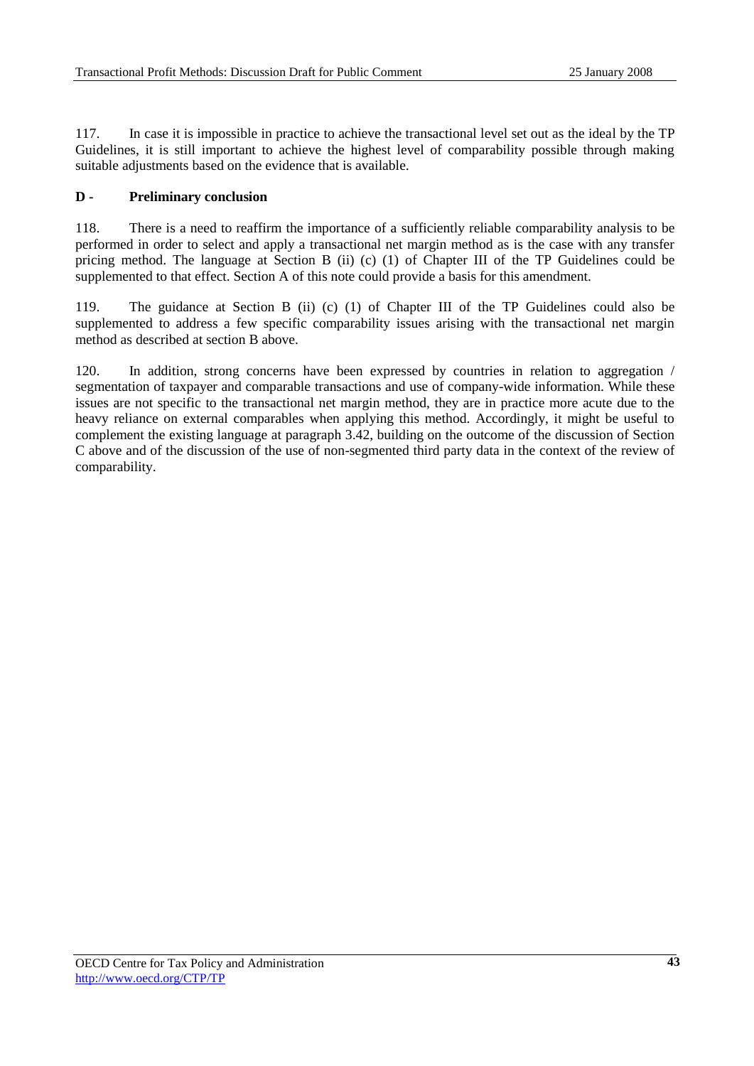117. In case it is impossible in practice to achieve the transactional level set out as the ideal by the TP Guidelines, it is still important to achieve the highest level of comparability possible through making suitable adjustments based on the evidence that is available.

**D - Preliminary conclusion**

118. There is a need to reaffirm the importance of a sufficiently reliable comparability analysis to be performed in order to select and apply a transactional net margin method as is the case with any transfer pricing method. The language at Section B (ii) (c) (1) of Chapter III of the TP Guidelines could be supplemented to that effect. Section A of this note could provide a basis for this amendment.

119. The guidance at Section B (ii) (c) (1) of Chapter III of the TP Guidelines could also be supplemented to address a few specific comparability issues arising with the transactional net margin method as described at section B above.

120. In addition, strong concerns have been expressed by countries in relation to aggregation / segmentation of taxpayer and comparable transactions and use of company-wide information. While these issues are not specific to the transactional net margin method, they are in practice more acute due to the heavy reliance on external comparables when applying this method. Accordingly, it might be useful to complement the existing language at paragraph 3.42, building on the outcome of the discussion of Section C above and of the discussion of the use of non-segmented third party data in the context of the review of comparability.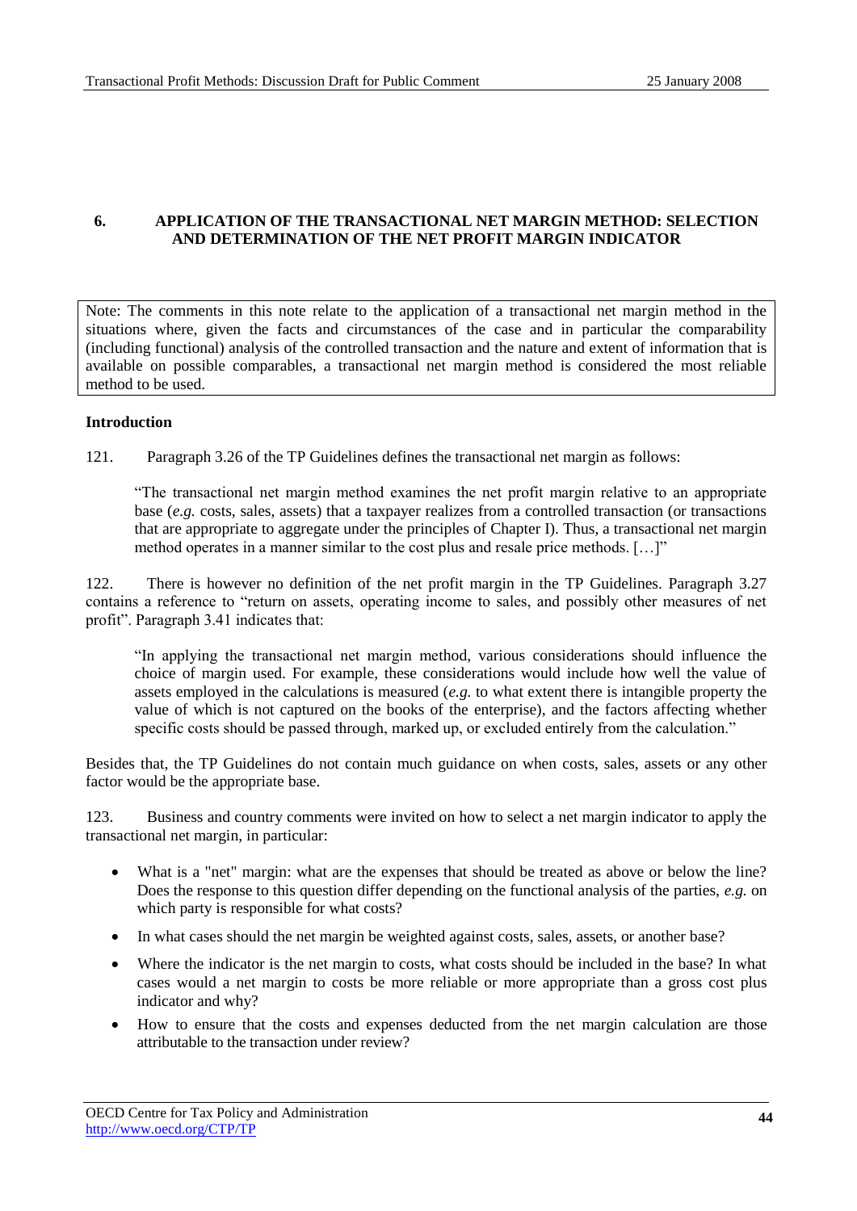## 6. APPLICATION OF THE TRANSACTIONAL NET MARGIN METHOD: SELECTION AND DETERMINATION OF THE NET PROFIT MARGIN INDICATOR

Note: The comments in this note relate to the application of a transactional net margin method in the situations where, given the facts and circumstances of the case and in particular the comparability (including functional) analysis of the controlled transaction and the nature and extent of information that is available on possible comparables, a transactional net margin method is considered the most reliable method to be used.

### Introduction

121. Paragraph 3.26 of the TP Guidelines defines the transactional net margin as follows:

> "The transactional net margin method examines the net profit margin relative to an appropriate base (*e.g.* costs, sales, assets) that a taxpayer realizes from a controlled transaction (or transactions that are appropriate to aggregate under the principles of Chapter I). Thus, a transactional net margin method operates in a manner similar to the cost plus and resale price methods. […]"

122. There is however no definition of the net profit margin in the TP Guidelines. Paragraph 3.27 contains a reference to "return on assets, operating income to sales, and possibly other measures of net profit". Paragraph 3.41 indicates that:

> "In applying the transactional net margin method, various considerations should influence the choice of margin used. For example, these considerations would include how well the value of assets employed in the calculations is measured (*e.g.* to what extent there is intangible property the value of which is not captured on the books of the enterprise), and the factors affecting whether specific costs should be passed through, marked up, or excluded entirely from the calculation."

Besides that, the TP Guidelines do not contain much guidance on when costs, sales, assets or any other factor would be the appropriate base.

123. Business and country comments were invited on how to select a net margin indicator to apply the transactional net margin, in particular:

- What is a "net" margin: what are the expenses that should be treated as above or below the line? Does the response to this question differ depending on the functional analysis of the parties, *e.g.* on which party is responsible for what costs?
- In what cases should the net margin be weighted against costs, sales, assets, or another base?
- Where the indicator is the net margin to costs, what costs should be included in the base? In what cases would a net margin to costs be more reliable or more appropriate than a gross cost plus indicator and why?
- How to ensure that the costs and expenses deducted from the net margin calculation are those attributable to the transaction under review?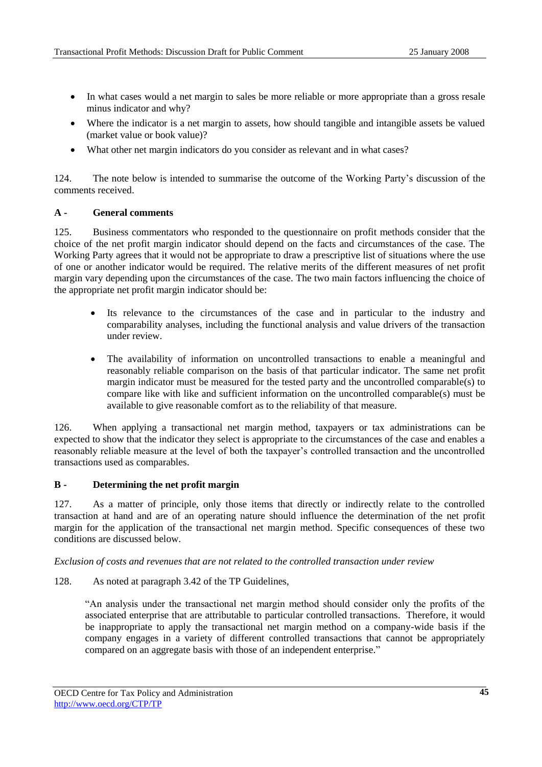- In what cases would a net margin to sales be more reliable or more appropriate than a gross resale minus indicator and why?
- Where the indicator is a net margin to assets, how should tangible and intangible assets be valued (market value or book value)?
- What other net margin indicators do you consider as relevant and in what cases?

124. The note below is intended to summarise the outcome of the Working Party's discussion of the comments received.

**A - General comments**

125. Business commentators who responded to the questionnaire on profit methods consider that the choice of the net profit margin indicator should depend on the facts and circumstances of the case. The Working Party agrees that it would not be appropriate to draw a prescriptive list of situations where the use of one or another indicator would be required. The relative merits of the different measures of net profit margin vary depending upon the circumstances of the case. The two main factors influencing the choice of the appropriate net profit margin indicator should be:

- Its relevance to the circumstances of the case and in particular to the industry and comparability analyses, including the functional analysis and value drivers of the transaction under review.
- The availability of information on uncontrolled transactions to enable a meaningful and reasonably reliable comparison on the basis of that particular indicator. The same net profit margin indicator must be measured for the tested party and the uncontrolled comparable(s) to compare like with like and sufficient information on the uncontrolled comparable(s) must be available to give reasonable comfort as to the reliability of that measure.

126. When applying a transactional net margin method, taxpayers or tax administrations can be expected to show that the indicator they select is appropriate to the circumstances of the case and enables a reasonably reliable measure at the level of both the taxpayer's controlled transaction and the uncontrolled transactions used as comparables.

**B - Determining the net profit margin**

127. As a matter of principle, only those items that directly or indirectly relate to the controlled transaction at hand and are of an operating nature should influence the determination of the net profit margin for the application of the transactional net margin method. Specific consequences of these two conditions are discussed below.

*Exclusion of costs and revenues that are not related to the controlled transaction under review*

128. As noted at paragraph 3.42 of the TP Guidelines,

> "An analysis under the transactional net margin method should consider only the profits of the associated enterprise that are attributable to particular controlled transactions. Therefore, it would be inappropriate to apply the transactional net margin method on a company-wide basis if the company engages in a variety of different controlled transactions that cannot be appropriately compared on an aggregate basis with those of an independent enterprise."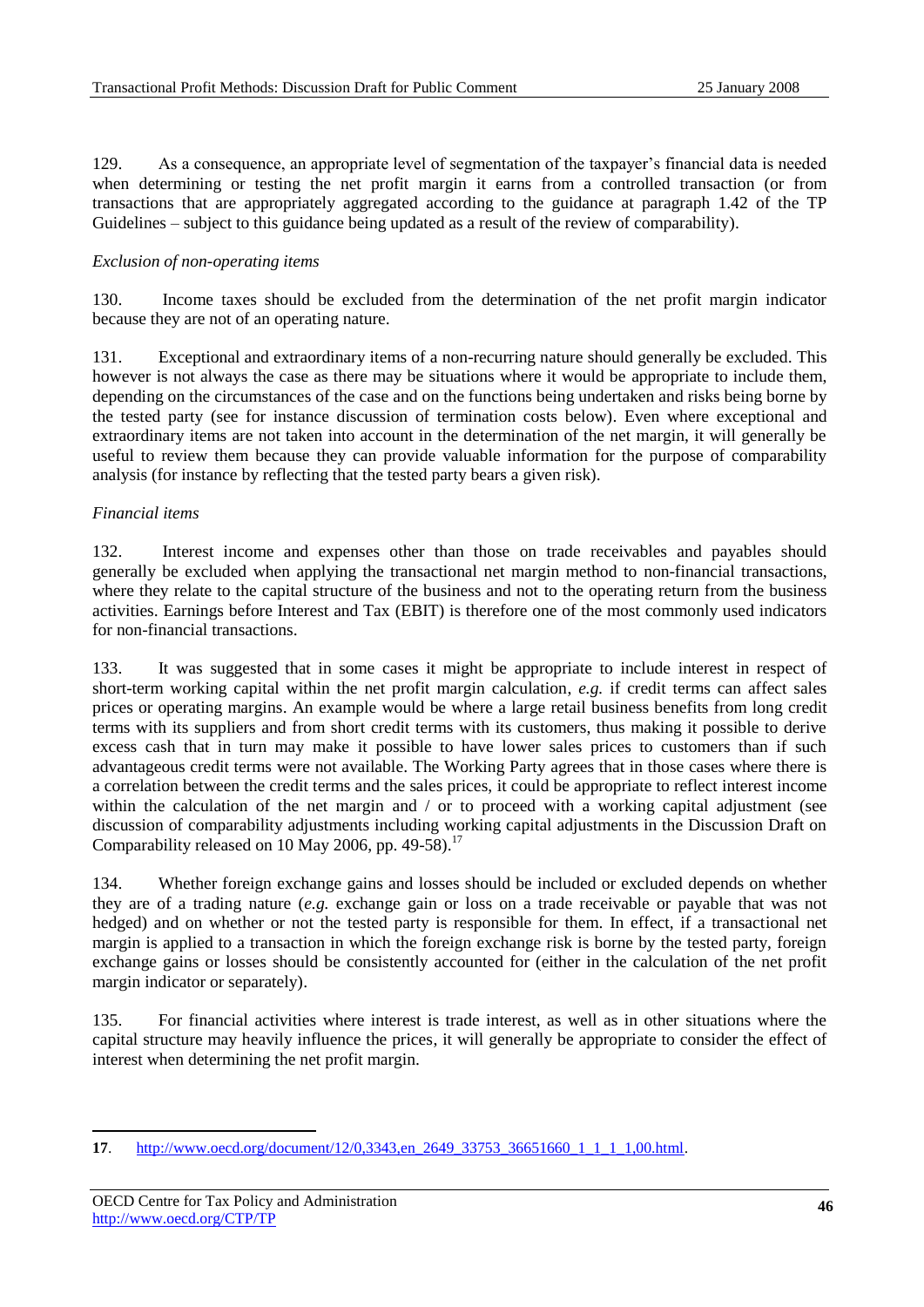129. As a consequence, an appropriate level of segmentation of the taxpayer's financial data is needed when determining or testing the net profit margin it earns from a controlled transaction (or from transactions that are appropriately aggregated according to the guidance at paragraph 1.42 of the TP Guidelines – subject to this guidance being updated as a result of the review of comparability).

*Exclusion of non-operating items*

130. Income taxes should be excluded from the determination of the net profit margin indicator because they are not of an operating nature.

131. Exceptional and extraordinary items of a non-recurring nature should generally be excluded. This however is not always the case as there may be situations where it would be appropriate to include them, depending on the circumstances of the case and on the functions being undertaken and risks being borne by the tested party (see for instance discussion of termination costs below). Even where exceptional and extraordinary items are not taken into account in the determination of the net margin, it will generally be useful to review them because they can provide valuable information for the purpose of comparability analysis (for instance by reflecting that the tested party bears a given risk).

*Financial items*

132. Interest income and expenses other than those on trade receivables and payables should generally be excluded when applying the transactional net margin method to non-financial transactions, where they relate to the capital structure of the business and not to the operating return from the business activities. Earnings before Interest and Tax (EBIT) is therefore one of the most commonly used indicators for non-financial transactions.

133. It was suggested that in some cases it might be appropriate to include interest in respect of short-term working capital within the net profit margin calculation, *e.g.* if credit terms can affect sales prices or operating margins. An example would be where a large retail business benefits from long credit terms with its suppliers and from short credit terms with its customers, thus making it possible to derive excess cash that in turn may make it possible to have lower sales prices to customers than if such advantageous credit terms were not available. The Working Party agrees that in those cases where there is a correlation between the credit terms and the sales prices, it could be appropriate to reflect interest income within the calculation of the net margin and / or to proceed with a working capital adjustment (see discussion of comparability adjustments including working capital adjustments in the Discussion Draft on Comparability released on 10 May 2006, pp. 49-58).[17]

134. Whether foreign exchange gains and losses should be included or excluded depends on whether they are of a trading nature (*e.g.* exchange gain or loss on a trade receivable or payable that was not hedged) and on whether or not the tested party is responsible for them. In effect, if a transactional net margin is applied to a transaction in which the foreign exchange risk is borne by the tested party, foreign exchange gains or losses should be consistently accounted for (either in the calculation of the net profit margin indicator or separately).

135. For financial activities where interest is trade interest, as well as in other situations where the capital structure may heavily influence the prices, it will generally be appropriate to consider the effect of interest when determining the net profit margin.

---

**17**. http://www.oecd.org/document/12/0,3343,en_2649_33753_36651660_1_1_1_1,00.html.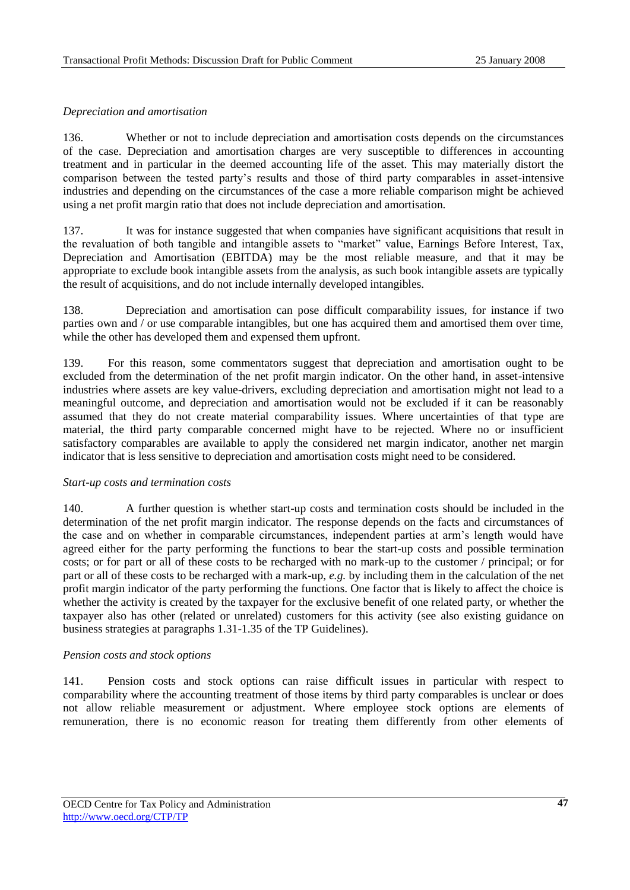*Depreciation and amortisation*

136. Whether or not to include depreciation and amortisation costs depends on the circumstances of the case. Depreciation and amortisation charges are very susceptible to differences in accounting treatment and in particular in the deemed accounting life of the asset. This may materially distort the comparison between the tested party's results and those of third party comparables in asset-intensive industries and depending on the circumstances of the case a more reliable comparison might be achieved using a net profit margin ratio that does not include depreciation and amortisation.

137. It was for instance suggested that when companies have significant acquisitions that result in the revaluation of both tangible and intangible assets to "market" value, Earnings Before Interest, Tax, Depreciation and Amortisation (EBITDA) may be the most reliable measure, and that it may be appropriate to exclude book intangible assets from the analysis, as such book intangible assets are typically the result of acquisitions, and do not include internally developed intangibles.

138. Depreciation and amortisation can pose difficult comparability issues, for instance if two parties own and / or use comparable intangibles, but one has acquired them and amortised them over time, while the other has developed them and expensed them upfront.

139. For this reason, some commentators suggest that depreciation and amortisation ought to be excluded from the determination of the net profit margin indicator. On the other hand, in asset-intensive industries where assets are key value-drivers, excluding depreciation and amortisation might not lead to a meaningful outcome, and depreciation and amortisation would not be excluded if it can be reasonably assumed that they do not create material comparability issues. Where uncertainties of that type are material, the third party comparable concerned might have to be rejected. Where no or insufficient satisfactory comparables are available to apply the considered net margin indicator, another net margin indicator that is less sensitive to depreciation and amortisation costs might need to be considered.

*Start-up costs and termination costs*

140. A further question is whether start-up costs and termination costs should be included in the determination of the net profit margin indicator. The response depends on the facts and circumstances of the case and on whether in comparable circumstances, independent parties at arm's length would have agreed either for the party performing the functions to bear the start-up costs and possible termination costs; or for part or all of these costs to be recharged with no mark-up to the customer / principal; or for part or all of these costs to be recharged with a mark-up, *e.g.* by including them in the calculation of the net profit margin indicator of the party performing the functions. One factor that is likely to affect the choice is whether the activity is created by the taxpayer for the exclusive benefit of one related party, or whether the taxpayer also has other (related or unrelated) customers for this activity (see also existing guidance on business strategies at paragraphs 1.31-1.35 of the TP Guidelines).

*Pension costs and stock options*

141. Pension costs and stock options can raise difficult issues in particular with respect to comparability where the accounting treatment of those items by third party comparables is unclear or does not allow reliable measurement or adjustment. Where employee stock options are elements of remuneration, there is no economic reason for treating them differently from other elements of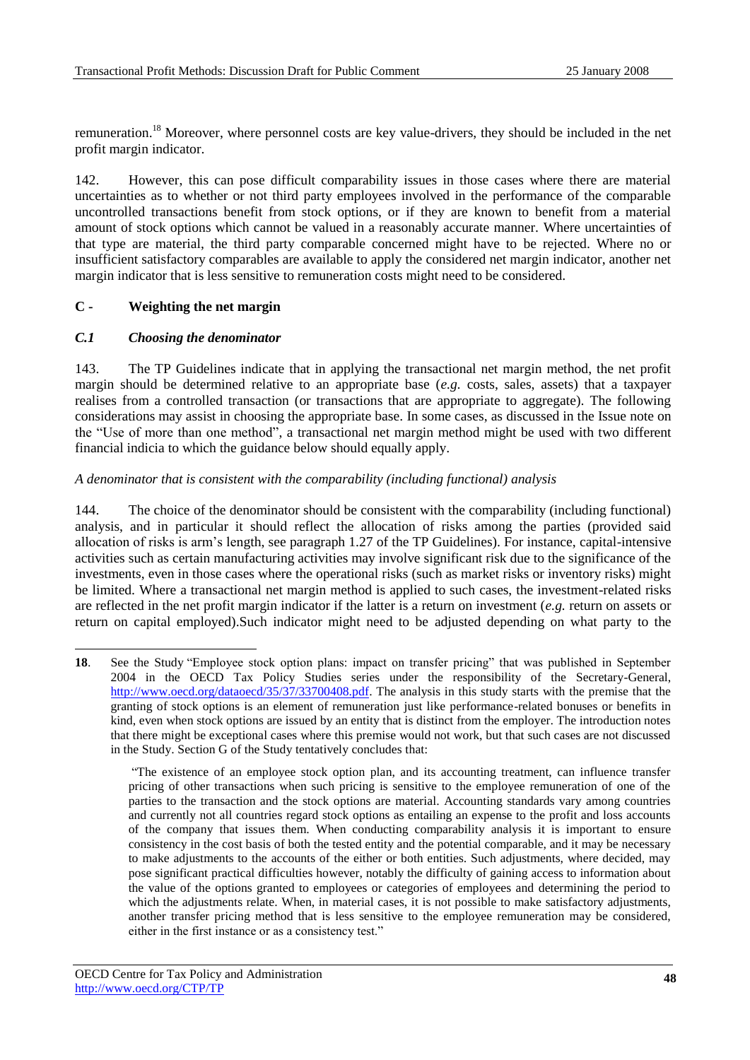remuneration.[18] Moreover, where personnel costs are key value-drivers, they should be included in the net profit margin indicator.

142. However, this can pose difficult comparability issues in those cases where there are material uncertainties as to whether or not third party employees involved in the performance of the comparable uncontrolled transactions benefit from stock options, or if they are known to benefit from a material amount of stock options which cannot be valued in a reasonably accurate manner. Where uncertainties of that type are material, the third party comparable concerned might have to be rejected. Where no or insufficient satisfactory comparables are available to apply the considered net margin indicator, another net margin indicator that is less sensitive to remuneration costs might need to be considered.

## C - Weighting the net margin

### *C.1 Choosing the denominator*

143. The TP Guidelines indicate that in applying the transactional net margin method, the net profit margin should be determined relative to an appropriate base (*e.g.* costs, sales, assets) that a taxpayer realises from a controlled transaction (or transactions that are appropriate to aggregate). The following considerations may assist in choosing the appropriate base. In some cases, as discussed in the Issue note on the "Use of more than one method", a transactional net margin method might be used with two different financial indicia to which the guidance below should equally apply.

*A denominator that is consistent with the comparability (including functional) analysis*

144. The choice of the denominator should be consistent with the comparability (including functional) analysis, and in particular it should reflect the allocation of risks among the parties (provided said allocation of risks is arm's length, see paragraph 1.27 of the TP Guidelines). For instance, capital-intensive activities such as certain manufacturing activities may involve significant risk due to the significance of the investments, even in those cases where the operational risks (such as market risks or inventory risks) might be limited. Where a transactional net margin method is applied to such cases, the investment-related risks are reflected in the net profit margin indicator if the latter is a return on investment (*e.g.* return on assets or return on capital employed).Such indicator might need to be adjusted depending on what party to the

---

**18**. See the Study "Employee stock option plans: impact on transfer pricing" that was published in September 2004 in the OECD Tax Policy Studies series under the responsibility of the Secretary-General, http://www.oecd.org/dataoecd/35/37/33700408.pdf. The analysis in this study starts with the premise that the granting of stock options is an element of remuneration just like performance-related bonuses or benefits in kind, even when stock options are issued by an entity that is distinct from the employer. The introduction notes that there might be exceptional cases where this premise would not work, but that such cases are not discussed in the Study. Section G of the Study tentatively concludes that:

> "The existence of an employee stock option plan, and its accounting treatment, can influence transfer pricing of other transactions when such pricing is sensitive to the employee remuneration of one of the parties to the transaction and the stock options are material. Accounting standards vary among countries and currently not all countries regard stock options as entailing an expense to the profit and loss accounts of the company that issues them. When conducting comparability analysis it is important to ensure consistency in the cost basis of both the tested entity and the potential comparable, and it may be necessary to make adjustments to the accounts of the either or both entities. Such adjustments, where decided, may pose significant practical difficulties however, notably the difficulty of gaining access to information about the value of the options granted to employees or categories of employees and determining the period to which the adjustments relate. When, in material cases, it is not possible to make satisfactory adjustments, another transfer pricing method that is less sensitive to the employee remuneration may be considered, either in the first instance or as a consistency test."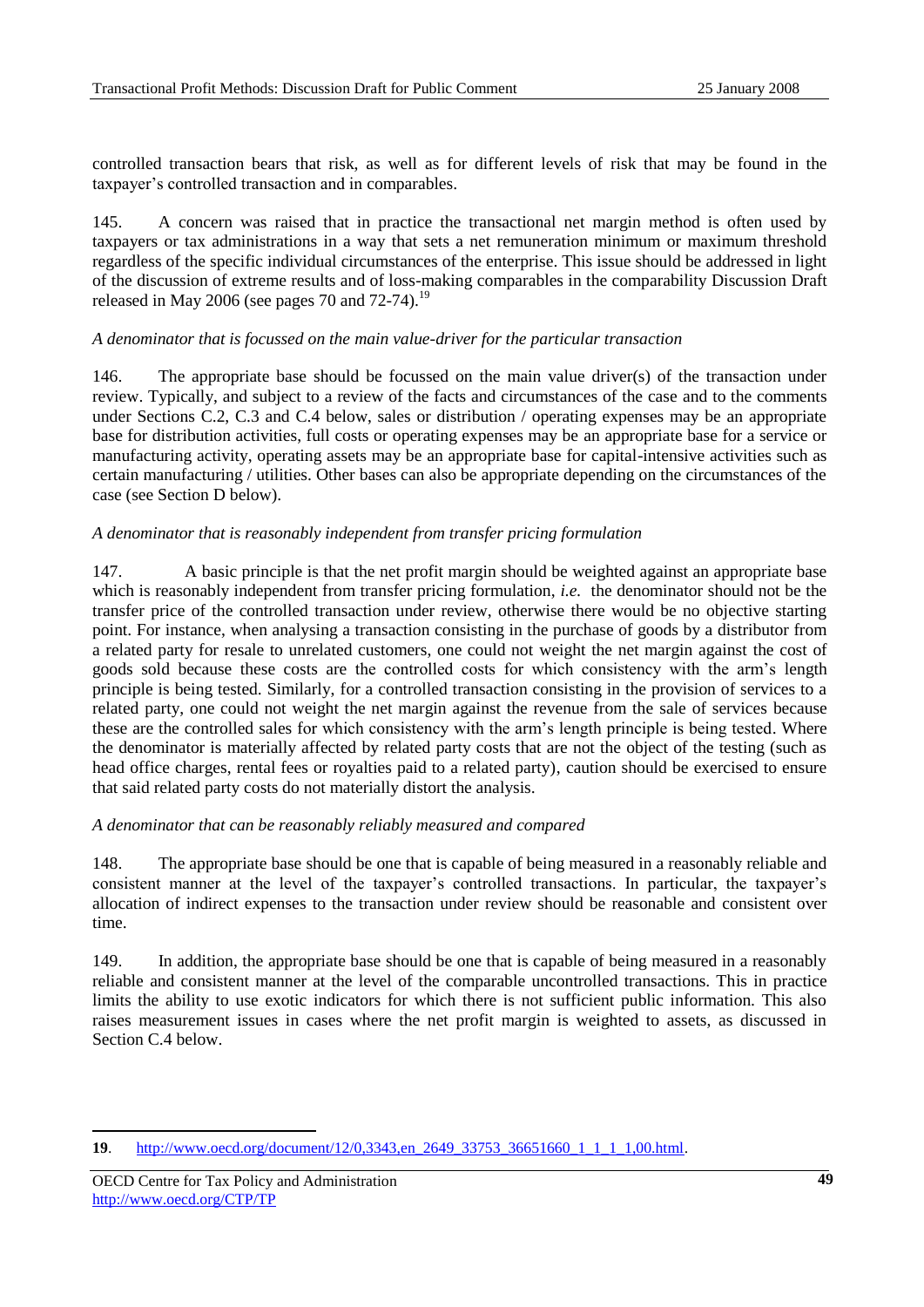controlled transaction bears that risk, as well as for different levels of risk that may be found in the taxpayer's controlled transaction and in comparables.

145. A concern was raised that in practice the transactional net margin method is often used by taxpayers or tax administrations in a way that sets a net remuneration minimum or maximum threshold regardless of the specific individual circumstances of the enterprise. This issue should be addressed in light of the discussion of extreme results and of loss-making comparables in the comparability Discussion Draft released in May 2006 (see pages 70 and 72-74).[19]

*A denominator that is focussed on the main value-driver for the particular transaction*

146. The appropriate base should be focussed on the main value driver(s) of the transaction under review. Typically, and subject to a review of the facts and circumstances of the case and to the comments under Sections C.2, C.3 and C.4 below, sales or distribution / operating expenses may be an appropriate base for distribution activities, full costs or operating expenses may be an appropriate base for a service or manufacturing activity, operating assets may be an appropriate base for capital-intensive activities such as certain manufacturing / utilities. Other bases can also be appropriate depending on the circumstances of the case (see Section D below).

*A denominator that is reasonably independent from transfer pricing formulation*

147. A basic principle is that the net profit margin should be weighted against an appropriate base which is reasonably independent from transfer pricing formulation, *i.e.* the denominator should not be the transfer price of the controlled transaction under review, otherwise there would be no objective starting point. For instance, when analysing a transaction consisting in the purchase of goods by a distributor from a related party for resale to unrelated customers, one could not weight the net margin against the cost of goods sold because these costs are the controlled costs for which consistency with the arm's length principle is being tested. Similarly, for a controlled transaction consisting in the provision of services to a related party, one could not weight the net margin against the revenue from the sale of services because these are the controlled sales for which consistency with the arm's length principle is being tested. Where the denominator is materially affected by related party costs that are not the object of the testing (such as head office charges, rental fees or royalties paid to a related party), caution should be exercised to ensure that said related party costs do not materially distort the analysis.

*A denominator that can be reasonably reliably measured and compared*

148. The appropriate base should be one that is capable of being measured in a reasonably reliable and consistent manner at the level of the taxpayer's controlled transactions. In particular, the taxpayer's allocation of indirect expenses to the transaction under review should be reasonable and consistent over time.

149. In addition, the appropriate base should be one that is capable of being measured in a reasonably reliable and consistent manner at the level of the comparable uncontrolled transactions. This in practice limits the ability to use exotic indicators for which there is not sufficient public information. This also raises measurement issues in cases where the net profit margin is weighted to assets, as discussed in Section C.4 below.

---

**19**. http://www.oecd.org/document/12/0,3343,en_2649_33753_36651660_1_1_1_1,00.html.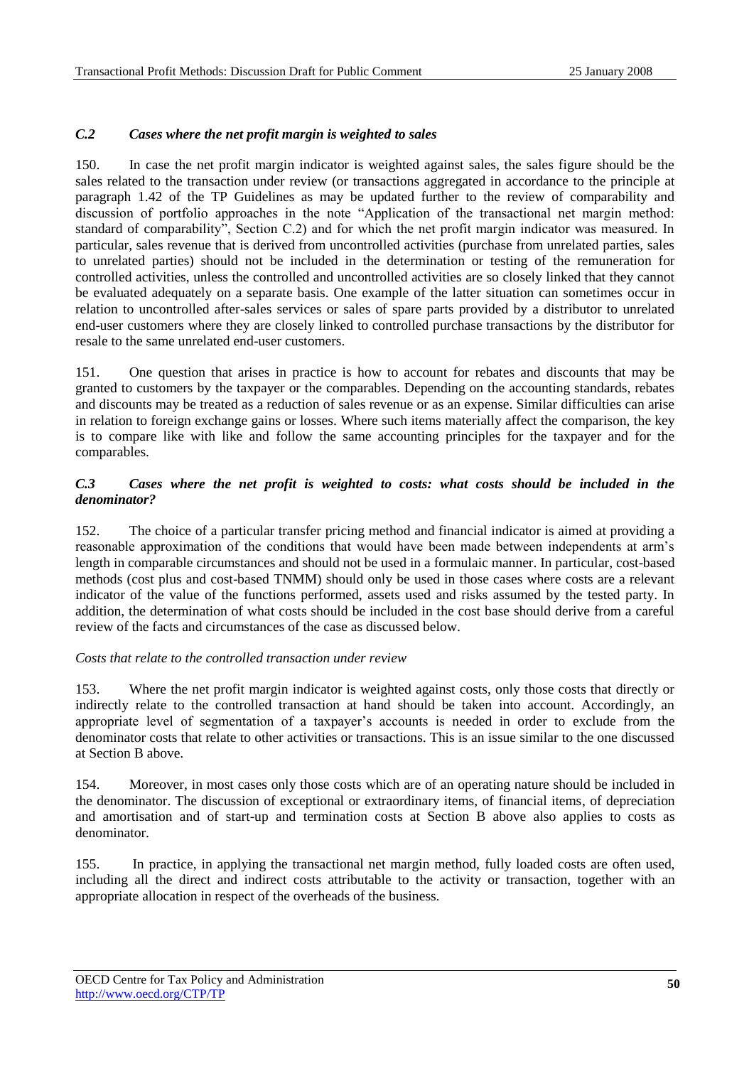### *C.2 Cases where the net profit margin is weighted to sales*

150. In case the net profit margin indicator is weighted against sales, the sales figure should be the sales related to the transaction under review (or transactions aggregated in accordance to the principle at paragraph 1.42 of the TP Guidelines as may be updated further to the review of comparability and discussion of portfolio approaches in the note "Application of the transactional net margin method: standard of comparability", Section C.2) and for which the net profit margin indicator was measured. In particular, sales revenue that is derived from uncontrolled activities (purchase from unrelated parties, sales to unrelated parties) should not be included in the determination or testing of the remuneration for controlled activities, unless the controlled and uncontrolled activities are so closely linked that they cannot be evaluated adequately on a separate basis. One example of the latter situation can sometimes occur in relation to uncontrolled after-sales services or sales of spare parts provided by a distributor to unrelated end-user customers where they are closely linked to controlled purchase transactions by the distributor for resale to the same unrelated end-user customers.

151. One question that arises in practice is how to account for rebates and discounts that may be granted to customers by the taxpayer or the comparables. Depending on the accounting standards, rebates and discounts may be treated as a reduction of sales revenue or as an expense. Similar difficulties can arise in relation to foreign exchange gains or losses. Where such items materially affect the comparison, the key is to compare like with like and follow the same accounting principles for the taxpayer and for the comparables.

### *C.3 Cases where the net profit is weighted to costs: what costs should be included in the denominator?*

152. The choice of a particular transfer pricing method and financial indicator is aimed at providing a reasonable approximation of the conditions that would have been made between independents at arm's length in comparable circumstances and should not be used in a formulaic manner. In particular, cost-based methods (cost plus and cost-based TNMM) should only be used in those cases where costs are a relevant indicator of the value of the functions performed, assets used and risks assumed by the tested party. In addition, the determination of what costs should be included in the cost base should derive from a careful review of the facts and circumstances of the case as discussed below.

*Costs that relate to the controlled transaction under review*

153. Where the net profit margin indicator is weighted against costs, only those costs that directly or indirectly relate to the controlled transaction at hand should be taken into account. Accordingly, an appropriate level of segmentation of a taxpayer's accounts is needed in order to exclude from the denominator costs that relate to other activities or transactions. This is an issue similar to the one discussed at Section B above.

154. Moreover, in most cases only those costs which are of an operating nature should be included in the denominator. The discussion of exceptional or extraordinary items, of financial items, of depreciation and amortisation and of start-up and termination costs at Section B above also applies to costs as denominator.

155. In practice, in applying the transactional net margin method, fully loaded costs are often used, including all the direct and indirect costs attributable to the activity or transaction, together with an appropriate allocation in respect of the overheads of the business.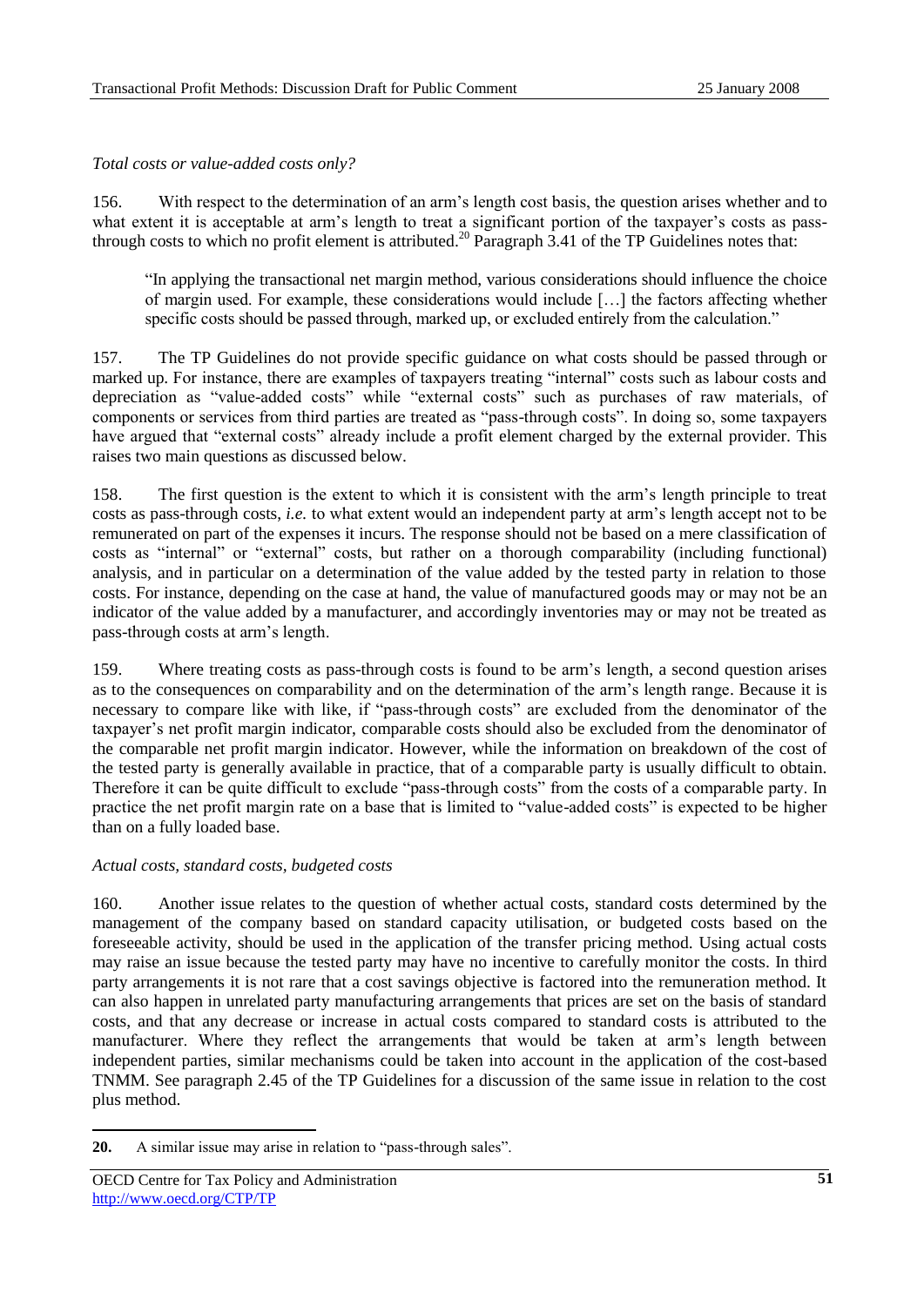*Total costs or value-added costs only?*

156. With respect to the determination of an arm's length cost basis, the question arises whether and to what extent it is acceptable at arm's length to treat a significant portion of the taxpayer's costs as pass-through costs to which no profit element is attributed.[20] Paragraph 3.41 of the TP Guidelines notes that:

> "In applying the transactional net margin method, various considerations should influence the choice of margin used. For example, these considerations would include […] the factors affecting whether specific costs should be passed through, marked up, or excluded entirely from the calculation."

157. The TP Guidelines do not provide specific guidance on what costs should be passed through or marked up. For instance, there are examples of taxpayers treating "internal" costs such as labour costs and depreciation as "value-added costs" while "external costs" such as purchases of raw materials, of components or services from third parties are treated as "pass-through costs". In doing so, some taxpayers have argued that "external costs" already include a profit element charged by the external provider. This raises two main questions as discussed below.

158. The first question is the extent to which it is consistent with the arm's length principle to treat costs as pass-through costs, *i.e.* to what extent would an independent party at arm's length accept not to be remunerated on part of the expenses it incurs. The response should not be based on a mere classification of costs as "internal" or "external" costs, but rather on a thorough comparability (including functional) analysis, and in particular on a determination of the value added by the tested party in relation to those costs. For instance, depending on the case at hand, the value of manufactured goods may or may not be an indicator of the value added by a manufacturer, and accordingly inventories may or may not be treated as pass-through costs at arm's length.

159. Where treating costs as pass-through costs is found to be arm's length, a second question arises as to the consequences on comparability and on the determination of the arm's length range. Because it is necessary to compare like with like, if "pass-through costs" are excluded from the denominator of the taxpayer's net profit margin indicator, comparable costs should also be excluded from the denominator of the comparable net profit margin indicator. However, while the information on breakdown of the cost of the tested party is generally available in practice, that of a comparable party is usually difficult to obtain. Therefore it can be quite difficult to exclude "pass-through costs" from the costs of a comparable party. In practice the net profit margin rate on a base that is limited to "value-added costs" is expected to be higher than on a fully loaded base.

*Actual costs, standard costs, budgeted costs*

160. Another issue relates to the question of whether actual costs, standard costs determined by the management of the company based on standard capacity utilisation, or budgeted costs based on the foreseeable activity, should be used in the application of the transfer pricing method. Using actual costs may raise an issue because the tested party may have no incentive to carefully monitor the costs. In third party arrangements it is not rare that a cost savings objective is factored into the remuneration method. It can also happen in unrelated party manufacturing arrangements that prices are set on the basis of standard costs, and that any decrease or increase in actual costs compared to standard costs is attributed to the manufacturer. Where they reflect the arrangements that would be taken at arm's length between independent parties, similar mechanisms could be taken into account in the application of the cost-based TNMM. See paragraph 2.45 of the TP Guidelines for a discussion of the same issue in relation to the cost plus method.

---

**20.** A similar issue may arise in relation to "pass-through sales".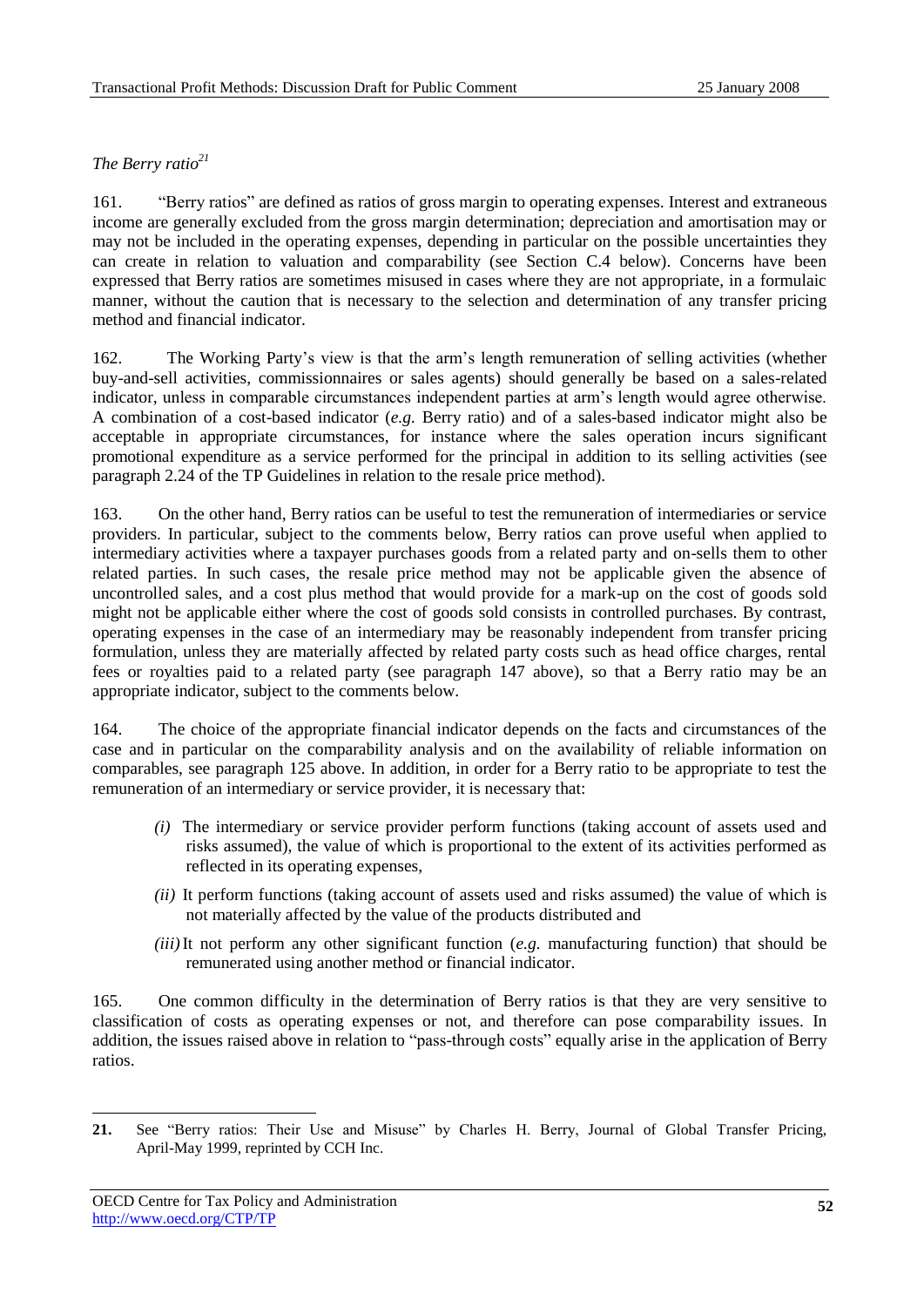*The Berry ratio*[21]

161. "Berry ratios" are defined as ratios of gross margin to operating expenses. Interest and extraneous income are generally excluded from the gross margin determination; depreciation and amortisation may or may not be included in the operating expenses, depending in particular on the possible uncertainties they can create in relation to valuation and comparability (see Section C.4 below). Concerns have been expressed that Berry ratios are sometimes misused in cases where they are not appropriate, in a formulaic manner, without the caution that is necessary to the selection and determination of any transfer pricing method and financial indicator.

162. The Working Party's view is that the arm's length remuneration of selling activities (whether buy-and-sell activities, commissionnaires or sales agents) should generally be based on a sales-related indicator, unless in comparable circumstances independent parties at arm's length would agree otherwise. A combination of a cost-based indicator (*e.g.* Berry ratio) and of a sales-based indicator might also be acceptable in appropriate circumstances, for instance where the sales operation incurs significant promotional expenditure as a service performed for the principal in addition to its selling activities (see paragraph 2.24 of the TP Guidelines in relation to the resale price method).

163. On the other hand, Berry ratios can be useful to test the remuneration of intermediaries or service providers. In particular, subject to the comments below, Berry ratios can prove useful when applied to intermediary activities where a taxpayer purchases goods from a related party and on-sells them to other related parties. In such cases, the resale price method may not be applicable given the absence of uncontrolled sales, and a cost plus method that would provide for a mark-up on the cost of goods sold might not be applicable either where the cost of goods sold consists in controlled purchases. By contrast, operating expenses in the case of an intermediary may be reasonably independent from transfer pricing formulation, unless they are materially affected by related party costs such as head office charges, rental fees or royalties paid to a related party (see paragraph 147 above), so that a Berry ratio may be an appropriate indicator, subject to the comments below.

164. The choice of the appropriate financial indicator depends on the facts and circumstances of the case and in particular on the comparability analysis and on the availability of reliable information on comparables, see paragraph 125 above. In addition, in order for a Berry ratio to be appropriate to test the remuneration of an intermediary or service provider, it is necessary that:

*(i)* The intermediary or service provider perform functions (taking account of assets used and risks assumed), the value of which is proportional to the extent of its activities performed as reflected in its operating expenses,

*(ii)* It perform functions (taking account of assets used and risks assumed) the value of which is not materially affected by the value of the products distributed and

*(iii)* It not perform any other significant function (*e.g.* manufacturing function) that should be remunerated using another method or financial indicator.

165. One common difficulty in the determination of Berry ratios is that they are very sensitive to classification of costs as operating expenses or not, and therefore can pose comparability issues. In addition, the issues raised above in relation to "pass-through costs" equally arise in the application of Berry ratios.

---

**21.** See "Berry ratios: Their Use and Misuse" by Charles H. Berry, Journal of Global Transfer Pricing, April-May 1999, reprinted by CCH Inc.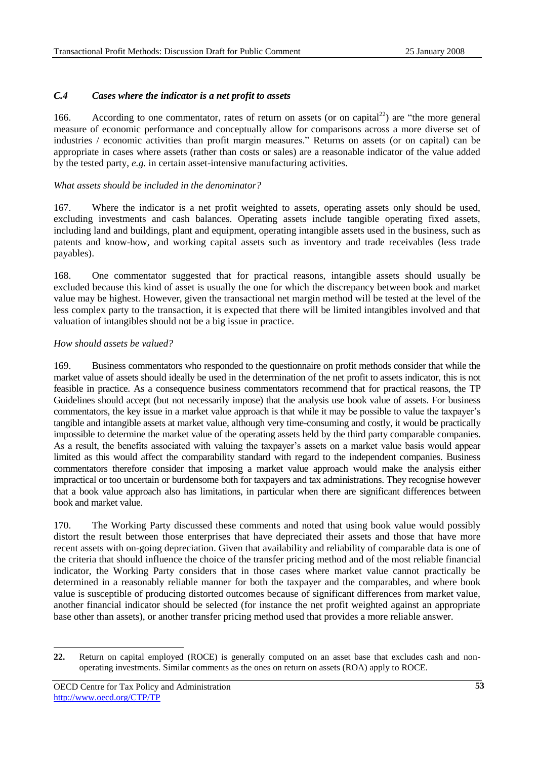### *C.4 Cases where the indicator is a net profit to assets*

166. According to one commentator, rates of return on assets (or on capital[22]) are "the more general measure of economic performance and conceptually allow for comparisons across a more diverse set of industries / economic activities than profit margin measures." Returns on assets (or on capital) can be appropriate in cases where assets (rather than costs or sales) are a reasonable indicator of the value added by the tested party, *e.g.* in certain asset-intensive manufacturing activities.

*What assets should be included in the denominator?*

167. Where the indicator is a net profit weighted to assets, operating assets only should be used, excluding investments and cash balances. Operating assets include tangible operating fixed assets, including land and buildings, plant and equipment, operating intangible assets used in the business, such as patents and know-how, and working capital assets such as inventory and trade receivables (less trade payables).

168. One commentator suggested that for practical reasons, intangible assets should usually be excluded because this kind of asset is usually the one for which the discrepancy between book and market value may be highest. However, given the transactional net margin method will be tested at the level of the less complex party to the transaction, it is expected that there will be limited intangibles involved and that valuation of intangibles should not be a big issue in practice.

*How should assets be valued?*

169. Business commentators who responded to the questionnaire on profit methods consider that while the market value of assets should ideally be used in the determination of the net profit to assets indicator, this is not feasible in practice. As a consequence business commentators recommend that for practical reasons, the TP Guidelines should accept (but not necessarily impose) that the analysis use book value of assets. For business commentators, the key issue in a market value approach is that while it may be possible to value the taxpayer's tangible and intangible assets at market value, although very time-consuming and costly, it would be practically impossible to determine the market value of the operating assets held by the third party comparable companies. As a result, the benefits associated with valuing the taxpayer's assets on a market value basis would appear limited as this would affect the comparability standard with regard to the independent companies. Business commentators therefore consider that imposing a market value approach would make the analysis either impractical or too uncertain or burdensome both for taxpayers and tax administrations. They recognise however that a book value approach also has limitations, in particular when there are significant differences between book and market value.

170. The Working Party discussed these comments and noted that using book value would possibly distort the result between those enterprises that have depreciated their assets and those that have more recent assets with on-going depreciation. Given that availability and reliability of comparable data is one of the criteria that should influence the choice of the transfer pricing method and of the most reliable financial indicator, the Working Party considers that in those cases where market value cannot practically be determined in a reasonably reliable manner for both the taxpayer and the comparables, and where book value is susceptible of producing distorted outcomes because of significant differences from market value, another financial indicator should be selected (for instance the net profit weighted against an appropriate base other than assets), or another transfer pricing method used that provides a more reliable answer.

---

**22.** Return on capital employed (ROCE) is generally computed on an asset base that excludes cash and non-operating investments. Similar comments as the ones on return on assets (ROA) apply to ROCE.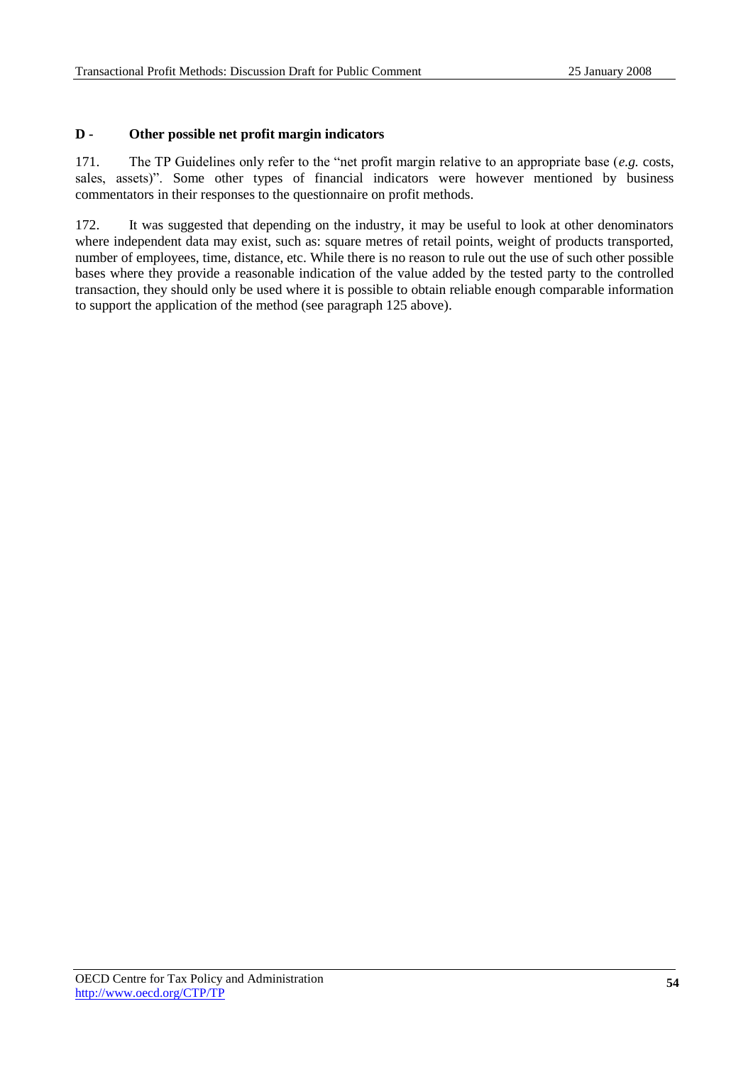## D - Other possible net profit margin indicators

171. The TP Guidelines only refer to the "net profit margin relative to an appropriate base (*e.g.* costs, sales, assets)". Some other types of financial indicators were however mentioned by business commentators in their responses to the questionnaire on profit methods.

172. It was suggested that depending on the industry, it may be useful to look at other denominators where independent data may exist, such as: square metres of retail points, weight of products transported, number of employees, time, distance, etc. While there is no reason to rule out the use of such other possible bases where they provide a reasonable indication of the value added by the tested party to the controlled transaction, they should only be used where it is possible to obtain reliable enough comparable information to support the application of the method (see paragraph 125 above).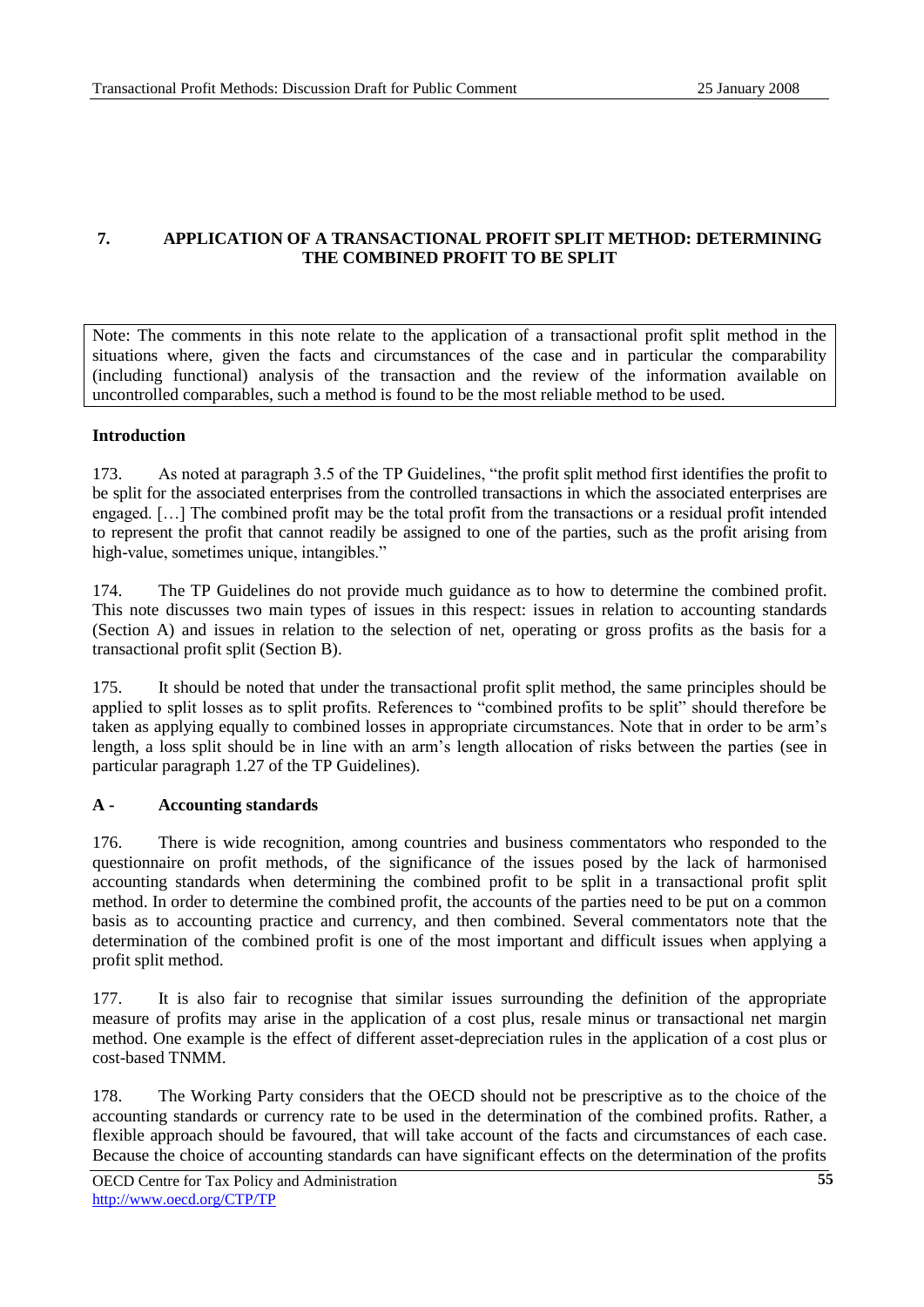## 7. APPLICATION OF A TRANSACTIONAL PROFIT SPLIT METHOD: DETERMINING THE COMBINED PROFIT TO BE SPLIT

> Note: The comments in this note relate to the application of a transactional profit split method in the situations where, given the facts and circumstances of the case and in particular the comparability (including functional) analysis of the transaction and the review of the information available on uncontrolled comparables, such a method is found to be the most reliable method to be used.

### Introduction

173. As noted at paragraph 3.5 of the TP Guidelines, "the profit split method first identifies the profit to be split for the associated enterprises from the controlled transactions in which the associated enterprises are engaged. […] The combined profit may be the total profit from the transactions or a residual profit intended to represent the profit that cannot readily be assigned to one of the parties, such as the profit arising from high-value, sometimes unique, intangibles."

174. The TP Guidelines do not provide much guidance as to how to determine the combined profit. This note discusses two main types of issues in this respect: issues in relation to accounting standards (Section A) and issues in relation to the selection of net, operating or gross profits as the basis for a transactional profit split (Section B).

175. It should be noted that under the transactional profit split method, the same principles should be applied to split losses as to split profits. References to "combined profits to be split" should therefore be taken as applying equally to combined losses in appropriate circumstances. Note that in order to be arm's length, a loss split should be in line with an arm's length allocation of risks between the parties (see in particular paragraph 1.27 of the TP Guidelines).

### A - Accounting standards

176. There is wide recognition, among countries and business commentators who responded to the questionnaire on profit methods, of the significance of the issues posed by the lack of harmonised accounting standards when determining the combined profit to be split in a transactional profit split method. In order to determine the combined profit, the accounts of the parties need to be put on a common basis as to accounting practice and currency, and then combined. Several commentators note that the determination of the combined profit is one of the most important and difficult issues when applying a profit split method.

177. It is also fair to recognise that similar issues surrounding the definition of the appropriate measure of profits may arise in the application of a cost plus, resale minus or transactional net margin method. One example is the effect of different asset-depreciation rules in the application of a cost plus or cost-based TNMM.

178. The Working Party considers that the OECD should not be prescriptive as to the choice of the accounting standards or currency rate to be used in the determination of the combined profits. Rather, a flexible approach should be favoured, that will take account of the facts and circumstances of each case. Because the choice of accounting standards can have significant effects on the determination of the profits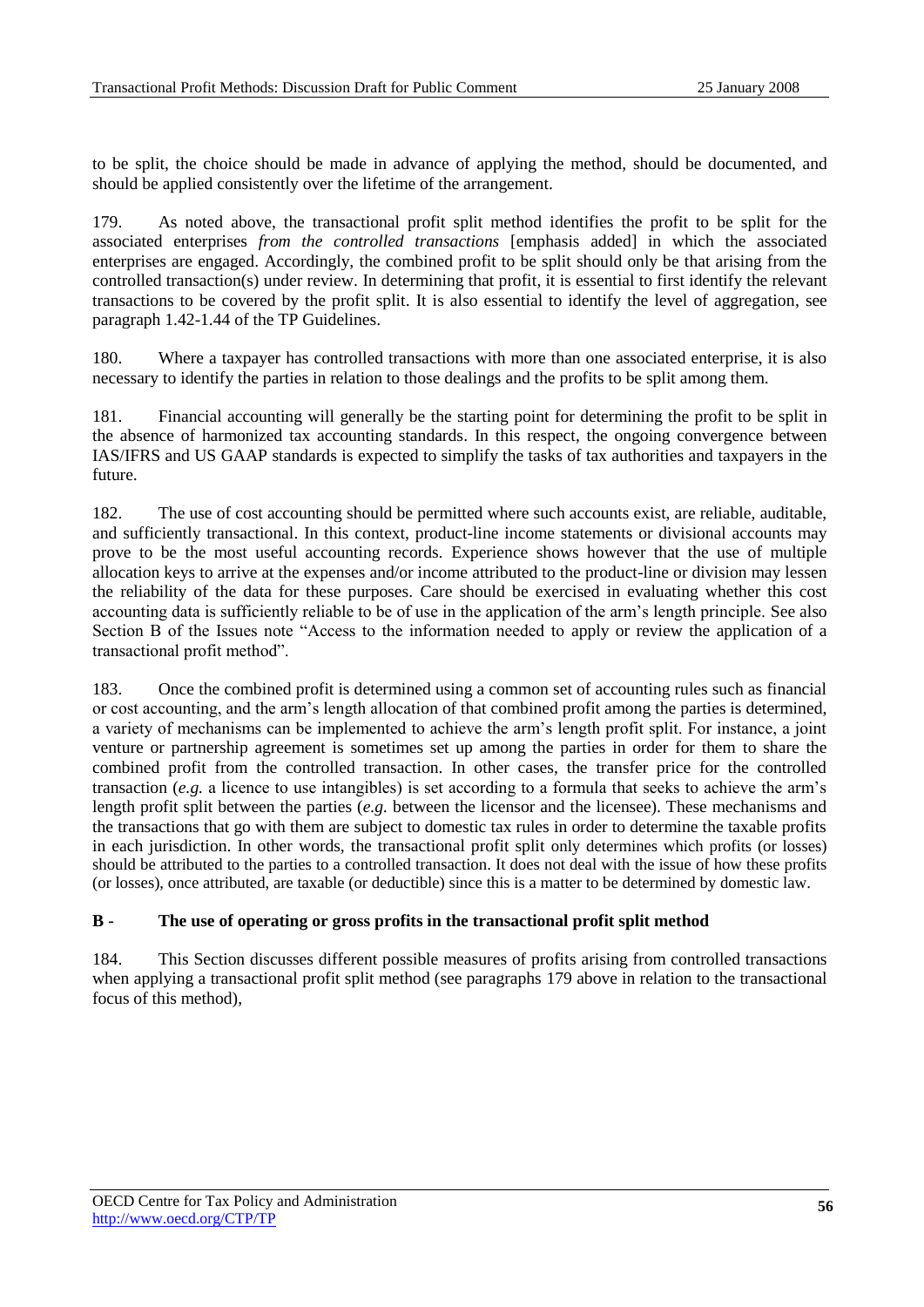to be split, the choice should be made in advance of applying the method, should be documented, and should be applied consistently over the lifetime of the arrangement.

179. As noted above, the transactional profit split method identifies the profit to be split for the associated enterprises *from the controlled transactions* [emphasis added] in which the associated enterprises are engaged. Accordingly, the combined profit to be split should only be that arising from the controlled transaction(s) under review. In determining that profit, it is essential to first identify the relevant transactions to be covered by the profit split. It is also essential to identify the level of aggregation, see paragraph 1.42-1.44 of the TP Guidelines.

180. Where a taxpayer has controlled transactions with more than one associated enterprise, it is also necessary to identify the parties in relation to those dealings and the profits to be split among them.

181. Financial accounting will generally be the starting point for determining the profit to be split in the absence of harmonized tax accounting standards. In this respect, the ongoing convergence between IAS/IFRS and US GAAP standards is expected to simplify the tasks of tax authorities and taxpayers in the future.

182. The use of cost accounting should be permitted where such accounts exist, are reliable, auditable, and sufficiently transactional. In this context, product-line income statements or divisional accounts may prove to be the most useful accounting records. Experience shows however that the use of multiple allocation keys to arrive at the expenses and/or income attributed to the product-line or division may lessen the reliability of the data for these purposes. Care should be exercised in evaluating whether this cost accounting data is sufficiently reliable to be of use in the application of the arm's length principle. See also Section B of the Issues note "Access to the information needed to apply or review the application of a transactional profit method".

183. Once the combined profit is determined using a common set of accounting rules such as financial or cost accounting, and the arm's length allocation of that combined profit among the parties is determined, a variety of mechanisms can be implemented to achieve the arm's length profit split. For instance, a joint venture or partnership agreement is sometimes set up among the parties in order for them to share the combined profit from the controlled transaction. In other cases, the transfer price for the controlled transaction (*e.g.* a licence to use intangibles) is set according to a formula that seeks to achieve the arm's length profit split between the parties (*e.g.* between the licensor and the licensee). These mechanisms and the transactions that go with them are subject to domestic tax rules in order to determine the taxable profits in each jurisdiction. In other words, the transactional profit split only determines which profits (or losses) should be attributed to the parties to a controlled transaction. It does not deal with the issue of how these profits (or losses), once attributed, are taxable (or deductible) since this is a matter to be determined by domestic law.

## B - The use of operating or gross profits in the transactional profit split method

184. This Section discusses different possible measures of profits arising from controlled transactions when applying a transactional profit split method (see paragraphs 179 above in relation to the transactional focus of this method),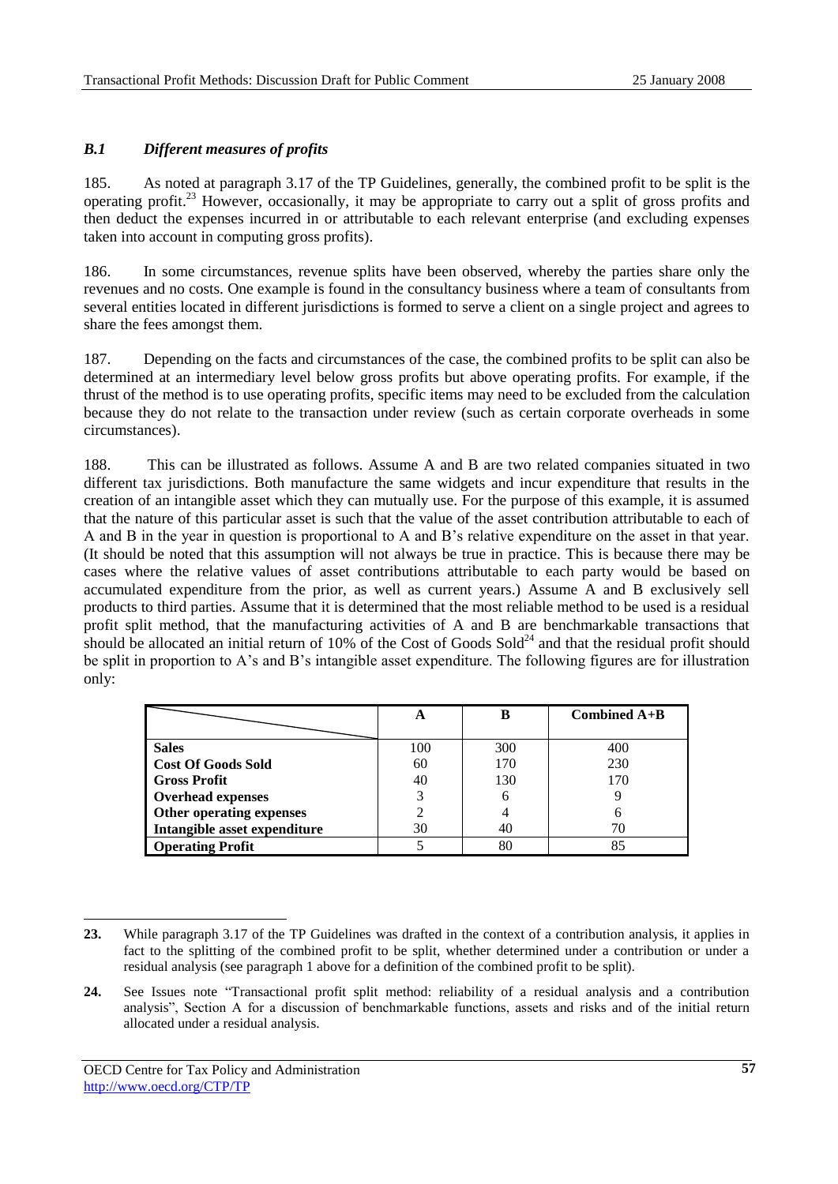### *B.1 Different measures of profits*

185. As noted at paragraph 3.17 of the TP Guidelines, generally, the combined profit to be split is the operating profit.[23] However, occasionally, it may be appropriate to carry out a split of gross profits and then deduct the expenses incurred in or attributable to each relevant enterprise (and excluding expenses taken into account in computing gross profits).

186. In some circumstances, revenue splits have been observed, whereby the parties share only the revenues and no costs. One example is found in the consultancy business where a team of consultants from several entities located in different jurisdictions is formed to serve a client on a single project and agrees to share the fees amongst them.

187. Depending on the facts and circumstances of the case, the combined profits to be split can also be determined at an intermediary level below gross profits but above operating profits. For example, if the thrust of the method is to use operating profits, specific items may need to be excluded from the calculation because they do not relate to the transaction under review (such as certain corporate overheads in some circumstances).

188. This can be illustrated as follows. Assume A and B are two related companies situated in two different tax jurisdictions. Both manufacture the same widgets and incur expenditure that results in the creation of an intangible asset which they can mutually use. For the purpose of this example, it is assumed that the nature of this particular asset is such that the value of the asset contribution attributable to each of A and B in the year in question is proportional to A and B's relative expenditure on the asset in that year. (It should be noted that this assumption will not always be true in practice. This is because there may be cases where the relative values of asset contributions attributable to each party would be based on accumulated expenditure from the prior, as well as current years.) Assume A and B exclusively sell products to third parties. Assume that it is determined that the most reliable method to be used is a residual profit split method, that the manufacturing activities of A and B are benchmarkable transactions that should be allocated an initial return of 10% of the Cost of Goods Sold[24] and that the residual profit should be split in proportion to A's and B's intangible asset expenditure. The following figures are for illustration only:

| | A | B | Combined A+B |
|---|---|---|---|
| **Sales** | 100 | 300 | 400 |
| **Cost Of Goods Sold** | 60 | 170 | 230 |
| **Gross Profit** | 40 | 130 | 170 |
| **Overhead expenses** | 3 | 6 | 9 |
| **Other operating expenses** | 2 | 4 | 6 |
| **Intangible asset expenditure** | 30 | 40 | 70 |
| **Operating Profit** | 5 | 80 | 85 |

---

**23.** While paragraph 3.17 of the TP Guidelines was drafted in the context of a contribution analysis, it applies in fact to the splitting of the combined profit to be split, whether determined under a contribution or under a residual analysis (see paragraph 1 above for a definition of the combined profit to be split).

**24.** See Issues note "Transactional profit split method: reliability of a residual analysis and a contribution analysis", Section A for a discussion of benchmarkable functions, assets and risks and of the initial return allocated under a residual analysis.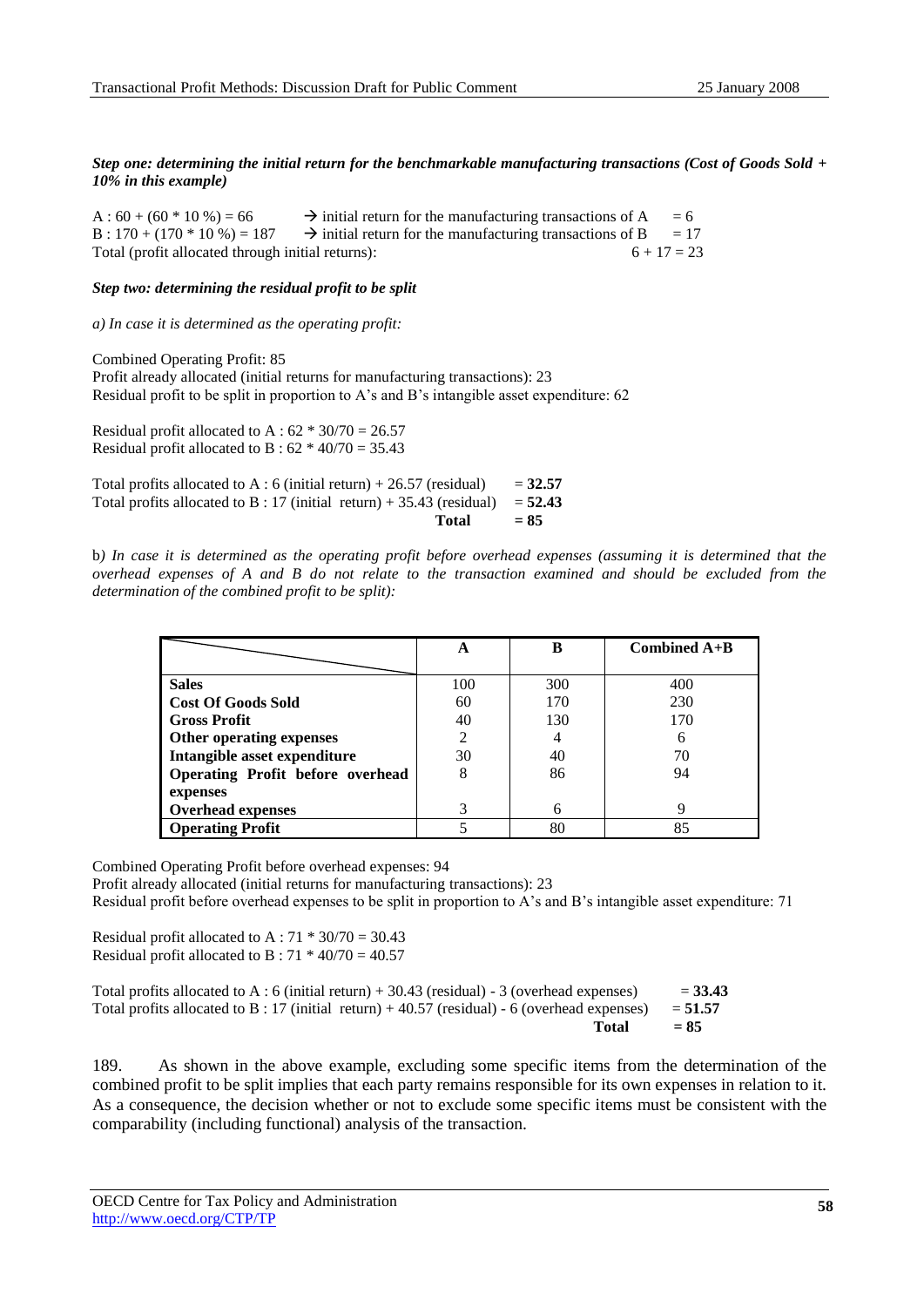***Step one: determining the initial return for the benchmarkable manufacturing transactions (Cost of Goods Sold + 10% in this example)***

A : 60 + (60 * 10 %) = 66 → initial return for the manufacturing transactions of A = 6
B : 170 + (170 * 10 %) = 187 → initial return for the manufacturing transactions of B = 17
Total (profit allocated through initial returns): 6 + 17 = 23

***Step two: determining the residual profit to be split***

*a) In case it is determined as the operating profit:*

Combined Operating Profit: 85
Profit already allocated (initial returns for manufacturing transactions): 23
Residual profit to be split in proportion to A's and B's intangible asset expenditure: 62

Residual profit allocated to A : 62 * 30/70 = 26.57
Residual profit allocated to B : 62 * 40/70 = 35.43

Total profits allocated to A : 6 (initial return) + 26.57 (residual) = **32.57**
Total profits allocated to B : 17 (initial return) + 35.43 (residual) = **52.43**
**Total** = **85**

b*) In case it is determined as the operating profit before overhead expenses (assuming it is determined that the overhead expenses of A and B do not relate to the transaction examined and should be excluded from the determination of the combined profit to be split):*

| | **A** | **B** | **Combined A+B** |
|---|---|---|---|
| **Sales** | 100 | 300 | 400 |
| **Cost Of Goods Sold** | 60 | 170 | 230 |
| **Gross Profit** | 40 | 130 | 170 |
| **Other operating expenses** | 2 | 4 | 6 |
| **Intangible asset expenditure** | 30 | 40 | 70 |
| **Operating Profit before overhead expenses** | 8 | 86 | 94 |
| **Overhead expenses** | 3 | 6 | 9 |
| **Operating Profit** | 5 | 80 | 85 |

Combined Operating Profit before overhead expenses: 94
Profit already allocated (initial returns for manufacturing transactions): 23
Residual profit before overhead expenses to be split in proportion to A's and B's intangible asset expenditure: 71

Residual profit allocated to A : 71 * 30/70 = 30.43
Residual profit allocated to B : 71 * 40/70 = 40.57

Total profits allocated to A : 6 (initial return) + 30.43 (residual) - 3 (overhead expenses) = **33.43**
Total profits allocated to B : 17 (initial return) + 40.57 (residual) - 6 (overhead expenses) = **51.57**
**Total** = **85**

189. As shown in the above example, excluding some specific items from the determination of the combined profit to be split implies that each party remains responsible for its own expenses in relation to it. As a consequence, the decision whether or not to exclude some specific items must be consistent with the comparability (including functional) analysis of the transaction.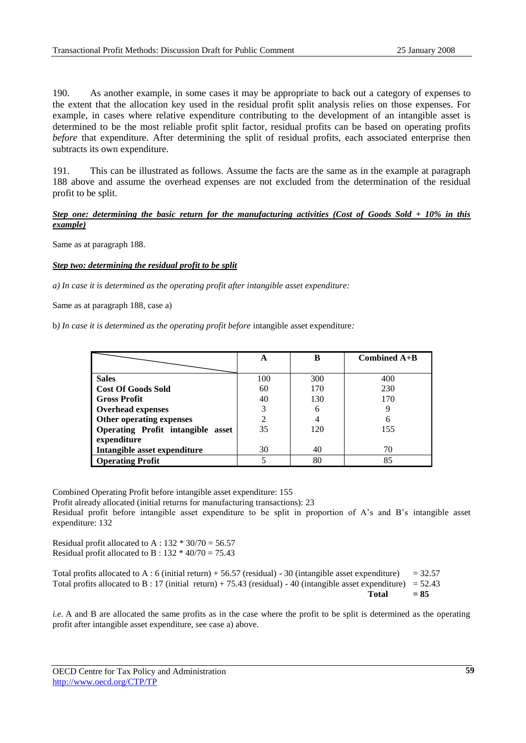190. As another example, in some cases it may be appropriate to back out a category of expenses to the extent that the allocation key used in the residual profit split analysis relies on those expenses. For example, in cases where relative expenditure contributing to the development of an intangible asset is determined to be the most reliable profit split factor, residual profits can be based on operating profits *before* that expenditure. After determining the split of residual profits, each associated enterprise then subtracts its own expenditure.

191. This can be illustrated as follows. Assume the facts are the same as in the example at paragraph 188 above and assume the overhead expenses are not excluded from the determination of the residual profit to be split.

***Step one: determining the basic return for the manufacturing activities (Cost of Goods Sold + 10% in this example)***

Same as at paragraph 188.

***Step two: determining the residual profit to be split***

*a) In case it is determined as the operating profit after intangible asset expenditure:*

Same as at paragraph 188, case a)

b*) In case it is determined as the operating profit before* intangible asset expenditure*:*

| | A | B | Combined A+B |
|---|---|---|---|
| **Sales** | 100 | 300 | 400 |
| **Cost Of Goods Sold** | 60 | 170 | 230 |
| **Gross Profit** | 40 | 130 | 170 |
| **Overhead expenses** | 3 | 6 | 9 |
| **Other operating expenses** | 2 | 4 | 6 |
| **Operating Profit intangible asset expenditure** | 35 | 120 | 155 |
| **Intangible asset expenditure** | 30 | 40 | 70 |
| **Operating Profit** | 5 | 80 | 85 |

Combined Operating Profit before intangible asset expenditure: 155
Profit already allocated (initial returns for manufacturing transactions): 23
Residual profit before intangible asset expenditure to be split in proportion of A's and B's intangible asset expenditure: 132

Residual profit allocated to A : 132 * 30/70 = 56.57
Residual profit allocated to B : 132 * 40/70 = 75.43

Total profits allocated to A : 6 (initial return) + 56.57 (residual) - 30 (intangible asset expenditure) = 32.57
Total profits allocated to B : 17 (initial return) + 75.43 (residual) - 40 (intangible asset expenditure) = 52.43
**Total = 85**

*i.e.* A and B are allocated the same profits as in the case where the profit to be split is determined as the operating profit after intangible asset expenditure, see case a) above.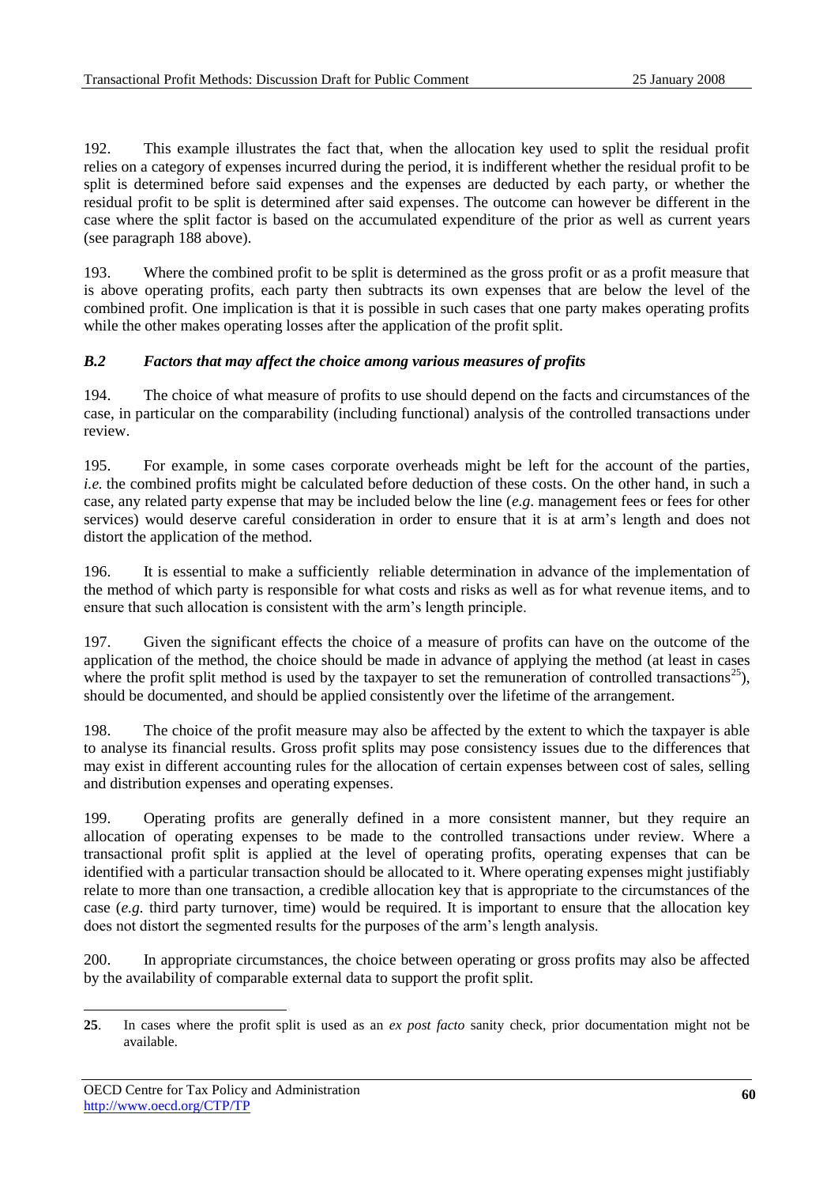192. This example illustrates the fact that, when the allocation key used to split the residual profit relies on a category of expenses incurred during the period, it is indifferent whether the residual profit to be split is determined before said expenses and the expenses are deducted by each party, or whether the residual profit to be split is determined after said expenses. The outcome can however be different in the case where the split factor is based on the accumulated expenditure of the prior as well as current years (see paragraph 188 above).

193. Where the combined profit to be split is determined as the gross profit or as a profit measure that is above operating profits, each party then subtracts its own expenses that are below the level of the combined profit. One implication is that it is possible in such cases that one party makes operating profits while the other makes operating losses after the application of the profit split.

### *B.2 Factors that may affect the choice among various measures of profits*

194. The choice of what measure of profits to use should depend on the facts and circumstances of the case, in particular on the comparability (including functional) analysis of the controlled transactions under review.

195. For example, in some cases corporate overheads might be left for the account of the parties, *i.e.* the combined profits might be calculated before deduction of these costs. On the other hand, in such a case, any related party expense that may be included below the line (*e.g.* management fees or fees for other services) would deserve careful consideration in order to ensure that it is at arm's length and does not distort the application of the method.

196. It is essential to make a sufficiently reliable determination in advance of the implementation of the method of which party is responsible for what costs and risks as well as for what revenue items, and to ensure that such allocation is consistent with the arm's length principle.

197. Given the significant effects the choice of a measure of profits can have on the outcome of the application of the method, the choice should be made in advance of applying the method (at least in cases where the profit split method is used by the taxpayer to set the remuneration of controlled transactions[25]), should be documented, and should be applied consistently over the lifetime of the arrangement.

198. The choice of the profit measure may also be affected by the extent to which the taxpayer is able to analyse its financial results. Gross profit splits may pose consistency issues due to the differences that may exist in different accounting rules for the allocation of certain expenses between cost of sales, selling and distribution expenses and operating expenses.

199. Operating profits are generally defined in a more consistent manner, but they require an allocation of operating expenses to be made to the controlled transactions under review. Where a transactional profit split is applied at the level of operating profits, operating expenses that can be identified with a particular transaction should be allocated to it. Where operating expenses might justifiably relate to more than one transaction, a credible allocation key that is appropriate to the circumstances of the case (*e.g.* third party turnover, time) would be required. It is important to ensure that the allocation key does not distort the segmented results for the purposes of the arm's length analysis.

200. In appropriate circumstances, the choice between operating or gross profits may also be affected by the availability of comparable external data to support the profit split.

---

**25**. In cases where the profit split is used as an *ex post facto* sanity check, prior documentation might not be available.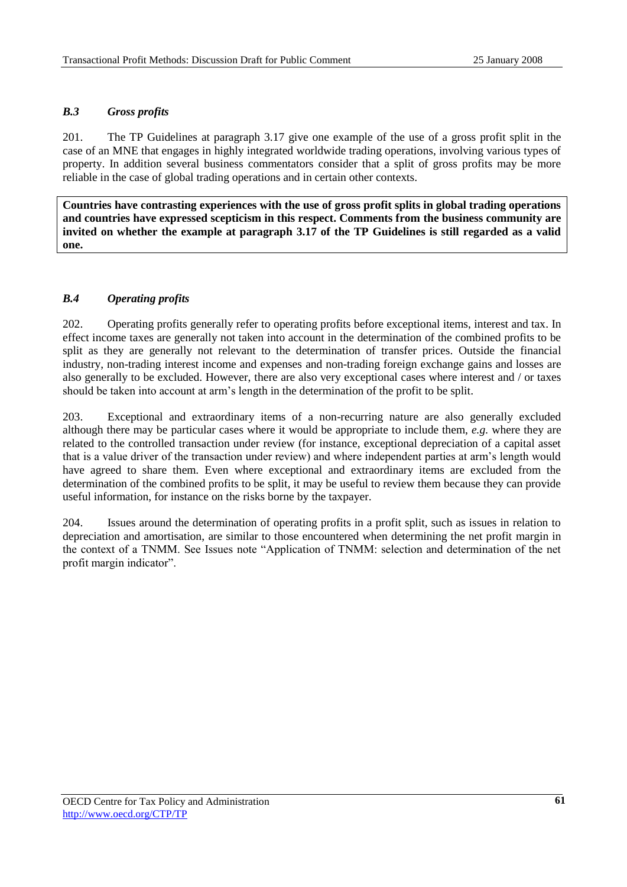### *B.3 Gross profits*

201. The TP Guidelines at paragraph 3.17 give one example of the use of a gross profit split in the case of an MNE that engages in highly integrated worldwide trading operations, involving various types of property. In addition several business commentators consider that a split of gross profits may be more reliable in the case of global trading operations and in certain other contexts.

**Countries have contrasting experiences with the use of gross profit splits in global trading operations and countries have expressed scepticism in this respect. Comments from the business community are invited on whether the example at paragraph 3.17 of the TP Guidelines is still regarded as a valid one.**

### *B.4 Operating profits*

202. Operating profits generally refer to operating profits before exceptional items, interest and tax. In effect income taxes are generally not taken into account in the determination of the combined profits to be split as they are generally not relevant to the determination of transfer prices. Outside the financial industry, non-trading interest income and expenses and non-trading foreign exchange gains and losses are also generally to be excluded. However, there are also very exceptional cases where interest and / or taxes should be taken into account at arm's length in the determination of the profit to be split.

203. Exceptional and extraordinary items of a non-recurring nature are also generally excluded although there may be particular cases where it would be appropriate to include them, *e.g.* where they are related to the controlled transaction under review (for instance, exceptional depreciation of a capital asset that is a value driver of the transaction under review) and where independent parties at arm's length would have agreed to share them. Even where exceptional and extraordinary items are excluded from the determination of the combined profits to be split, it may be useful to review them because they can provide useful information, for instance on the risks borne by the taxpayer.

204. Issues around the determination of operating profits in a profit split, such as issues in relation to depreciation and amortisation, are similar to those encountered when determining the net profit margin in the context of a TNMM. See Issues note "Application of TNMM: selection and determination of the net profit margin indicator".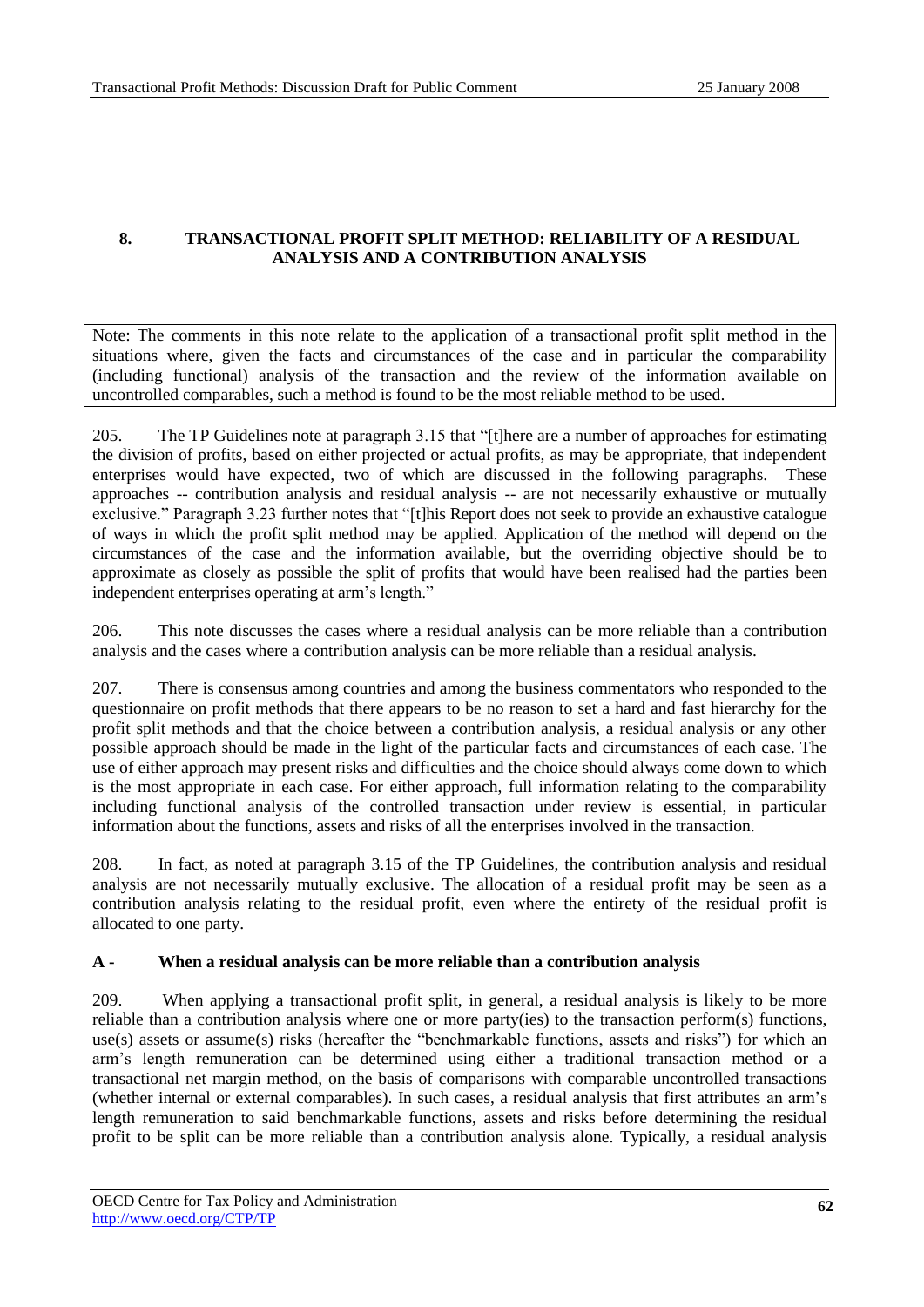## 8. TRANSACTIONAL PROFIT SPLIT METHOD: RELIABILITY OF A RESIDUAL ANALYSIS AND A CONTRIBUTION ANALYSIS

Note: The comments in this note relate to the application of a transactional profit split method in the situations where, given the facts and circumstances of the case and in particular the comparability (including functional) analysis of the transaction and the review of the information available on uncontrolled comparables, such a method is found to be the most reliable method to be used.

205. The TP Guidelines note at paragraph 3.15 that "[t]here are a number of approaches for estimating the division of profits, based on either projected or actual profits, as may be appropriate, that independent enterprises would have expected, two of which are discussed in the following paragraphs. These approaches -- contribution analysis and residual analysis -- are not necessarily exhaustive or mutually exclusive." Paragraph 3.23 further notes that "[t]his Report does not seek to provide an exhaustive catalogue of ways in which the profit split method may be applied. Application of the method will depend on the circumstances of the case and the information available, but the overriding objective should be to approximate as closely as possible the split of profits that would have been realised had the parties been independent enterprises operating at arm's length."

206. This note discusses the cases where a residual analysis can be more reliable than a contribution analysis and the cases where a contribution analysis can be more reliable than a residual analysis.

207. There is consensus among countries and among the business commentators who responded to the questionnaire on profit methods that there appears to be no reason to set a hard and fast hierarchy for the profit split methods and that the choice between a contribution analysis, a residual analysis or any other possible approach should be made in the light of the particular facts and circumstances of each case. The use of either approach may present risks and difficulties and the choice should always come down to which is the most appropriate in each case. For either approach, full information relating to the comparability including functional analysis of the controlled transaction under review is essential, in particular information about the functions, assets and risks of all the enterprises involved in the transaction.

208. In fact, as noted at paragraph 3.15 of the TP Guidelines, the contribution analysis and residual analysis are not necessarily mutually exclusive. The allocation of a residual profit may be seen as a contribution analysis relating to the residual profit, even where the entirety of the residual profit is allocated to one party.

### A - When a residual analysis can be more reliable than a contribution analysis

209. When applying a transactional profit split, in general, a residual analysis is likely to be more reliable than a contribution analysis where one or more party(ies) to the transaction perform(s) functions, use(s) assets or assume(s) risks (hereafter the "benchmarkable functions, assets and risks") for which an arm's length remuneration can be determined using either a traditional transaction method or a transactional net margin method, on the basis of comparisons with comparable uncontrolled transactions (whether internal or external comparables). In such cases, a residual analysis that first attributes an arm's length remuneration to said benchmarkable functions, assets and risks before determining the residual profit to be split can be more reliable than a contribution analysis alone. Typically, a residual analysis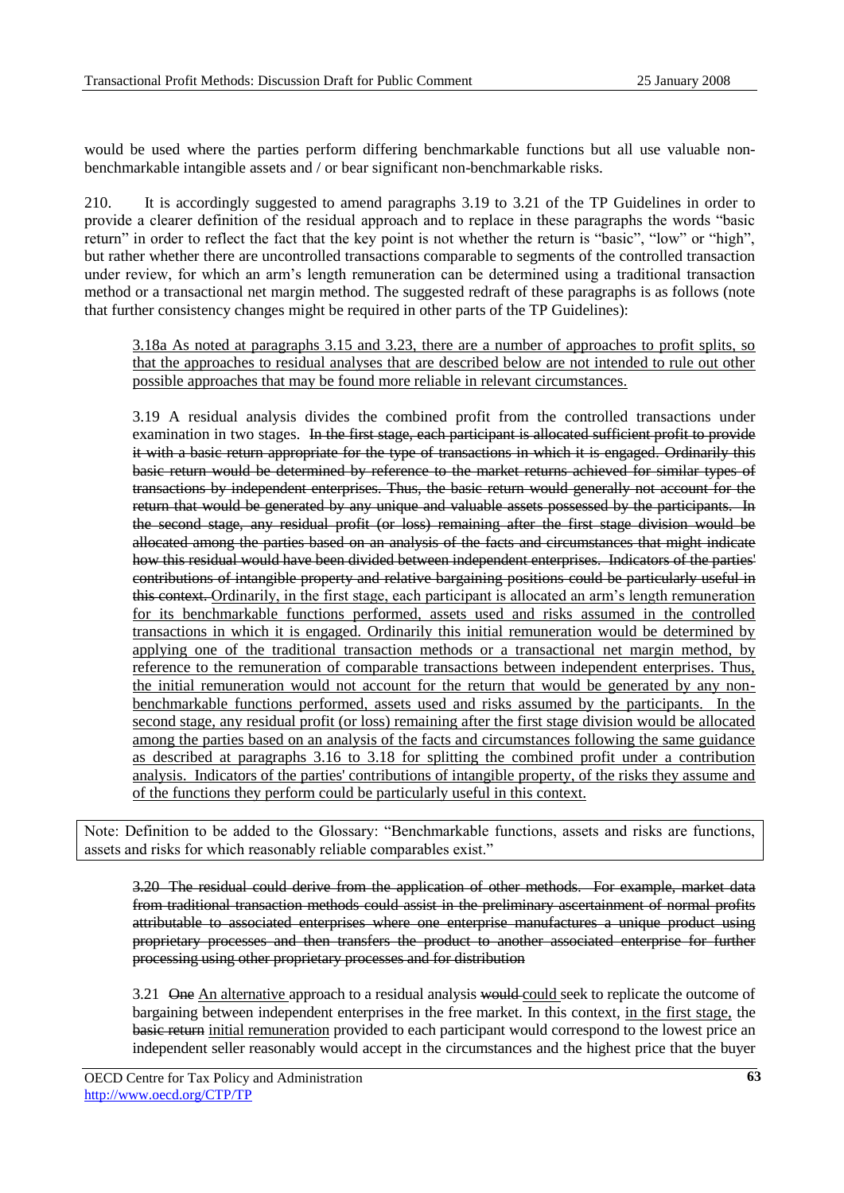would be used where the parties perform differing benchmarkable functions but all use valuable non-benchmarkable intangible assets and / or bear significant non-benchmarkable risks.

210. It is accordingly suggested to amend paragraphs 3.19 to 3.21 of the TP Guidelines in order to provide a clearer definition of the residual approach and to replace in these paragraphs the words "basic return" in order to reflect the fact that the key point is not whether the return is "basic", "low" or "high", but rather whether there are uncontrolled transactions comparable to segments of the controlled transaction under review, for which an arm's length remuneration can be determined using a traditional transaction method or a transactional net margin method. The suggested redraft of these paragraphs is as follows (note that further consistency changes might be required in other parts of the TP Guidelines):

> <u>3.18a As noted at paragraphs 3.15 and 3.23, there are a number of approaches to profit splits, so that the approaches to residual analyses that are described below are not intended to rule out other possible approaches that may be found more reliable in relevant circumstances.</u>
>
> 3.19 A residual analysis divides the combined profit from the controlled transactions under examination in two stages. ~~In the first stage, each participant is allocated sufficient profit to provide it with a basic return appropriate for the type of transactions in which it is engaged. Ordinarily this basic return would be determined by reference to the market returns achieved for similar types of transactions by independent enterprises. Thus, the basic return would generally not account for the return that would be generated by any unique and valuable assets possessed by the participants. In the second stage, any residual profit (or loss) remaining after the first stage division would be allocated among the parties based on an analysis of the facts and circumstances that might indicate how this residual would have been divided between independent enterprises. Indicators of the parties' contributions of intangible property and relative bargaining positions could be particularly useful in this context.~~ <u>Ordinarily, in the first stage, each participant is allocated an arm's length remuneration for its benchmarkable functions performed, assets used and risks assumed in the controlled transactions in which it is engaged. Ordinarily this initial remuneration would be determined by applying one of the traditional transaction methods or a transactional net margin method, by reference to the remuneration of comparable transactions between independent enterprises. Thus, the initial remuneration would not account for the return that would be generated by any non-benchmarkable functions performed, assets used and risks assumed by the participants. In the second stage, any residual profit (or loss) remaining after the first stage division would be allocated among the parties based on an analysis of the facts and circumstances following the same guidance as described at paragraphs 3.16 to 3.18 for splitting the combined profit under a contribution analysis. Indicators of the parties' contributions of intangible property, of the risks they assume and of the functions they perform could be particularly useful in this context.</u>

Note: Definition to be added to the Glossary: "Benchmarkable functions, assets and risks are functions, assets and risks for which reasonably reliable comparables exist."

> ~~3.20 The residual could derive from the application of other methods. For example, market data from traditional transaction methods could assist in the preliminary ascertainment of normal profits attributable to associated enterprises where one enterprise manufactures a unique product using proprietary processes and then transfers the product to another associated enterprise for further processing using other proprietary processes and for distribution~~
>
> 3.21 ~~One~~ <u>An alternative</u> approach to a residual analysis ~~would~~ <u>could</u> seek to replicate the outcome of bargaining between independent enterprises in the free market. In this context, <u>in the first stage,</u> the ~~basic return~~ <u>initial remuneration</u> provided to each participant would correspond to the lowest price an independent seller reasonably would accept in the circumstances and the highest price that the buyer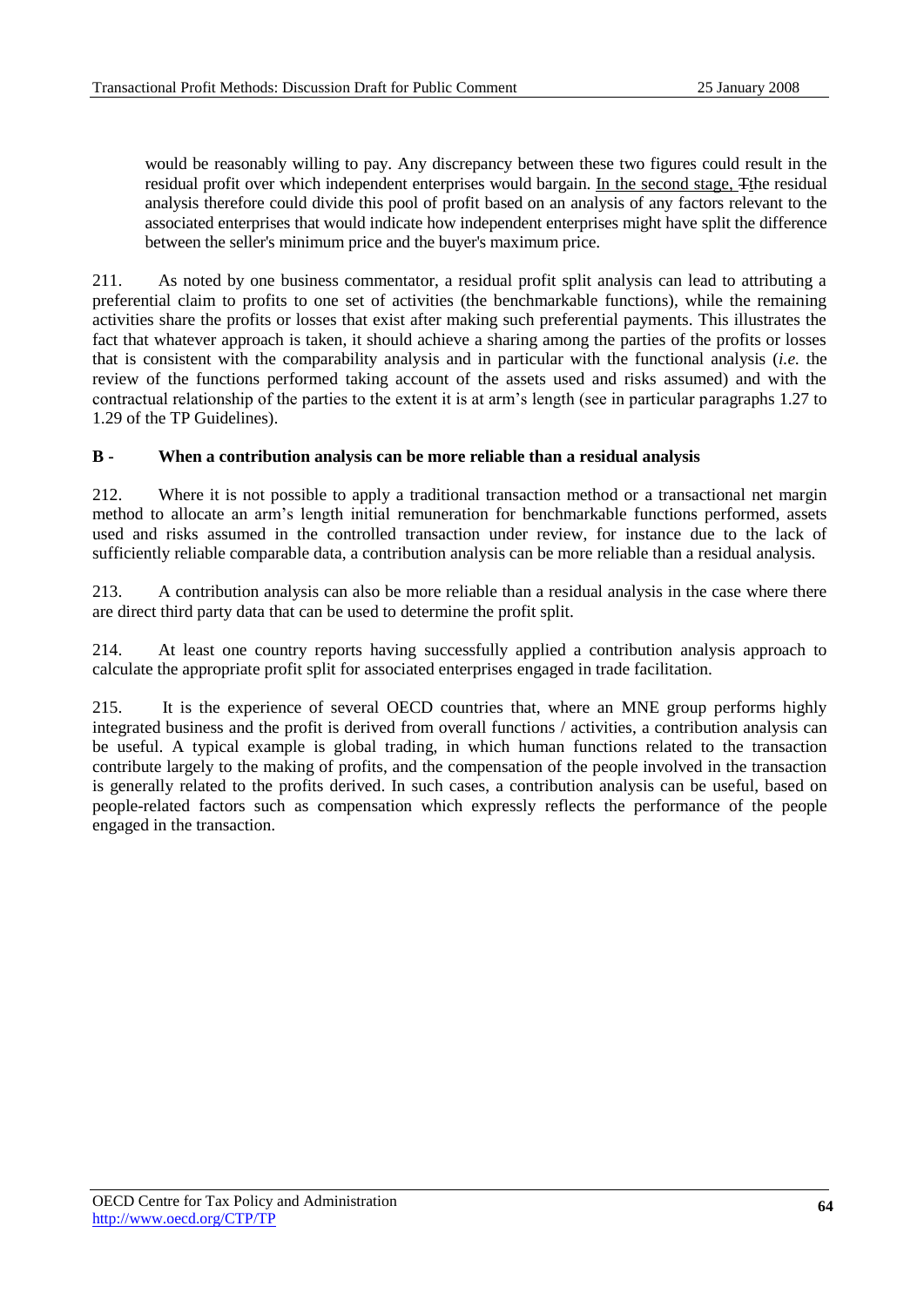would be reasonably willing to pay. Any discrepancy between these two figures could result in the residual profit over which independent enterprises would bargain. In the second stage, Tthe residual analysis therefore could divide this pool of profit based on an analysis of any factors relevant to the associated enterprises that would indicate how independent enterprises might have split the difference between the seller's minimum price and the buyer's maximum price.

211. As noted by one business commentator, a residual profit split analysis can lead to attributing a preferential claim to profits to one set of activities (the benchmarkable functions), while the remaining activities share the profits or losses that exist after making such preferential payments. This illustrates the fact that whatever approach is taken, it should achieve a sharing among the parties of the profits or losses that is consistent with the comparability analysis and in particular with the functional analysis (*i.e.* the review of the functions performed taking account of the assets used and risks assumed) and with the contractual relationship of the parties to the extent it is at arm's length (see in particular paragraphs 1.27 to 1.29 of the TP Guidelines).

**B - When a contribution analysis can be more reliable than a residual analysis**

212. Where it is not possible to apply a traditional transaction method or a transactional net margin method to allocate an arm's length initial remuneration for benchmarkable functions performed, assets used and risks assumed in the controlled transaction under review, for instance due to the lack of sufficiently reliable comparable data, a contribution analysis can be more reliable than a residual analysis.

213. A contribution analysis can also be more reliable than a residual analysis in the case where there are direct third party data that can be used to determine the profit split.

214. At least one country reports having successfully applied a contribution analysis approach to calculate the appropriate profit split for associated enterprises engaged in trade facilitation.

215. It is the experience of several OECD countries that, where an MNE group performs highly integrated business and the profit is derived from overall functions / activities, a contribution analysis can be useful. A typical example is global trading, in which human functions related to the transaction contribute largely to the making of profits, and the compensation of the people involved in the transaction is generally related to the profits derived. In such cases, a contribution analysis can be useful, based on people-related factors such as compensation which expressly reflects the performance of the people engaged in the transaction.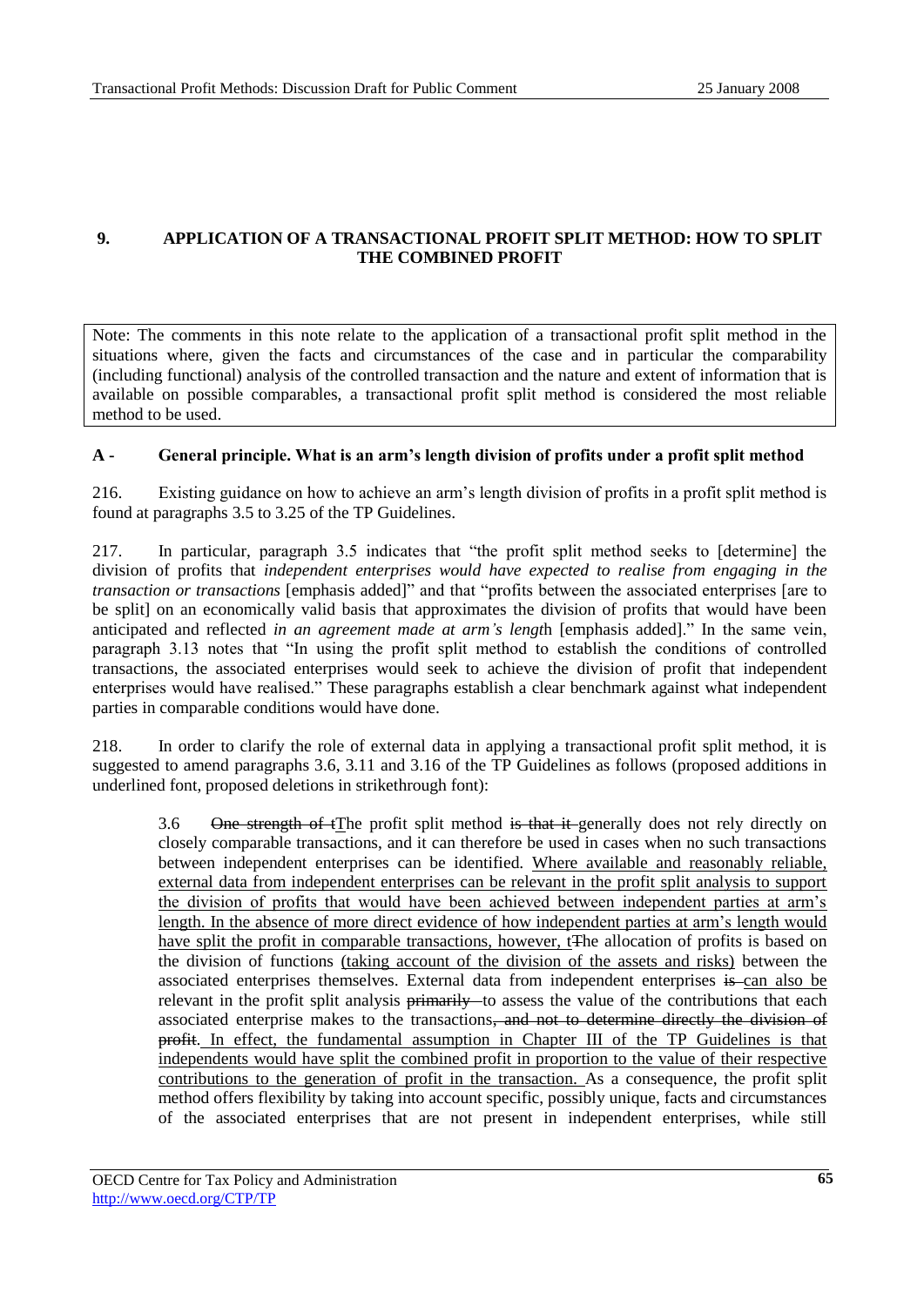## 9. APPLICATION OF A TRANSACTIONAL PROFIT SPLIT METHOD: HOW TO SPLIT THE COMBINED PROFIT

Note: The comments in this note relate to the application of a transactional profit split method in the situations where, given the facts and circumstances of the case and in particular the comparability (including functional) analysis of the controlled transaction and the nature and extent of information that is available on possible comparables, a transactional profit split method is considered the most reliable method to be used.

### A - General principle. What is an arm's length division of profits under a profit split method

216. Existing guidance on how to achieve an arm's length division of profits in a profit split method is found at paragraphs 3.5 to 3.25 of the TP Guidelines.

217. In particular, paragraph 3.5 indicates that "the profit split method seeks to [determine] the division of profits that *independent enterprises would have expected to realise from engaging in the transaction or transactions* [emphasis added]" and that "profits between the associated enterprises [are to be split] on an economically valid basis that approximates the division of profits that would have been anticipated and reflected *in an agreement made at arm's lengt*h [emphasis added]." In the same vein, paragraph 3.13 notes that "In using the profit split method to establish the conditions of controlled transactions, the associated enterprises would seek to achieve the division of profit that independent enterprises would have realised." These paragraphs establish a clear benchmark against what independent parties in comparable conditions would have done.

218. In order to clarify the role of external data in applying a transactional profit split method, it is suggested to amend paragraphs 3.6, 3.11 and 3.16 of the TP Guidelines as follows (proposed additions in underlined font, proposed deletions in strikethrough font):

> 3.6 ~~One strength of t~~The profit split method ~~is that it~~ generally does not rely directly on closely comparable transactions, and it can therefore be used in cases when no such transactions between independent enterprises can be identified. <u>Where available and reasonably reliable, external data from independent enterprises can be relevant in the profit split analysis to support the division of profits that would have been achieved between independent parties at arm's length. In the absence of more direct evidence of how independent parties at arm's length would have split the profit in comparable transactions, however, t</u>~~T~~he allocation of profits is based on the division of functions <u>(taking account of the division of the assets and risks)</u> between the associated enterprises themselves. External data from independent enterprises ~~is~~ <u>can also be</u> relevant in the profit split analysis ~~primarily~~ to assess the value of the contributions that each associated enterprise makes to the transactions~~, and not to determine directly the division of profit~~. <u>In effect, the fundamental assumption in Chapter III of the TP Guidelines is that independents would have split the combined profit in proportion to the value of their respective contributions to the generation of profit in the transaction.</u> As a consequence, the profit split method offers flexibility by taking into account specific, possibly unique, facts and circumstances of the associated enterprises that are not present in independent enterprises, while still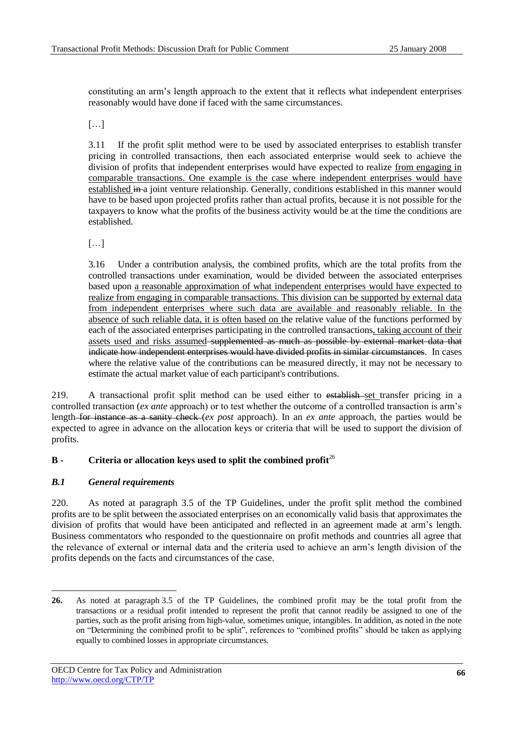constituting an arm's length approach to the extent that it reflects what independent enterprises reasonably would have done if faced with the same circumstances.

[…]

3.11 If the profit split method were to be used by associated enterprises to establish transfer pricing in controlled transactions, then each associated enterprise would seek to achieve the division of profits that independent enterprises would have expected to realize <u>from engaging in comparable transactions. One example is the case where independent enterprises would have established</u> ~~in~~ a joint venture relationship. Generally, conditions established in this manner would have to be based upon projected profits rather than actual profits, because it is not possible for the taxpayers to know what the profits of the business activity would be at the time the conditions are established.

[…]

3.16 Under a contribution analysis, the combined profits, which are the total profits from the controlled transactions under examination, would be divided between the associated enterprises based upon <u>a reasonable approximation of what independent enterprises would have expected to realize from engaging in comparable transactions. This division can be supported by external data from independent enterprises where such data are available and reasonably reliable. In the absence of such reliable data, it is often based on</u> the relative value of the functions performed by each of the associated enterprises participating in the controlled transactions<u>, taking account of their assets used and risks assumed</u> ~~supplemented as much as possible by external market data that indicate how independent enterprises would have divided profits in similar circumstances~~. In cases where the relative value of the contributions can be measured directly, it may not be necessary to estimate the actual market value of each participant's contributions.

219. A transactional profit split method can be used either to ~~establish~~ <u>set</u> transfer pricing in a controlled transaction (*ex ante* approach) or to test whether the outcome of a controlled transaction is arm's length ~~for instance as a sanity check~~ (*ex post* approach). In an *ex ante* approach, the parties would be expected to agree in advance on the allocation keys or criteria that will be used to support the division of profits.

## B - Criteria or allocation keys used to split the combined profit[26]

### *B.1 General requirements*

220. As noted at paragraph 3.5 of the TP Guidelines, under the profit split method the combined profits are to be split between the associated enterprises on an economically valid basis that approximates the division of profits that would have been anticipated and reflected in an agreement made at arm's length. Business commentators who responded to the questionnaire on profit methods and countries all agree that the relevance of external or internal data and the criteria used to achieve an arm's length division of the profits depends on the facts and circumstances of the case.

---

**26.** As noted at paragraph 3.5 of the TP Guidelines, the combined profit may be the total profit from the transactions or a residual profit intended to represent the profit that cannot readily be assigned to one of the parties, such as the profit arising from high-value, sometimes unique, intangibles. In addition, as noted in the note on "Determining the combined profit to be split", references to "combined profits" should be taken as applying equally to combined losses in appropriate circumstances.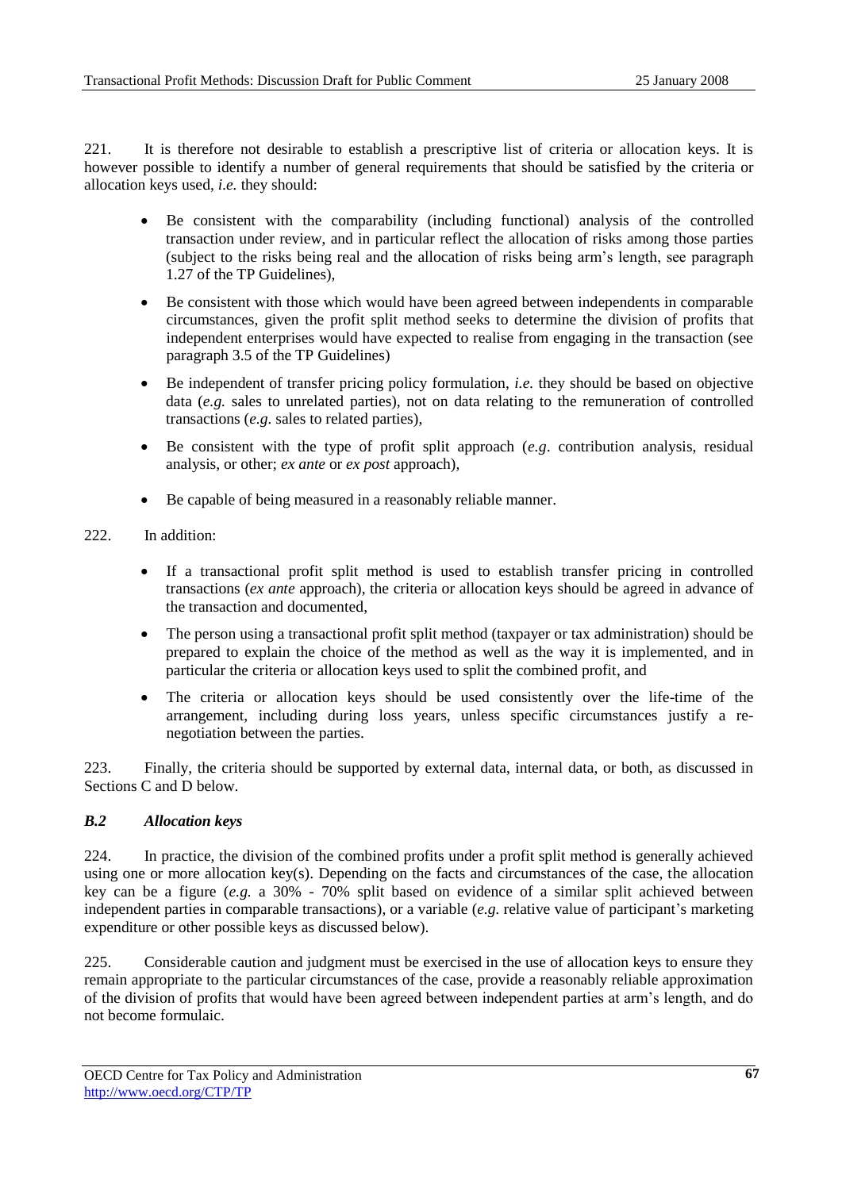221. It is therefore not desirable to establish a prescriptive list of criteria or allocation keys. It is however possible to identify a number of general requirements that should be satisfied by the criteria or allocation keys used, *i.e.* they should:

- Be consistent with the comparability (including functional) analysis of the controlled transaction under review, and in particular reflect the allocation of risks among those parties (subject to the risks being real and the allocation of risks being arm's length, see paragraph 1.27 of the TP Guidelines),
- Be consistent with those which would have been agreed between independents in comparable circumstances, given the profit split method seeks to determine the division of profits that independent enterprises would have expected to realise from engaging in the transaction (see paragraph 3.5 of the TP Guidelines)
- Be independent of transfer pricing policy formulation, *i.e.* they should be based on objective data (*e.g.* sales to unrelated parties), not on data relating to the remuneration of controlled transactions (*e.g.* sales to related parties),
- Be consistent with the type of profit split approach (*e.g*. contribution analysis, residual analysis, or other; *ex ante* or *ex post* approach),
- Be capable of being measured in a reasonably reliable manner.

222. In addition:

- If a transactional profit split method is used to establish transfer pricing in controlled transactions (*ex ante* approach), the criteria or allocation keys should be agreed in advance of the transaction and documented,
- The person using a transactional profit split method (taxpayer or tax administration) should be prepared to explain the choice of the method as well as the way it is implemented, and in particular the criteria or allocation keys used to split the combined profit, and
- The criteria or allocation keys should be used consistently over the life-time of the arrangement, including during loss years, unless specific circumstances justify a re-negotiation between the parties.

223. Finally, the criteria should be supported by external data, internal data, or both, as discussed in Sections C and D below.

### *B.2 Allocation keys*

224. In practice, the division of the combined profits under a profit split method is generally achieved using one or more allocation key(s). Depending on the facts and circumstances of the case, the allocation key can be a figure (*e.g.* a 30% - 70% split based on evidence of a similar split achieved between independent parties in comparable transactions), or a variable (*e.g.* relative value of participant's marketing expenditure or other possible keys as discussed below).

225. Considerable caution and judgment must be exercised in the use of allocation keys to ensure they remain appropriate to the particular circumstances of the case, provide a reasonably reliable approximation of the division of profits that would have been agreed between independent parties at arm's length, and do not become formulaic.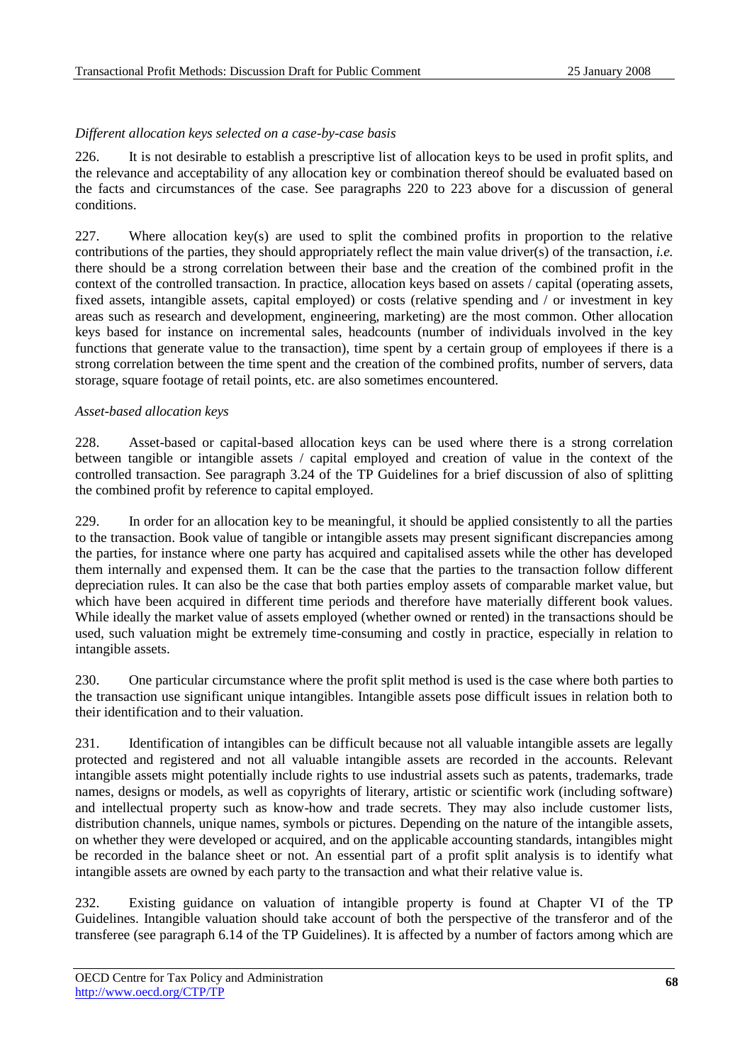*Different allocation keys selected on a case-by-case basis*

226. It is not desirable to establish a prescriptive list of allocation keys to be used in profit splits, and the relevance and acceptability of any allocation key or combination thereof should be evaluated based on the facts and circumstances of the case. See paragraphs 220 to 223 above for a discussion of general conditions.

227. Where allocation key(s) are used to split the combined profits in proportion to the relative contributions of the parties, they should appropriately reflect the main value driver(s) of the transaction, *i.e.* there should be a strong correlation between their base and the creation of the combined profit in the context of the controlled transaction. In practice, allocation keys based on assets / capital (operating assets, fixed assets, intangible assets, capital employed) or costs (relative spending and / or investment in key areas such as research and development, engineering, marketing) are the most common. Other allocation keys based for instance on incremental sales, headcounts (number of individuals involved in the key functions that generate value to the transaction), time spent by a certain group of employees if there is a strong correlation between the time spent and the creation of the combined profits, number of servers, data storage, square footage of retail points, etc. are also sometimes encountered.

*Asset-based allocation keys*

228. Asset-based or capital-based allocation keys can be used where there is a strong correlation between tangible or intangible assets / capital employed and creation of value in the context of the controlled transaction. See paragraph 3.24 of the TP Guidelines for a brief discussion of also of splitting the combined profit by reference to capital employed.

229. In order for an allocation key to be meaningful, it should be applied consistently to all the parties to the transaction. Book value of tangible or intangible assets may present significant discrepancies among the parties, for instance where one party has acquired and capitalised assets while the other has developed them internally and expensed them. It can be the case that the parties to the transaction follow different depreciation rules. It can also be the case that both parties employ assets of comparable market value, but which have been acquired in different time periods and therefore have materially different book values. While ideally the market value of assets employed (whether owned or rented) in the transactions should be used, such valuation might be extremely time-consuming and costly in practice, especially in relation to intangible assets.

230. One particular circumstance where the profit split method is used is the case where both parties to the transaction use significant unique intangibles. Intangible assets pose difficult issues in relation both to their identification and to their valuation.

231. Identification of intangibles can be difficult because not all valuable intangible assets are legally protected and registered and not all valuable intangible assets are recorded in the accounts. Relevant intangible assets might potentially include rights to use industrial assets such as patents, trademarks, trade names, designs or models, as well as copyrights of literary, artistic or scientific work (including software) and intellectual property such as know-how and trade secrets. They may also include customer lists, distribution channels, unique names, symbols or pictures. Depending on the nature of the intangible assets, on whether they were developed or acquired, and on the applicable accounting standards, intangibles might be recorded in the balance sheet or not. An essential part of a profit split analysis is to identify what intangible assets are owned by each party to the transaction and what their relative value is.

232. Existing guidance on valuation of intangible property is found at Chapter VI of the TP Guidelines. Intangible valuation should take account of both the perspective of the transferor and of the transferee (see paragraph 6.14 of the TP Guidelines). It is affected by a number of factors among which are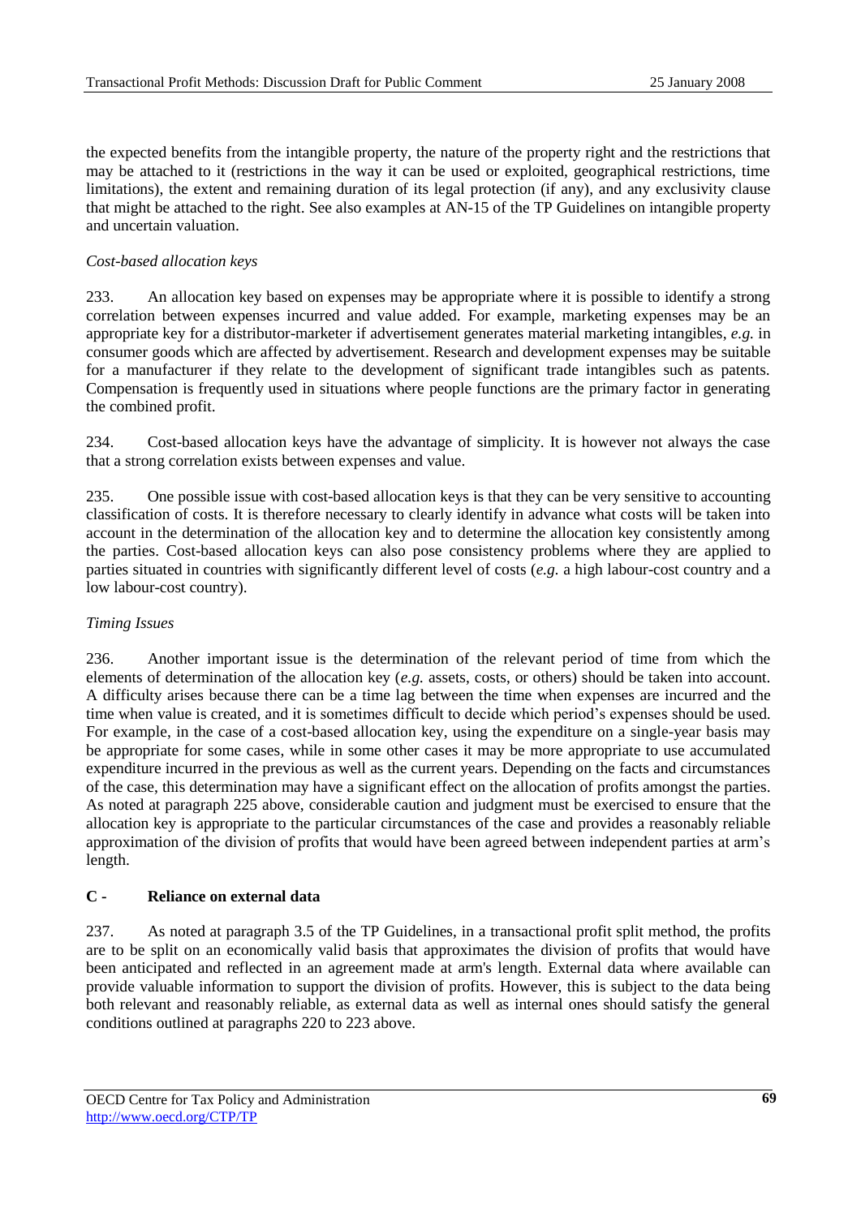the expected benefits from the intangible property, the nature of the property right and the restrictions that may be attached to it (restrictions in the way it can be used or exploited, geographical restrictions, time limitations), the extent and remaining duration of its legal protection (if any), and any exclusivity clause that might be attached to the right. See also examples at AN-15 of the TP Guidelines on intangible property and uncertain valuation.

*Cost-based allocation keys*

233. An allocation key based on expenses may be appropriate where it is possible to identify a strong correlation between expenses incurred and value added. For example, marketing expenses may be an appropriate key for a distributor-marketer if advertisement generates material marketing intangibles, *e.g.* in consumer goods which are affected by advertisement. Research and development expenses may be suitable for a manufacturer if they relate to the development of significant trade intangibles such as patents. Compensation is frequently used in situations where people functions are the primary factor in generating the combined profit.

234. Cost-based allocation keys have the advantage of simplicity. It is however not always the case that a strong correlation exists between expenses and value.

235. One possible issue with cost-based allocation keys is that they can be very sensitive to accounting classification of costs. It is therefore necessary to clearly identify in advance what costs will be taken into account in the determination of the allocation key and to determine the allocation key consistently among the parties. Cost-based allocation keys can also pose consistency problems where they are applied to parties situated in countries with significantly different level of costs (*e.g.* a high labour-cost country and a low labour-cost country).

*Timing Issues*

236. Another important issue is the determination of the relevant period of time from which the elements of determination of the allocation key (*e.g.* assets, costs, or others) should be taken into account. A difficulty arises because there can be a time lag between the time when expenses are incurred and the time when value is created, and it is sometimes difficult to decide which period's expenses should be used. For example, in the case of a cost-based allocation key, using the expenditure on a single-year basis may be appropriate for some cases, while in some other cases it may be more appropriate to use accumulated expenditure incurred in the previous as well as the current years. Depending on the facts and circumstances of the case, this determination may have a significant effect on the allocation of profits amongst the parties. As noted at paragraph 225 above, considerable caution and judgment must be exercised to ensure that the allocation key is appropriate to the particular circumstances of the case and provides a reasonably reliable approximation of the division of profits that would have been agreed between independent parties at arm's length.

## C - Reliance on external data

237. As noted at paragraph 3.5 of the TP Guidelines, in a transactional profit split method, the profits are to be split on an economically valid basis that approximates the division of profits that would have been anticipated and reflected in an agreement made at arm's length. External data where available can provide valuable information to support the division of profits. However, this is subject to the data being both relevant and reasonably reliable, as external data as well as internal ones should satisfy the general conditions outlined at paragraphs 220 to 223 above.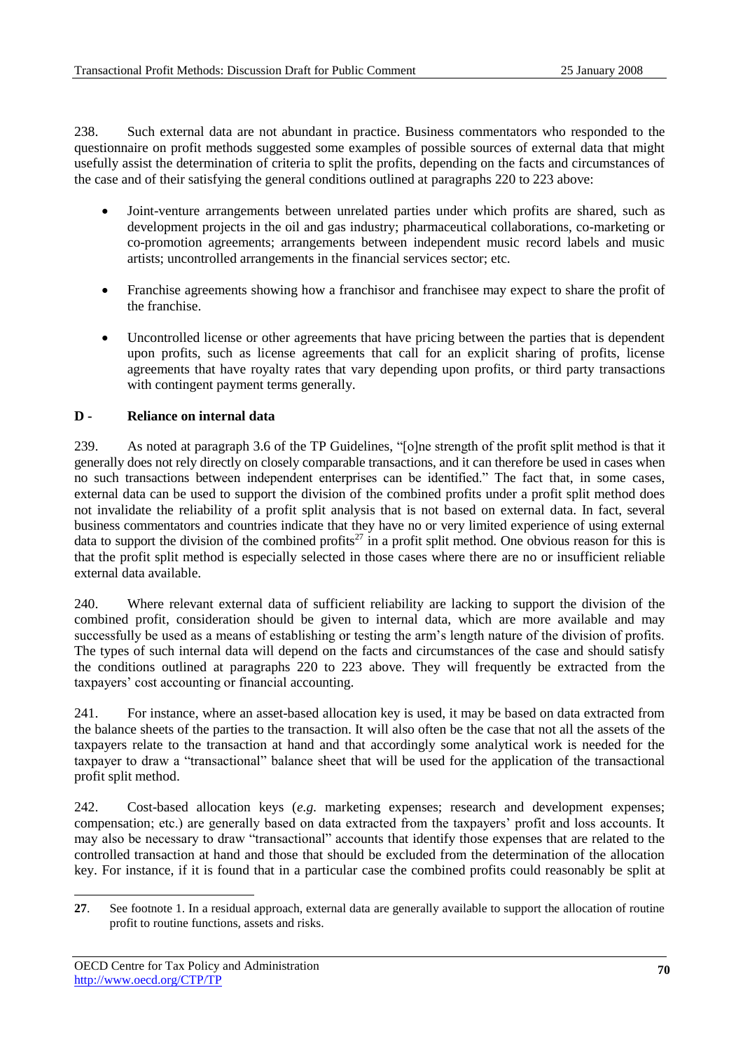238. Such external data are not abundant in practice. Business commentators who responded to the questionnaire on profit methods suggested some examples of possible sources of external data that might usefully assist the determination of criteria to split the profits, depending on the facts and circumstances of the case and of their satisfying the general conditions outlined at paragraphs 220 to 223 above:

- Joint-venture arrangements between unrelated parties under which profits are shared, such as development projects in the oil and gas industry; pharmaceutical collaborations, co-marketing or co-promotion agreements; arrangements between independent music record labels and music artists; uncontrolled arrangements in the financial services sector; etc.
- Franchise agreements showing how a franchisor and franchisee may expect to share the profit of the franchise.
- Uncontrolled license or other agreements that have pricing between the parties that is dependent upon profits, such as license agreements that call for an explicit sharing of profits, license agreements that have royalty rates that vary depending upon profits, or third party transactions with contingent payment terms generally.

## D - Reliance on internal data

239. As noted at paragraph 3.6 of the TP Guidelines, "[o]ne strength of the profit split method is that it generally does not rely directly on closely comparable transactions, and it can therefore be used in cases when no such transactions between independent enterprises can be identified." The fact that, in some cases, external data can be used to support the division of the combined profits under a profit split method does not invalidate the reliability of a profit split analysis that is not based on external data. In fact, several business commentators and countries indicate that they have no or very limited experience of using external data to support the division of the combined profits[27] in a profit split method. One obvious reason for this is that the profit split method is especially selected in those cases where there are no or insufficient reliable external data available.

240. Where relevant external data of sufficient reliability are lacking to support the division of the combined profit, consideration should be given to internal data, which are more available and may successfully be used as a means of establishing or testing the arm's length nature of the division of profits. The types of such internal data will depend on the facts and circumstances of the case and should satisfy the conditions outlined at paragraphs 220 to 223 above. They will frequently be extracted from the taxpayers' cost accounting or financial accounting.

241. For instance, where an asset-based allocation key is used, it may be based on data extracted from the balance sheets of the parties to the transaction. It will also often be the case that not all the assets of the taxpayers relate to the transaction at hand and that accordingly some analytical work is needed for the taxpayer to draw a "transactional" balance sheet that will be used for the application of the transactional profit split method.

242. Cost-based allocation keys (*e.g.* marketing expenses; research and development expenses; compensation; etc.) are generally based on data extracted from the taxpayers' profit and loss accounts. It may also be necessary to draw "transactional" accounts that identify those expenses that are related to the controlled transaction at hand and those that should be excluded from the determination of the allocation key. For instance, if it is found that in a particular case the combined profits could reasonably be split at

---

**27**. See footnote 1. In a residual approach, external data are generally available to support the allocation of routine profit to routine functions, assets and risks.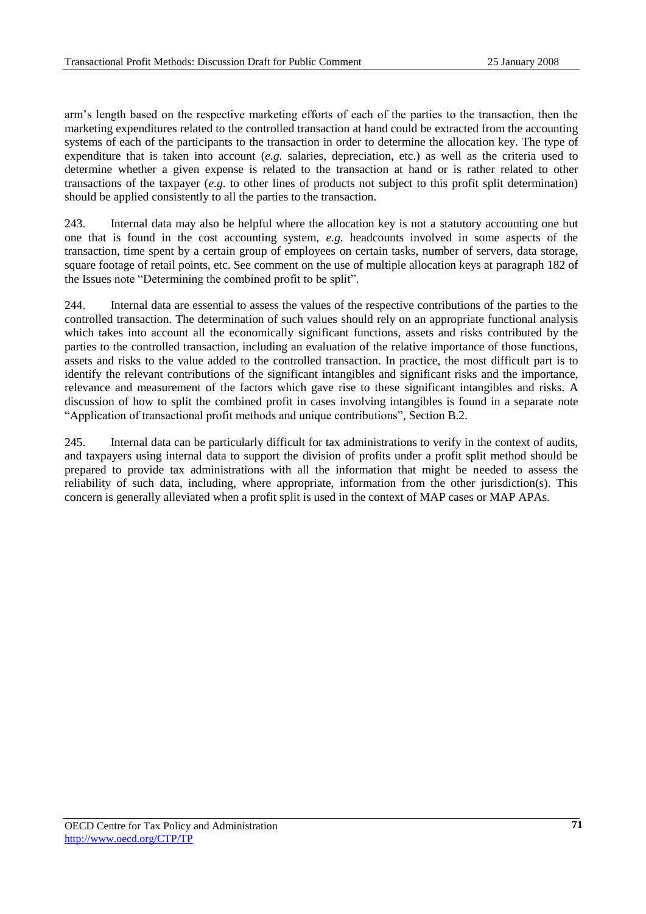arm's length based on the respective marketing efforts of each of the parties to the transaction, then the marketing expenditures related to the controlled transaction at hand could be extracted from the accounting systems of each of the participants to the transaction in order to determine the allocation key. The type of expenditure that is taken into account (*e.g.* salaries, depreciation, etc.) as well as the criteria used to determine whether a given expense is related to the transaction at hand or is rather related to other transactions of the taxpayer (*e.g.* to other lines of products not subject to this profit split determination) should be applied consistently to all the parties to the transaction.

243. Internal data may also be helpful where the allocation key is not a statutory accounting one but one that is found in the cost accounting system, *e.g.* headcounts involved in some aspects of the transaction, time spent by a certain group of employees on certain tasks, number of servers, data storage, square footage of retail points, etc. See comment on the use of multiple allocation keys at paragraph 182 of the Issues note "Determining the combined profit to be split".

244. Internal data are essential to assess the values of the respective contributions of the parties to the controlled transaction. The determination of such values should rely on an appropriate functional analysis which takes into account all the economically significant functions, assets and risks contributed by the parties to the controlled transaction, including an evaluation of the relative importance of those functions, assets and risks to the value added to the controlled transaction. In practice, the most difficult part is to identify the relevant contributions of the significant intangibles and significant risks and the importance, relevance and measurement of the factors which gave rise to these significant intangibles and risks. A discussion of how to split the combined profit in cases involving intangibles is found in a separate note "Application of transactional profit methods and unique contributions", Section B.2.

245. Internal data can be particularly difficult for tax administrations to verify in the context of audits, and taxpayers using internal data to support the division of profits under a profit split method should be prepared to provide tax administrations with all the information that might be needed to assess the reliability of such data, including, where appropriate, information from the other jurisdiction(s). This concern is generally alleviated when a profit split is used in the context of MAP cases or MAP APAs.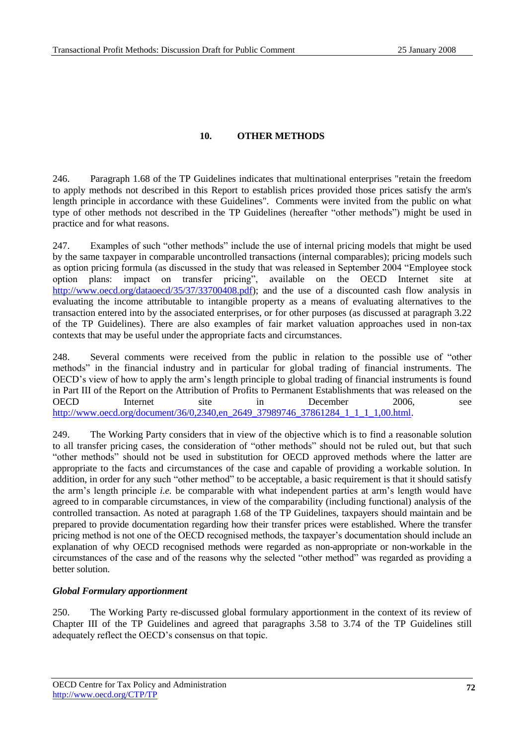## 10. OTHER METHODS

246. Paragraph 1.68 of the TP Guidelines indicates that multinational enterprises "retain the freedom to apply methods not described in this Report to establish prices provided those prices satisfy the arm's length principle in accordance with these Guidelines". Comments were invited from the public on what type of other methods not described in the TP Guidelines (hereafter "other methods") might be used in practice and for what reasons.

247. Examples of such "other methods" include the use of internal pricing models that might be used by the same taxpayer in comparable uncontrolled transactions (internal comparables); pricing models such as option pricing formula (as discussed in the study that was released in September 2004 "Employee stock option plans: impact on transfer pricing", available on the OECD Internet site at http://www.oecd.org/dataoecd/35/37/33700408.pdf); and the use of a discounted cash flow analysis in evaluating the income attributable to intangible property as a means of evaluating alternatives to the transaction entered into by the associated enterprises, or for other purposes (as discussed at paragraph 3.22 of the TP Guidelines). There are also examples of fair market valuation approaches used in non-tax contexts that may be useful under the appropriate facts and circumstances.

248. Several comments were received from the public in relation to the possible use of "other methods" in the financial industry and in particular for global trading of financial instruments. The OECD's view of how to apply the arm's length principle to global trading of financial instruments is found in Part III of the Report on the Attribution of Profits to Permanent Establishments that was released on the OECD Internet site in December 2006, see http://www.oecd.org/document/36/0,2340,en_2649_37989746_37861284_1_1_1_1,00.html.

249. The Working Party considers that in view of the objective which is to find a reasonable solution to all transfer pricing cases, the consideration of "other methods" should not be ruled out, but that such "other methods" should not be used in substitution for OECD approved methods where the latter are appropriate to the facts and circumstances of the case and capable of providing a workable solution. In addition, in order for any such "other method" to be acceptable, a basic requirement is that it should satisfy the arm's length principle *i.e.* be comparable with what independent parties at arm's length would have agreed to in comparable circumstances, in view of the comparability (including functional) analysis of the controlled transaction. As noted at paragraph 1.68 of the TP Guidelines, taxpayers should maintain and be prepared to provide documentation regarding how their transfer prices were established. Where the transfer pricing method is not one of the OECD recognised methods, the taxpayer's documentation should include an explanation of why OECD recognised methods were regarded as non-appropriate or non-workable in the circumstances of the case and of the reasons why the selected "other method" was regarded as providing a better solution.

### *Global Formulary apportionment*

250. The Working Party re-discussed global formulary apportionment in the context of its review of Chapter III of the TP Guidelines and agreed that paragraphs 3.58 to 3.74 of the TP Guidelines still adequately reflect the OECD's consensus on that topic.